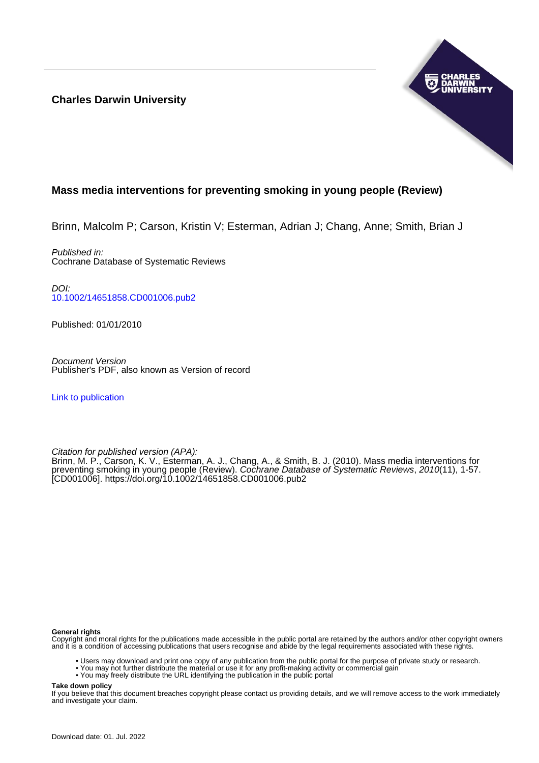**Charles Darwin University**

# Mass media interventions for preventing smoking in young people (Review)

Brinn, Malcolm P; Carson, Kristin V; Esterman, Adrian J; Chang, Anne; Smith, Brian J

*Published in:*
Cochrane Database of Systematic Reviews

*DOI:*
10.1002/14651858.CD001006.pub2

Published: 01/01/2010

*Document Version*
Publisher's PDF, also known as Version of record

Link to publication

*Citation for published version (APA):*
Brinn, M. P., Carson, K. V., Esterman, A. J., Chang, A., & Smith, B. J. (2010). Mass media interventions for preventing smoking in young people (Review). *Cochrane Database of Systematic Reviews*, *2010*(11), 1-57. [CD001006]. https://doi.org/10.1002/14651858.CD001006.pub2

**General rights**
Copyright and moral rights for the publications made accessible in the public portal are retained by the authors and/or other copyright owners and it is a condition of accessing publications that users recognise and abide by the legal requirements associated with these rights.

- Users may download and print one copy of any publication from the public portal for the purpose of private study or research.
- You may not further distribute the material or use it for any profit-making activity or commercial gain
- You may freely distribute the URL identifying the publication in the public portal

**Take down policy**
If you believe that this document breaches copyright please contact us providing details, and we will remove access to the work immediately and investigate your claim.

Download date: 01. Jul. 2022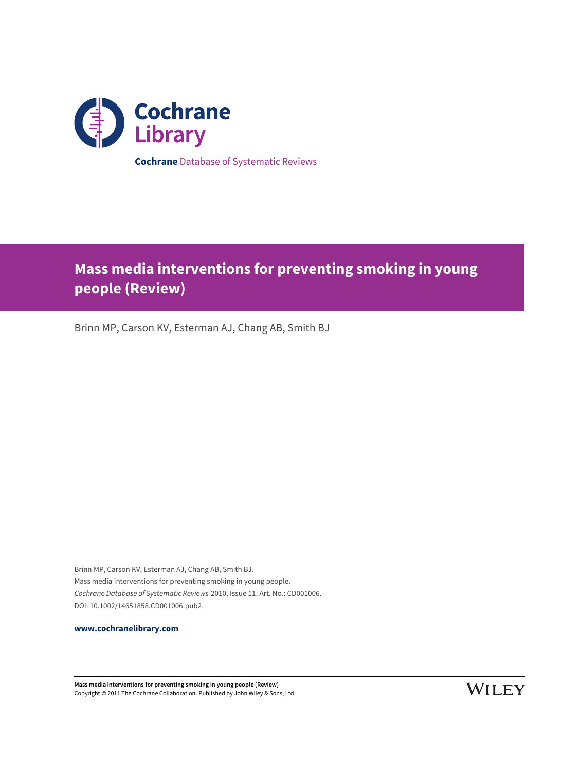**Cochrane** Database of Systematic Reviews

# Mass media interventions for preventing smoking in young people (Review)

Brinn MP, Carson KV, Esterman AJ, Chang AB, Smith BJ

Brinn MP, Carson KV, Esterman AJ, Chang AB, Smith BJ.
Mass media interventions for preventing smoking in young people.
*Cochrane Database of Systematic Reviews* 2010, Issue 11. Art. No.: CD001006.
DOI: 10.1002/14651858.CD001006.pub2.

**www.cochranelibrary.com**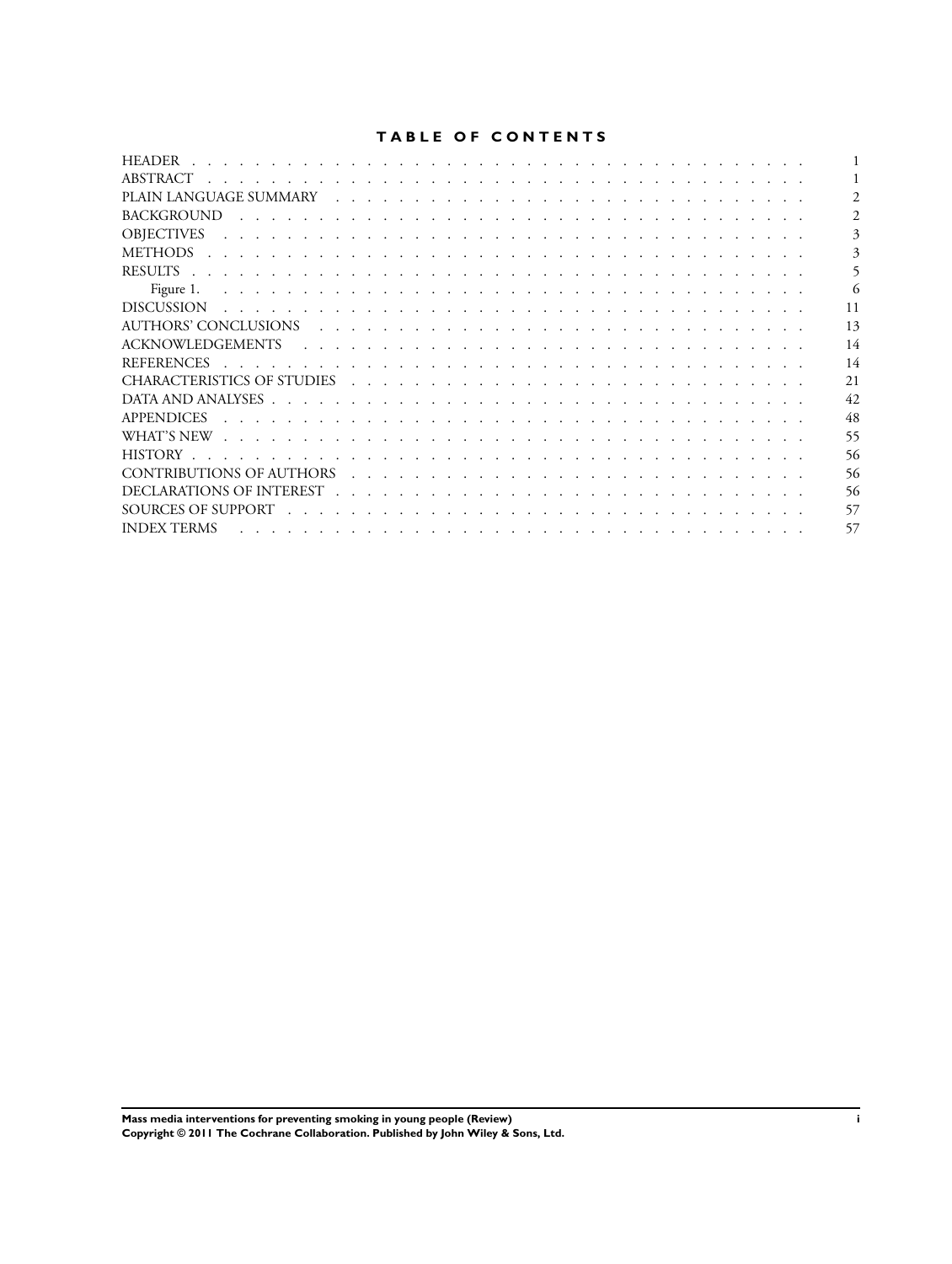# TABLE OF CONTENTS

| | |
|---|---|
| HEADER | 1 |
| ABSTRACT | 1 |
| PLAIN LANGUAGE SUMMARY | 2 |
| BACKGROUND | 2 |
| OBJECTIVES | 3 |
| METHODS | 3 |
| RESULTS | 5 |
| Figure 1. | 6 |
| DISCUSSION | 11 |
| AUTHORS' CONCLUSIONS | 13 |
| ACKNOWLEDGEMENTS | 14 |
| REFERENCES | 14 |
| CHARACTERISTICS OF STUDIES | 21 |
| DATA AND ANALYSES | 42 |
| APPENDICES | 48 |
| WHAT'S NEW | 55 |
| HISTORY | 56 |
| CONTRIBUTIONS OF AUTHORS | 56 |
| DECLARATIONS OF INTEREST | 56 |
| SOURCES OF SUPPORT | 57 |
| INDEX TERMS | 57 |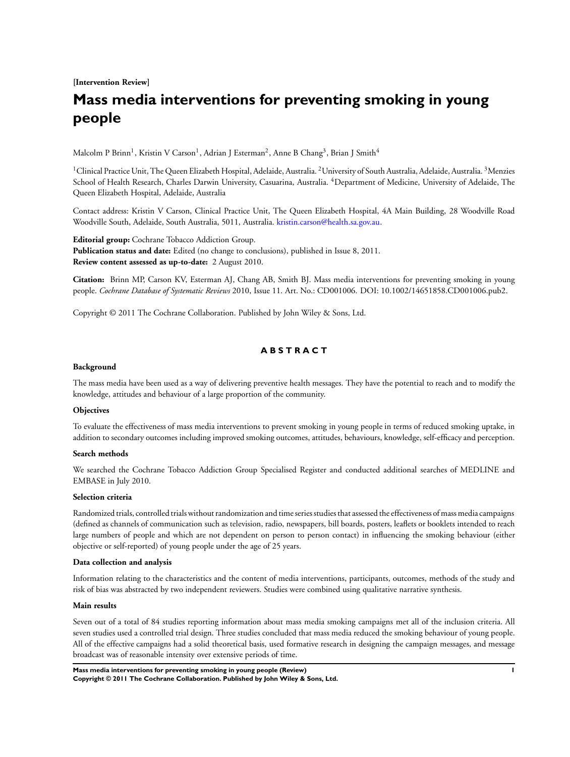**[Intervention Review]**

# Mass media interventions for preventing smoking in young people

Malcolm P Brinn[1], Kristin V Carson[1], Adrian J Esterman[2], Anne B Chang[3], Brian J Smith[4]

[1]Clinical Practice Unit, The Queen Elizabeth Hospital, Adelaide, Australia. [2]University of South Australia, Adelaide, Australia. [3]Menzies School of Health Research, Charles Darwin University, Casuarina, Australia. [4]Department of Medicine, University of Adelaide, The Queen Elizabeth Hospital, Adelaide, Australia

Contact address: Kristin V Carson, Clinical Practice Unit, The Queen Elizabeth Hospital, 4A Main Building, 28 Woodville Road Woodville South, Adelaide, South Australia, 5011, Australia. kristin.carson@health.sa.gov.au.

**Editorial group:** Cochrane Tobacco Addiction Group.
**Publication status and date:** Edited (no change to conclusions), published in Issue 8, 2011.
**Review content assessed as up-to-date:** 2 August 2010.

**Citation:** Brinn MP, Carson KV, Esterman AJ, Chang AB, Smith BJ. Mass media interventions for preventing smoking in young people. *Cochrane Database of Systematic Reviews* 2010, Issue 11. Art. No.: CD001006. DOI: 10.1002/14651858.CD001006.pub2.

Copyright © 2011 The Cochrane Collaboration. Published by John Wiley & Sons, Ltd.

## ABSTRACT

### Background

The mass media have been used as a way of delivering preventive health messages. They have the potential to reach and to modify the knowledge, attitudes and behaviour of a large proportion of the community.

### Objectives

To evaluate the effectiveness of mass media interventions to prevent smoking in young people in terms of reduced smoking uptake, in addition to secondary outcomes including improved smoking outcomes, attitudes, behaviours, knowledge, self-efficacy and perception.

### Search methods

We searched the Cochrane Tobacco Addiction Group Specialised Register and conducted additional searches of MEDLINE and EMBASE in July 2010.

### Selection criteria

Randomized trials, controlled trials without randomization and time series studies that assessed the effectiveness of mass media campaigns (defined as channels of communication such as television, radio, newspapers, bill boards, posters, leaflets or booklets intended to reach large numbers of people and which are not dependent on person to person contact) in influencing the smoking behaviour (either objective or self-reported) of young people under the age of 25 years.

### Data collection and analysis

Information relating to the characteristics and the content of media interventions, participants, outcomes, methods of the study and risk of bias was abstracted by two independent reviewers. Studies were combined using qualitative narrative synthesis.

### Main results

Seven out of a total of 84 studies reporting information about mass media smoking campaigns met all of the inclusion criteria. All seven studies used a controlled trial design. Three studies concluded that mass media reduced the smoking behaviour of young people. All of the effective campaigns had a solid theoretical basis, used formative research in designing the campaign messages, and message broadcast was of reasonable intensity over extensive periods of time.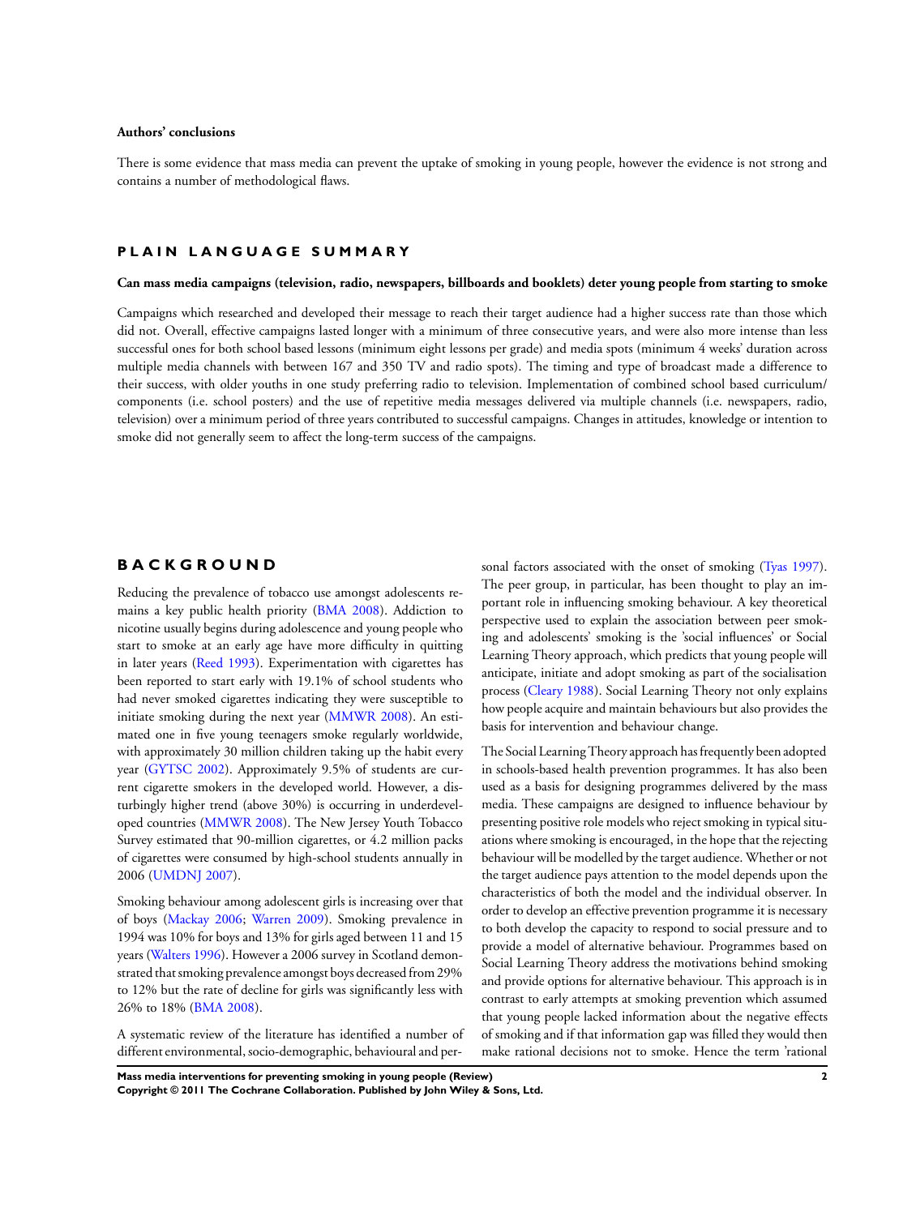**Authors' conclusions**

There is some evidence that mass media can prevent the uptake of smoking in young people, however the evidence is not strong and contains a number of methodological flaws.

# PLAIN LANGUAGE SUMMARY

**Can mass media campaigns (television, radio, newspapers, billboards and booklets) deter young people from starting to smoke**

Campaigns which researched and developed their message to reach their target audience had a higher success rate than those which did not. Overall, effective campaigns lasted longer with a minimum of three consecutive years, and were also more intense than less successful ones for both school based lessons (minimum eight lessons per grade) and media spots (minimum 4 weeks' duration across multiple media channels with between 167 and 350 TV and radio spots). The timing and type of broadcast made a difference to their success, with older youths in one study preferring radio to television. Implementation of combined school based curriculum/ components (i.e. school posters) and the use of repetitive media messages delivered via multiple channels (i.e. newspapers, radio, television) over a minimum period of three years contributed to successful campaigns. Changes in attitudes, knowledge or intention to smoke did not generally seem to affect the long-term success of the campaigns.

# BACKGROUND

Reducing the prevalence of tobacco use amongst adolescents remains a key public health priority (BMA 2008). Addiction to nicotine usually begins during adolescence and young people who start to smoke at an early age have more difficulty in quitting in later years (Reed 1993). Experimentation with cigarettes has been reported to start early with 19.1% of school students who had never smoked cigarettes indicating they were susceptible to initiate smoking during the next year (MMWR 2008). An estimated one in five young teenagers smoke regularly worldwide, with approximately 30 million children taking up the habit every year (GYTSC 2002). Approximately 9.5% of students are current cigarette smokers in the developed world. However, a disturbingly higher trend (above 30%) is occurring in underdeveloped countries (MMWR 2008). The New Jersey Youth Tobacco Survey estimated that 90-million cigarettes, or 4.2 million packs of cigarettes were consumed by high-school students annually in 2006 (UMDNJ 2007).

Smoking behaviour among adolescent girls is increasing over that of boys (Mackay 2006; Warren 2009). Smoking prevalence in 1994 was 10% for boys and 13% for girls aged between 11 and 15 years (Walters 1996). However a 2006 survey in Scotland demonstrated that smoking prevalence amongst boys decreased from 29% to 12% but the rate of decline for girls was significantly less with 26% to 18% (BMA 2008).

A systematic review of the literature has identified a number of different environmental, socio-demographic, behavioural and personal factors associated with the onset of smoking (Tyas 1997). The peer group, in particular, has been thought to play an important role in influencing smoking behaviour. A key theoretical perspective used to explain the association between peer smoking and adolescents' smoking is the 'social influences' or Social Learning Theory approach, which predicts that young people will anticipate, initiate and adopt smoking as part of the socialisation process (Cleary 1988). Social Learning Theory not only explains how people acquire and maintain behaviours but also provides the basis for intervention and behaviour change.

The Social Learning Theory approach has frequently been adopted in schools-based health prevention programmes. It has also been used as a basis for designing programmes delivered by the mass media. These campaigns are designed to influence behaviour by presenting positive role models who reject smoking in typical situations where smoking is encouraged, in the hope that the rejecting behaviour will be modelled by the target audience. Whether or not the target audience pays attention to the model depends upon the characteristics of both the model and the individual observer. In order to develop an effective prevention programme it is necessary to both develop the capacity to respond to social pressure and to provide a model of alternative behaviour. Programmes based on Social Learning Theory address the motivations behind smoking and provide options for alternative behaviour. This approach is in contrast to early attempts at smoking prevention which assumed that young people lacked information about the negative effects of smoking and if that information gap was filled they would then make rational decisions not to smoke. Hence the term 'rational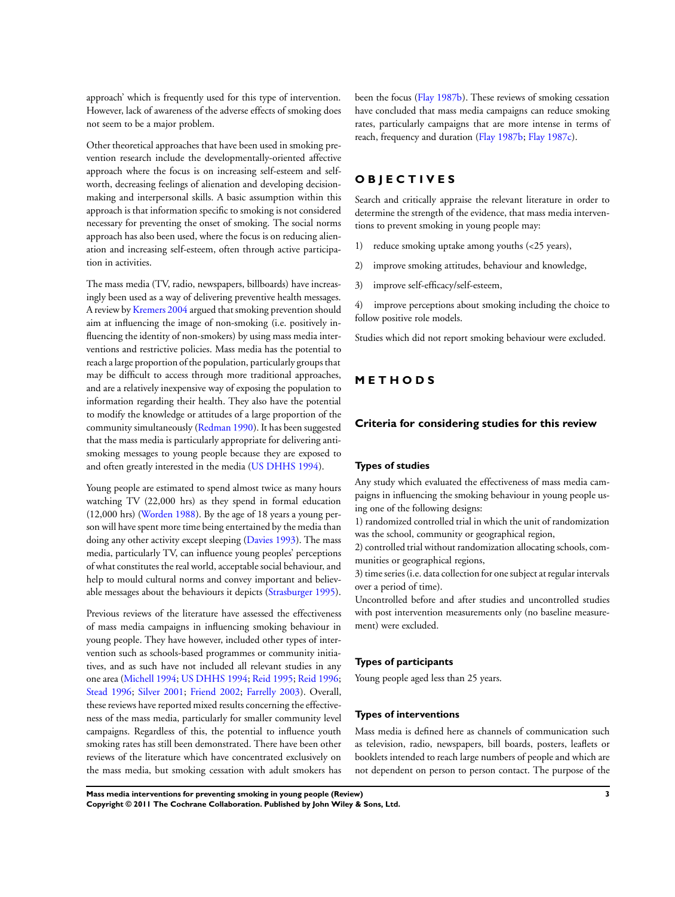approach' which is frequently used for this type of intervention. However, lack of awareness of the adverse effects of smoking does not seem to be a major problem.

Other theoretical approaches that have been used in smoking prevention research include the developmentally-oriented affective approach where the focus is on increasing self-esteem and self-worth, decreasing feelings of alienation and developing decision-making and interpersonal skills. A basic assumption within this approach is that information specific to smoking is not considered necessary for preventing the onset of smoking. The social norms approach has also been used, where the focus is on reducing alienation and increasing self-esteem, often through active participation in activities.

The mass media (TV, radio, newspapers, billboards) have increasingly been used as a way of delivering preventive health messages. A review by Kremers 2004 argued that smoking prevention should aim at influencing the image of non-smoking (i.e. positively influencing the identity of non-smokers) by using mass media interventions and restrictive policies. Mass media has the potential to reach a large proportion of the population, particularly groups that may be difficult to access through more traditional approaches, and are a relatively inexpensive way of exposing the population to information regarding their health. They also have the potential to modify the knowledge or attitudes of a large proportion of the community simultaneously (Redman 1990). It has been suggested that the mass media is particularly appropriate for delivering anti-smoking messages to young people because they are exposed to and often greatly interested in the media (US DHHS 1994).

Young people are estimated to spend almost twice as many hours watching TV (22,000 hrs) as they spend in formal education (12,000 hrs) (Worden 1988). By the age of 18 years a young person will have spent more time being entertained by the media than doing any other activity except sleeping (Davies 1993). The mass media, particularly TV, can influence young peoples' perceptions of what constitutes the real world, acceptable social behaviour, and help to mould cultural norms and convey important and believable messages about the behaviours it depicts (Strasburger 1995).

Previous reviews of the literature have assessed the effectiveness of mass media campaigns in influencing smoking behaviour in young people. They have however, included other types of intervention such as schools-based programmes or community initiatives, and as such have not included all relevant studies in any one area (Michell 1994; US DHHS 1994; Reid 1995; Reid 1996; Stead 1996; Silver 2001; Friend 2002; Farrelly 2003). Overall, these reviews have reported mixed results concerning the effectiveness of the mass media, particularly for smaller community level campaigns. Regardless of this, the potential to influence youth smoking rates has still been demonstrated. There have been other reviews of the literature which have concentrated exclusively on the mass media, but smoking cessation with adult smokers has been the focus (Flay 1987b). These reviews of smoking cessation have concluded that mass media campaigns can reduce smoking rates, particularly campaigns that are more intense in terms of reach, frequency and duration (Flay 1987b; Flay 1987c).

# OBJECTIVES

Search and critically appraise the relevant literature in order to determine the strength of the evidence, that mass media interventions to prevent smoking in young people may:

1) reduce smoking uptake among youths (<25 years),

2) improve smoking attitudes, behaviour and knowledge,

3) improve self-efficacy/self-esteem,

4) improve perceptions about smoking including the choice to follow positive role models.

Studies which did not report smoking behaviour were excluded.

# METHODS

## Criteria for considering studies for this review

### Types of studies

Any study which evaluated the effectiveness of mass media campaigns in influencing the smoking behaviour in young people using one of the following designs:

1) randomized controlled trial in which the unit of randomization was the school, community or geographical region,

2) controlled trial without randomization allocating schools, communities or geographical regions,

3) time series (i.e. data collection for one subject at regular intervals over a period of time).

Uncontrolled before and after studies and uncontrolled studies with post intervention measurements only (no baseline measurement) were excluded.

### Types of participants

Young people aged less than 25 years.

### Types of interventions

Mass media is defined here as channels of communication such as television, radio, newspapers, bill boards, posters, leaflets or booklets intended to reach large numbers of people and which are not dependent on person to person contact. The purpose of the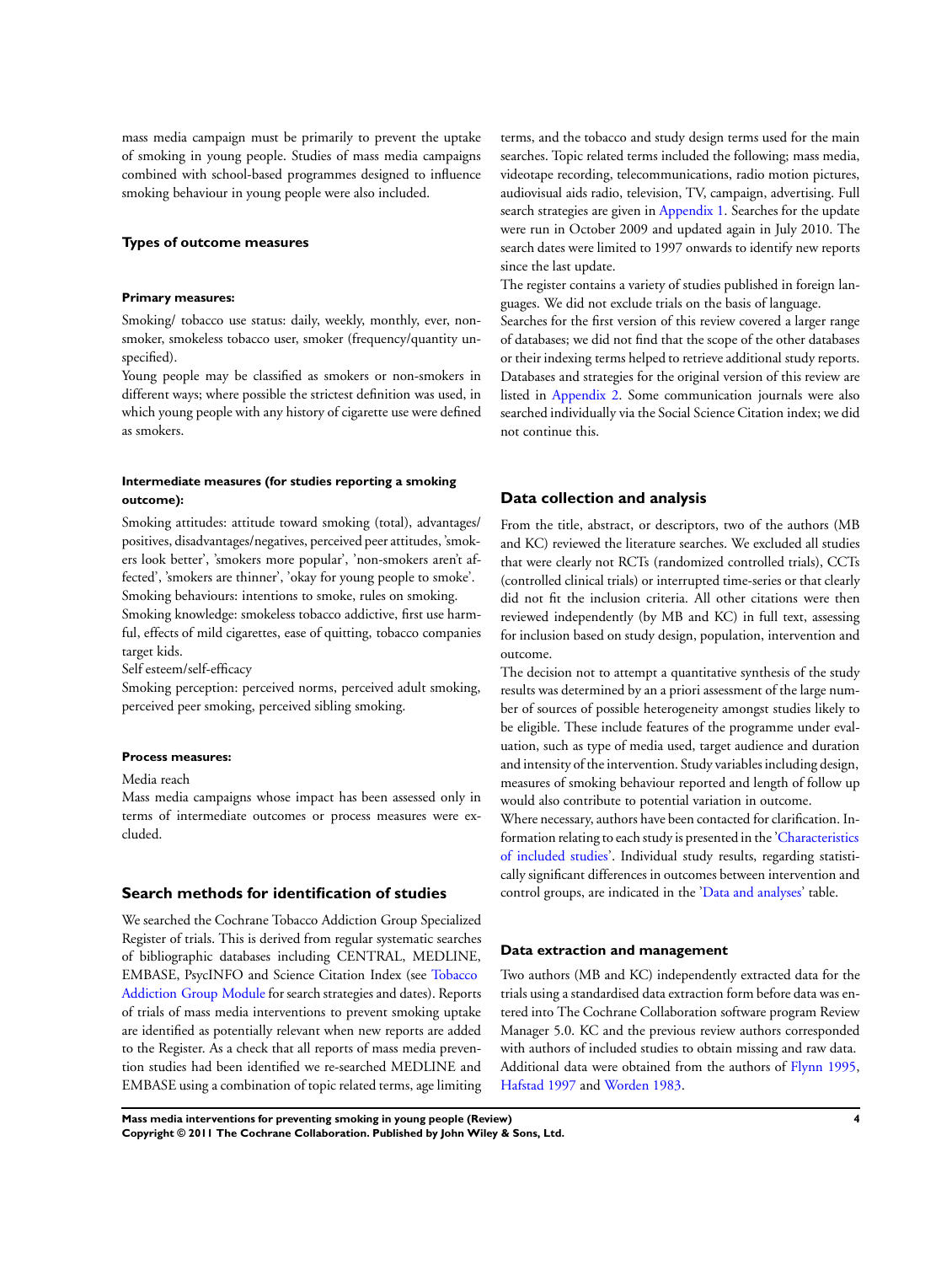mass media campaign must be primarily to prevent the uptake of smoking in young people. Studies of mass media campaigns combined with school-based programmes designed to influence smoking behaviour in young people were also included.

### Types of outcome measures

#### Primary measures:

Smoking/ tobacco use status: daily, weekly, monthly, ever, non-smoker, smokeless tobacco user, smoker (frequency/quantity unspecified).

Young people may be classified as smokers or non-smokers in different ways; where possible the strictest definition was used, in which young people with any history of cigarette use were defined as smokers.

#### Intermediate measures (for studies reporting a smoking outcome):

Smoking attitudes: attitude toward smoking (total), advantages/ positives, disadvantages/negatives, perceived peer attitudes, 'smokers look better', 'smokers more popular', 'non-smokers aren't affected', 'smokers are thinner', 'okay for young people to smoke'.

Smoking behaviours: intentions to smoke, rules on smoking.

Smoking knowledge: smokeless tobacco addictive, first use harmful, effects of mild cigarettes, ease of quitting, tobacco companies target kids.

Self esteem/self-efficacy

Smoking perception: perceived norms, perceived adult smoking, perceived peer smoking, perceived sibling smoking.

#### Process measures:

Media reach

Mass media campaigns whose impact has been assessed only in terms of intermediate outcomes or process measures were excluded.

## Search methods for identification of studies

We searched the Cochrane Tobacco Addiction Group Specialized Register of trials. This is derived from regular systematic searches of bibliographic databases including CENTRAL, MEDLINE, EMBASE, PsycINFO and Science Citation Index (see Tobacco Addiction Group Module for search strategies and dates). Reports of trials of mass media interventions to prevent smoking uptake are identified as potentially relevant when new reports are added to the Register. As a check that all reports of mass media prevention studies had been identified we re-searched MEDLINE and EMBASE using a combination of topic related terms, age limiting terms, and the tobacco and study design terms used for the main searches. Topic related terms included the following; mass media, videotape recording, telecommunications, radio motion pictures, audiovisual aids radio, television, TV, campaign, advertising. Full search strategies are given in Appendix 1. Searches for the update were run in October 2009 and updated again in July 2010. The search dates were limited to 1997 onwards to identify new reports since the last update.

The register contains a variety of studies published in foreign languages. We did not exclude trials on the basis of language.

Searches for the first version of this review covered a larger range of databases; we did not find that the scope of the other databases or their indexing terms helped to retrieve additional study reports. Databases and strategies for the original version of this review are listed in Appendix 2. Some communication journals were also searched individually via the Social Science Citation index; we did not continue this.

## Data collection and analysis

From the title, abstract, or descriptors, two of the authors (MB and KC) reviewed the literature searches. We excluded all studies that were clearly not RCTs (randomized controlled trials), CCTs (controlled clinical trials) or interrupted time-series or that clearly did not fit the inclusion criteria. All other citations were then reviewed independently (by MB and KC) in full text, assessing for inclusion based on study design, population, intervention and outcome.

The decision not to attempt a quantitative synthesis of the study results was determined by an a priori assessment of the large number of sources of possible heterogeneity amongst studies likely to be eligible. These include features of the programme under evaluation, such as type of media used, target audience and duration and intensity of the intervention. Study variables including design, measures of smoking behaviour reported and length of follow up would also contribute to potential variation in outcome.

Where necessary, authors have been contacted for clarification. Information relating to each study is presented in the 'Characteristics of included studies'. Individual study results, regarding statistically significant differences in outcomes between intervention and control groups, are indicated in the 'Data and analyses' table.

### Data extraction and management

Two authors (MB and KC) independently extracted data for the trials using a standardised data extraction form before data was entered into The Cochrane Collaboration software program Review Manager 5.0. KC and the previous review authors corresponded with authors of included studies to obtain missing and raw data. Additional data were obtained from the authors of Flynn 1995, Hafstad 1997 and Worden 1983.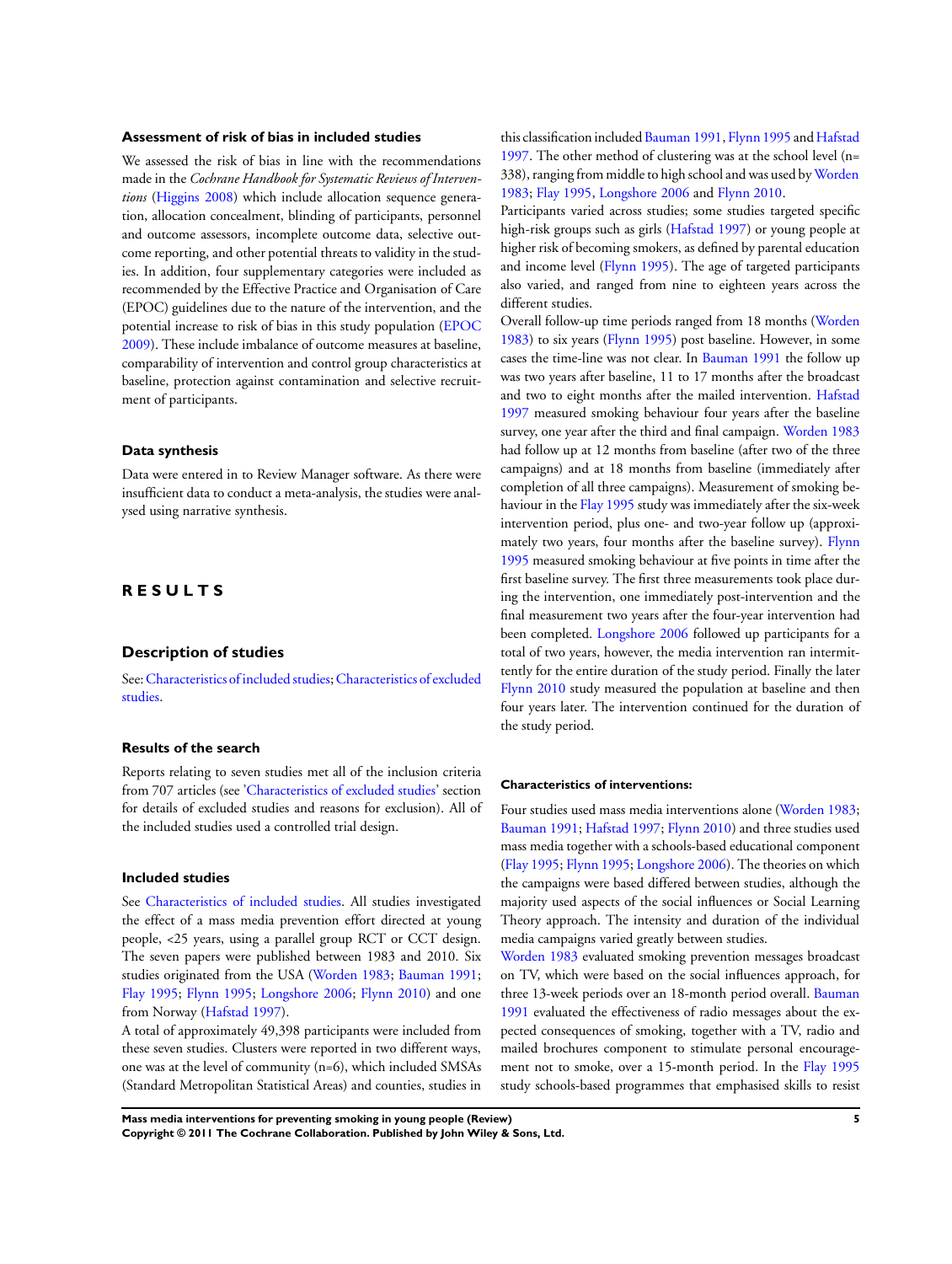### Assessment of risk of bias in included studies

We assessed the risk of bias in line with the recommendations made in the *Cochrane Handbook for Systematic Reviews of Interventions* (Higgins 2008) which include allocation sequence generation, allocation concealment, blinding of participants, personnel and outcome assessors, incomplete outcome data, selective outcome reporting, and other potential threats to validity in the studies. In addition, four supplementary categories were included as recommended by the Effective Practice and Organisation of Care (EPOC) guidelines due to the nature of the intervention, and the potential increase to risk of bias in this study population (EPOC 2009). These include imbalance of outcome measures at baseline, comparability of intervention and control group characteristics at baseline, protection against contamination and selective recruitment of participants.

### Data synthesis

Data were entered in to Review Manager software. As there were insufficient data to conduct a meta-analysis, the studies were analysed using narrative synthesis.

# RESULTS

## Description of studies

See: Characteristics of included studies; Characteristics of excluded studies.

### Results of the search

Reports relating to seven studies met all of the inclusion criteria from 707 articles (see 'Characteristics of excluded studies' section for details of excluded studies and reasons for exclusion). All of the included studies used a controlled trial design.

### Included studies

See Characteristics of included studies. All studies investigated the effect of a mass media prevention effort directed at young people, <25 years, using a parallel group RCT or CCT design. The seven papers were published between 1983 and 2010. Six studies originated from the USA (Worden 1983; Bauman 1991; Flay 1995; Flynn 1995; Longshore 2006; Flynn 2010) and one from Norway (Hafstad 1997).

A total of approximately 49,398 participants were included from these seven studies. Clusters were reported in two different ways, one was at the level of community (n=6), which included SMSAs (Standard Metropolitan Statistical Areas) and counties, studies in this classification included Bauman 1991, Flynn 1995 and Hafstad 1997. The other method of clustering was at the school level (n= 338), ranging from middle to high school and was used by Worden 1983; Flay 1995, Longshore 2006 and Flynn 2010.

Participants varied across studies; some studies targeted specific high-risk groups such as girls (Hafstad 1997) or young people at higher risk of becoming smokers, as defined by parental education and income level (Flynn 1995). The age of targeted participants also varied, and ranged from nine to eighteen years across the different studies.

Overall follow-up time periods ranged from 18 months (Worden 1983) to six years (Flynn 1995) post baseline. However, in some cases the time-line was not clear. In Bauman 1991 the follow up was two years after baseline, 11 to 17 months after the broadcast and two to eight months after the mailed intervention. Hafstad 1997 measured smoking behaviour four years after the baseline survey, one year after the third and final campaign. Worden 1983 had follow up at 12 months from baseline (after two of the three campaigns) and at 18 months from baseline (immediately after completion of all three campaigns). Measurement of smoking behaviour in the Flay 1995 study was immediately after the six-week intervention period, plus one- and two-year follow up (approximately two years, four months after the baseline survey). Flynn 1995 measured smoking behaviour at five points in time after the first baseline survey. The first three measurements took place during the intervention, one immediately post-intervention and the final measurement two years after the four-year intervention had been completed. Longshore 2006 followed up participants for a total of two years, however, the media intervention ran intermittently for the entire duration of the study period. Finally the later Flynn 2010 study measured the population at baseline and then four years later. The intervention continued for the duration of the study period.

#### Characteristics of interventions:

Four studies used mass media interventions alone (Worden 1983; Bauman 1991; Hafstad 1997; Flynn 2010) and three studies used mass media together with a schools-based educational component (Flay 1995; Flynn 1995; Longshore 2006). The theories on which the campaigns were based differed between studies, although the majority used aspects of the social influences or Social Learning Theory approach. The intensity and duration of the individual media campaigns varied greatly between studies.

Worden 1983 evaluated smoking prevention messages broadcast on TV, which were based on the social influences approach, for three 13-week periods over an 18-month period overall. Bauman 1991 evaluated the effectiveness of radio messages about the expected consequences of smoking, together with a TV, radio and mailed brochures component to stimulate personal encouragement not to smoke, over a 15-month period. In the Flay 1995 study schools-based programmes that emphasised skills to resist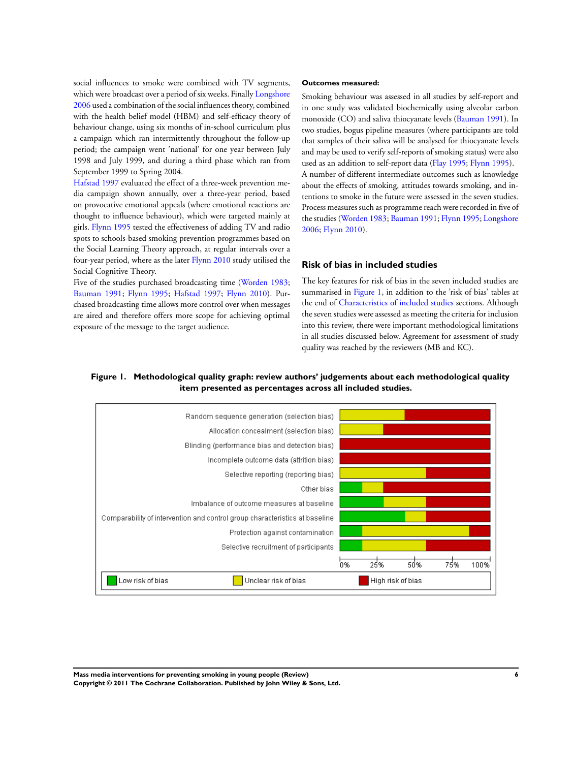social influences to smoke were combined with TV segments, which were broadcast over a period of six weeks. Finally Longshore 2006 used a combination of the social influences theory, combined with the health belief model (HBM) and self-efficacy theory of behaviour change, using six months of in-school curriculum plus a campaign which ran intermittently throughout the follow-up period; the campaign went 'national' for one year between July 1998 and July 1999, and during a third phase which ran from September 1999 to Spring 2004.

Hafstad 1997 evaluated the effect of a three-week prevention media campaign shown annually, over a three-year period, based on provocative emotional appeals (where emotional reactions are thought to influence behaviour), which were targeted mainly at girls. Flynn 1995 tested the effectiveness of adding TV and radio spots to schools-based smoking prevention programmes based on the Social Learning Theory approach, at regular intervals over a four-year period, where as the later Flynn 2010 study utilised the Social Cognitive Theory.

Five of the studies purchased broadcasting time (Worden 1983; Bauman 1991; Flynn 1995; Hafstad 1997; Flynn 2010). Purchased broadcasting time allows more control over when messages are aired and therefore offers more scope for achieving optimal exposure of the message to the target audience.

**Outcomes measured:**

Smoking behaviour was assessed in all studies by self-report and in one study was validated biochemically using alveolar carbon monoxide (CO) and saliva thiocyanate levels (Bauman 1991). In two studies, bogus pipeline measures (where participants are told that samples of their saliva will be analysed for thiocyanate levels and may be used to verify self-reports of smoking status) were also used as an addition to self-report data (Flay 1995; Flynn 1995).

A number of different intermediate outcomes such as knowledge about the effects of smoking, attitudes towards smoking, and intentions to smoke in the future were assessed in the seven studies. Process measures such as programme reach were recorded in five of the studies (Worden 1983; Bauman 1991; Flynn 1995; Longshore 2006; Flynn 2010).

## Risk of bias in included studies

The key features for risk of bias in the seven included studies are summarised in Figure 1, in addition to the 'risk of bias' tables at the end of Characteristics of included studies sections. Although the seven studies were assessed as meeting the criteria for inclusion into this review, there were important methodological limitations in all studies discussed below. Agreement for assessment of study quality was reached by the reviewers (MB and KC).

**Figure 1. Methodological quality graph: review authors' judgements about each methodological quality item presented as percentages across all included studies.**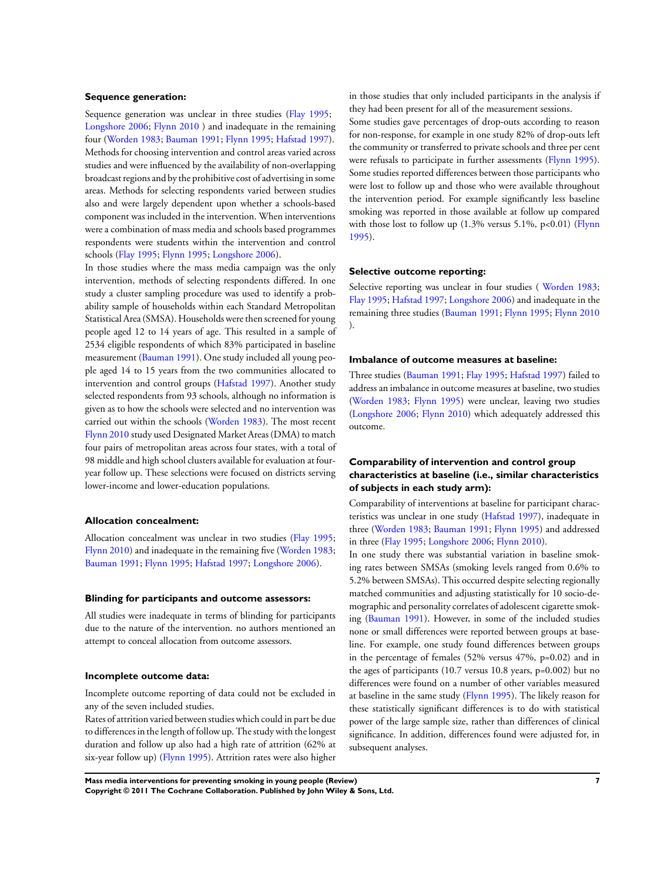### Sequence generation:

Sequence generation was unclear in three studies (Flay 1995; Longshore 2006; Flynn 2010 ) and inadequate in the remaining four (Worden 1983; Bauman 1991; Flynn 1995; Hafstad 1997). Methods for choosing intervention and control areas varied across studies and were influenced by the availability of non-overlapping broadcast regions and by the prohibitive cost of advertising in some areas. Methods for selecting respondents varied between studies also and were largely dependent upon whether a schools-based component was included in the intervention. When interventions were a combination of mass media and schools based programmes respondents were students within the intervention and control schools (Flay 1995; Flynn 1995; Longshore 2006).

In those studies where the mass media campaign was the only intervention, methods of selecting respondents differed. In one study a cluster sampling procedure was used to identify a probability sample of households within each Standard Metropolitan Statistical Area (SMSA). Households were then screened for young people aged 12 to 14 years of age. This resulted in a sample of 2534 eligible respondents of which 83% participated in baseline measurement (Bauman 1991). One study included all young people aged 14 to 15 years from the two communities allocated to intervention and control groups (Hafstad 1997). Another study selected respondents from 93 schools, although no information is given as to how the schools were selected and no intervention was carried out within the schools (Worden 1983). The most recent Flynn 2010 study used Designated Market Areas (DMA) to match four pairs of metropolitan areas across four states, with a total of 98 middle and high school clusters available for evaluation at four-year follow up. These selections were focused on districts serving lower-income and lower-education populations.

### Allocation concealment:

Allocation concealment was unclear in two studies (Flay 1995; Flynn 2010) and inadequate in the remaining five (Worden 1983; Bauman 1991; Flynn 1995; Hafstad 1997; Longshore 2006).

### Blinding for participants and outcome assessors:

All studies were inadequate in terms of blinding for participants due to the nature of the intervention. no authors mentioned an attempt to conceal allocation from outcome assessors.

### Incomplete outcome data:

Incomplete outcome reporting of data could not be excluded in any of the seven included studies.

Rates of attrition varied between studies which could in part be due to differences in the length of follow up. The study with the longest duration and follow up also had a high rate of attrition (62% at six-year follow up) (Flynn 1995). Attrition rates were also higher in those studies that only included participants in the analysis if they had been present for all of the measurement sessions.

Some studies gave percentages of drop-outs according to reason for non-response, for example in one study 82% of drop-outs left the community or transferred to private schools and three per cent were refusals to participate in further assessments (Flynn 1995). Some studies reported differences between those participants who were lost to follow up and those who were available throughout the intervention period. For example significantly less baseline smoking was reported in those available at follow up compared with those lost to follow up (1.3% versus 5.1%, p<0.01) (Flynn 1995).

### Selective outcome reporting:

Selective reporting was unclear in four studies ( Worden 1983; Flay 1995; Hafstad 1997; Longshore 2006) and inadequate in the remaining three studies (Bauman 1991; Flynn 1995; Flynn 2010 ).

### Imbalance of outcome measures at baseline:

Three studies (Bauman 1991; Flay 1995; Hafstad 1997) failed to address an imbalance in outcome measures at baseline, two studies (Worden 1983; Flynn 1995) were unclear, leaving two studies (Longshore 2006; Flynn 2010) which adequately addressed this outcome.

### Comparability of intervention and control group characteristics at baseline (i.e., similar characteristics of subjects in each study arm):

Comparability of interventions at baseline for participant characteristics was unclear in one study (Hafstad 1997), inadequate in three (Worden 1983; Bauman 1991; Flynn 1995) and addressed in three (Flay 1995; Longshore 2006; Flynn 2010).

In one study there was substantial variation in baseline smoking rates between SMSAs (smoking levels ranged from 0.6% to 5.2% between SMSAs). This occurred despite selecting regionally matched communities and adjusting statistically for 10 socio-demographic and personality correlates of adolescent cigarette smoking (Bauman 1991). However, in some of the included studies none or small differences were reported between groups at baseline. For example, one study found differences between groups in the percentage of females (52% versus 47%, p=0.02) and in the ages of participants (10.7 versus 10.8 years, p=0.002) but no differences were found on a number of other variables measured at baseline in the same study (Flynn 1995). The likely reason for these statistically significant differences is to do with statistical power of the large sample size, rather than differences of clinical significance. In addition, differences found were adjusted for, in subsequent analyses.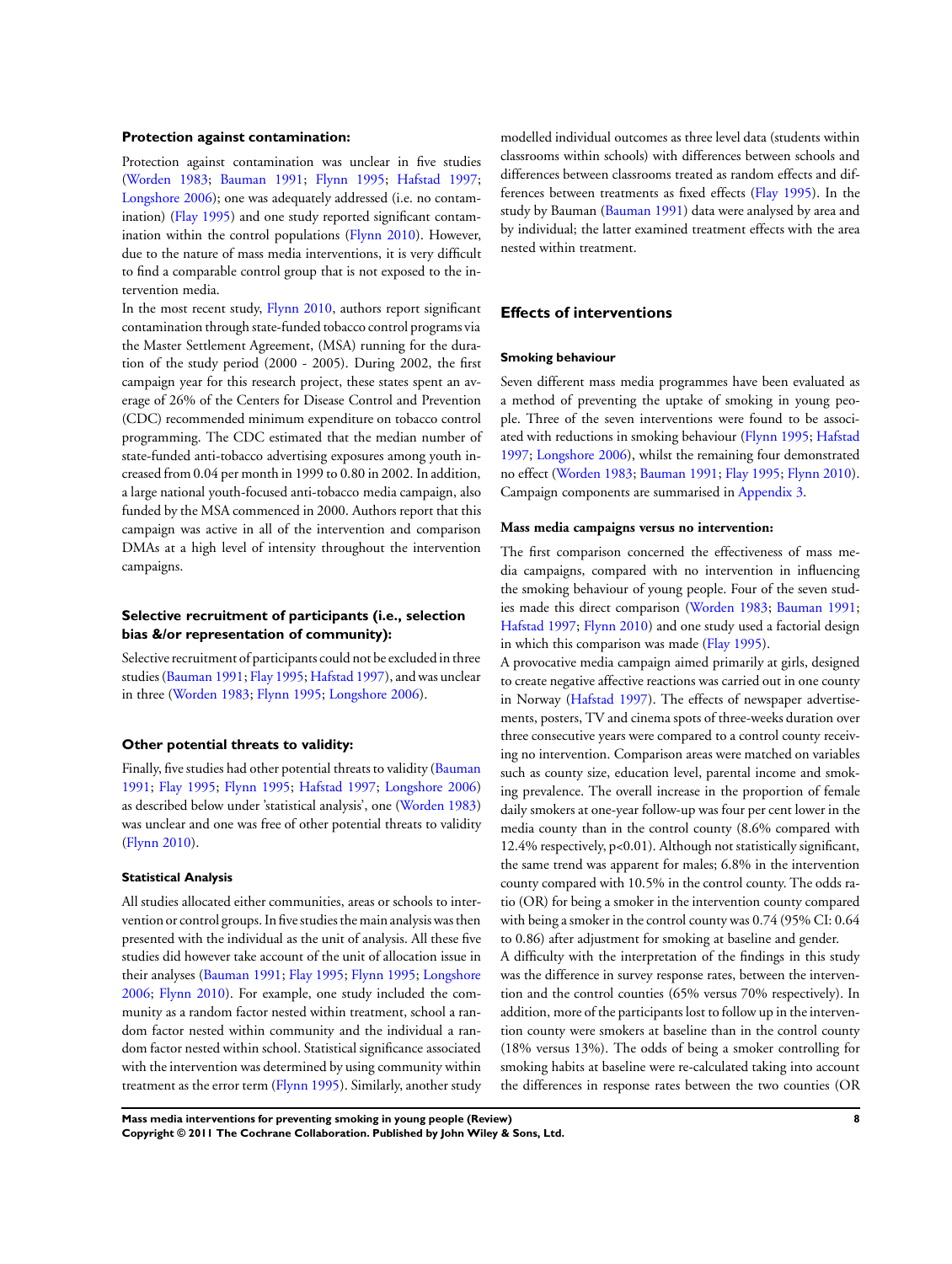### Protection against contamination:

Protection against contamination was unclear in five studies (Worden 1983; Bauman 1991; Flynn 1995; Hafstad 1997; Longshore 2006); one was adequately addressed (i.e. no contamination) (Flay 1995) and one study reported significant contamination within the control populations (Flynn 2010). However, due to the nature of mass media interventions, it is very difficult to find a comparable control group that is not exposed to the intervention media.

In the most recent study, Flynn 2010, authors report significant contamination through state-funded tobacco control programs via the Master Settlement Agreement, (MSA) running for the duration of the study period (2000 - 2005). During 2002, the first campaign year for this research project, these states spent an average of 26% of the Centers for Disease Control and Prevention (CDC) recommended minimum expenditure on tobacco control programming. The CDC estimated that the median number of state-funded anti-tobacco advertising exposures among youth increased from 0.04 per month in 1999 to 0.80 in 2002. In addition, a large national youth-focused anti-tobacco media campaign, also funded by the MSA commenced in 2000. Authors report that this campaign was active in all of the intervention and comparison DMAs at a high level of intensity throughout the intervention campaigns.

### Selective recruitment of participants (i.e., selection bias &/or representation of community):

Selective recruitment of participants could not be excluded in three studies (Bauman 1991; Flay 1995; Hafstad 1997), and was unclear in three (Worden 1983; Flynn 1995; Longshore 2006).

### Other potential threats to validity:

Finally, five studies had other potential threats to validity (Bauman 1991; Flay 1995; Flynn 1995; Hafstad 1997; Longshore 2006) as described below under 'statistical analysis', one (Worden 1983) was unclear and one was free of other potential threats to validity (Flynn 2010).

#### Statistical Analysis

All studies allocated either communities, areas or schools to intervention or control groups. In five studies the main analysis was then presented with the individual as the unit of analysis. All these five studies did however take account of the unit of allocation issue in their analyses (Bauman 1991; Flay 1995; Flynn 1995; Longshore 2006; Flynn 2010). For example, one study included the community as a random factor nested within treatment, school a random factor nested within community and the individual a random factor nested within school. Statistical significance associated with the intervention was determined by using community within treatment as the error term (Flynn 1995). Similarly, another study modelled individual outcomes as three level data (students within classrooms within schools) with differences between schools and differences between classrooms treated as random effects and differences between treatments as fixed effects (Flay 1995). In the study by Bauman (Bauman 1991) data were analysed by area and by individual; the latter examined treatment effects with the area nested within treatment.

## Effects of interventions

#### Smoking behaviour

Seven different mass media programmes have been evaluated as a method of preventing the uptake of smoking in young people. Three of the seven interventions were found to be associated with reductions in smoking behaviour (Flynn 1995; Hafstad 1997; Longshore 2006), whilst the remaining four demonstrated no effect (Worden 1983; Bauman 1991; Flay 1995; Flynn 2010). Campaign components are summarised in Appendix 3.

#### Mass media campaigns versus no intervention:

The first comparison concerned the effectiveness of mass media campaigns, compared with no intervention in influencing the smoking behaviour of young people. Four of the seven studies made this direct comparison (Worden 1983; Bauman 1991; Hafstad 1997; Flynn 2010) and one study used a factorial design in which this comparison was made (Flay 1995).

A provocative media campaign aimed primarily at girls, designed to create negative affective reactions was carried out in one county in Norway (Hafstad 1997). The effects of newspaper advertisements, posters, TV and cinema spots of three-weeks duration over three consecutive years were compared to a control county receiving no intervention. Comparison areas were matched on variables such as county size, education level, parental income and smoking prevalence. The overall increase in the proportion of female daily smokers at one-year follow-up was four per cent lower in the media county than in the control county (8.6% compared with 12.4% respectively, $p<0.01$). Although not statistically significant, the same trend was apparent for males; 6.8% in the intervention county compared with 10.5% in the control county. The odds ratio (OR) for being a smoker in the intervention county compared with being a smoker in the control county was 0.74 (95% CI: 0.64 to 0.86) after adjustment for smoking at baseline and gender.

A difficulty with the interpretation of the findings in this study was the difference in survey response rates, between the intervention and the control counties (65% versus 70% respectively). In addition, more of the participants lost to follow up in the intervention county were smokers at baseline than in the control county (18% versus 13%). The odds of being a smoker controlling for smoking habits at baseline were re-calculated taking into account the differences in response rates between the two counties (OR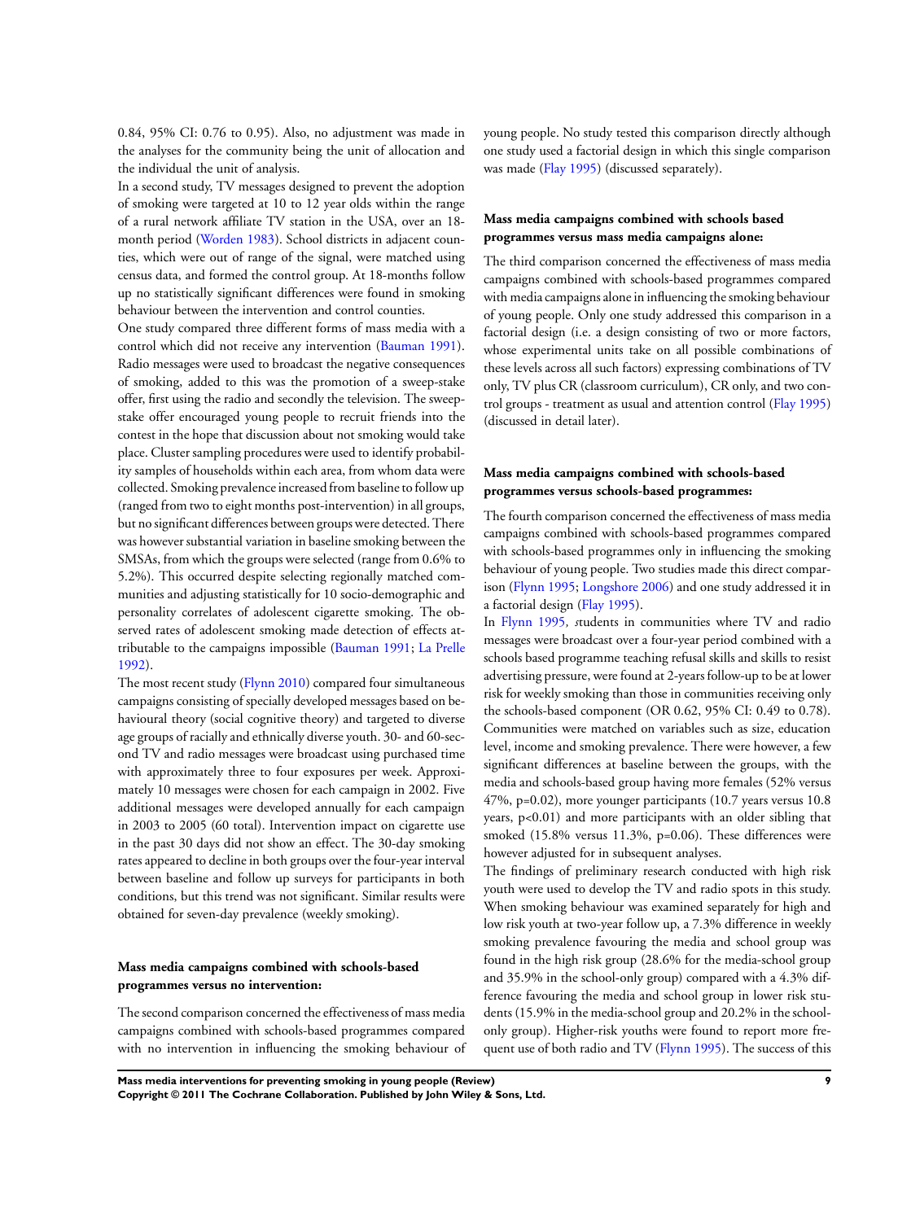0.84, 95% CI: 0.76 to 0.95). Also, no adjustment was made in the analyses for the community being the unit of allocation and the individual the unit of analysis.

In a second study, TV messages designed to prevent the adoption of smoking were targeted at 10 to 12 year olds within the range of a rural network affiliate TV station in the USA, over an 18-month period (Worden 1983). School districts in adjacent counties, which were out of range of the signal, were matched using census data, and formed the control group. At 18-months follow up no statistically significant differences were found in smoking behaviour between the intervention and control counties.

One study compared three different forms of mass media with a control which did not receive any intervention (Bauman 1991). Radio messages were used to broadcast the negative consequences of smoking, added to this was the promotion of a sweep-stake offer, first using the radio and secondly the television. The sweep-stake offer encouraged young people to recruit friends into the contest in the hope that discussion about not smoking would take place. Cluster sampling procedures were used to identify probability samples of households within each area, from whom data were collected. Smoking prevalence increased from baseline to follow up (ranged from two to eight months post-intervention) in all groups, but no significant differences between groups were detected. There was however substantial variation in baseline smoking between the SMSAs, from which the groups were selected (range from 0.6% to 5.2%). This occurred despite selecting regionally matched communities and adjusting statistically for 10 socio-demographic and personality correlates of adolescent cigarette smoking. The observed rates of adolescent smoking made detection of effects attributable to the campaigns impossible (Bauman 1991; La Prelle 1992).

The most recent study (Flynn 2010) compared four simultaneous campaigns consisting of specially developed messages based on behavioural theory (social cognitive theory) and targeted to diverse age groups of racially and ethnically diverse youth. 30- and 60-second TV and radio messages were broadcast using purchased time with approximately three to four exposures per week. Approximately 10 messages were chosen for each campaign in 2002. Five additional messages were developed annually for each campaign in 2003 to 2005 (60 total). Intervention impact on cigarette use in the past 30 days did not show an effect. The 30-day smoking rates appeared to decline in both groups over the four-year interval between baseline and follow up surveys for participants in both conditions, but this trend was not significant. Similar results were obtained for seven-day prevalence (weekly smoking).

### Mass media campaigns combined with schools-based programmes versus no intervention:

The second comparison concerned the effectiveness of mass media campaigns combined with schools-based programmes compared with no intervention in influencing the smoking behaviour of young people. No study tested this comparison directly although one study used a factorial design in which this single comparison was made (Flay 1995) (discussed separately).

### Mass media campaigns combined with schools based programmes versus mass media campaigns alone:

The third comparison concerned the effectiveness of mass media campaigns combined with schools-based programmes compared with media campaigns alone in influencing the smoking behaviour of young people. Only one study addressed this comparison in a factorial design (i.e. a design consisting of two or more factors, whose experimental units take on all possible combinations of these levels across all such factors) expressing combinations of TV only, TV plus CR (classroom curriculum), CR only, and two control groups - treatment as usual and attention control (Flay 1995) (discussed in detail later).

### Mass media campaigns combined with schools-based programmes versus schools-based programmes:

The fourth comparison concerned the effectiveness of mass media campaigns combined with schools-based programmes compared with schools-based programmes only in influencing the smoking behaviour of young people. Two studies made this direct comparison (Flynn 1995; Longshore 2006) and one study addressed it in a factorial design (Flay 1995).

In Flynn 1995, students in communities where TV and radio messages were broadcast over a four-year period combined with a schools based programme teaching refusal skills and skills to resist advertising pressure, were found at 2-years follow-up to be at lower risk for weekly smoking than those in communities receiving only the schools-based component (OR 0.62, 95% CI: 0.49 to 0.78). Communities were matched on variables such as size, education level, income and smoking prevalence. There were however, a few significant differences at baseline between the groups, with the media and schools-based group having more females (52% versus 47%, p=0.02), more younger participants (10.7 years versus 10.8 years, p<0.01) and more participants with an older sibling that smoked (15.8% versus 11.3%, p=0.06). These differences were however adjusted for in subsequent analyses.

The findings of preliminary research conducted with high risk youth were used to develop the TV and radio spots in this study. When smoking behaviour was examined separately for high and low risk youth at two-year follow up, a 7.3% difference in weekly smoking prevalence favouring the media and school group was found in the high risk group (28.6% for the media-school group and 35.9% in the school-only group) compared with a 4.3% difference favouring the media and school group in lower risk students (15.9% in the media-school group and 20.2% in the school-only group). Higher-risk youths were found to report more frequent use of both radio and TV (Flynn 1995). The success of this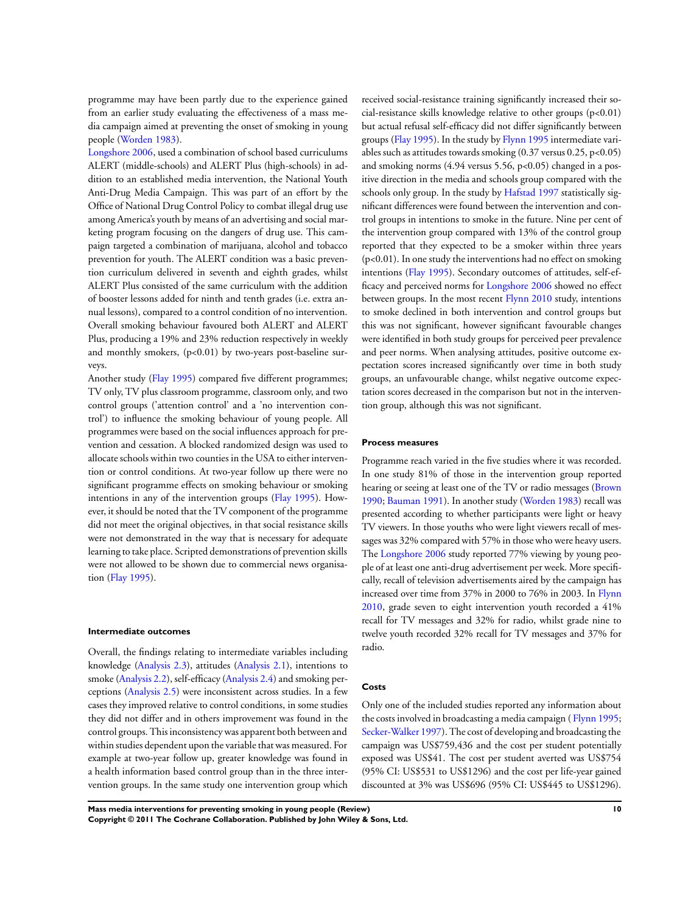programme may have been partly due to the experience gained from an earlier study evaluating the effectiveness of a mass media campaign aimed at preventing the onset of smoking in young people (Worden 1983).

Longshore 2006, used a combination of school based curriculums ALERT (middle-schools) and ALERT Plus (high-schools) in addition to an established media intervention, the National Youth Anti-Drug Media Campaign. This was part of an effort by the Office of National Drug Control Policy to combat illegal drug use among America's youth by means of an advertising and social marketing program focusing on the dangers of drug use. This campaign targeted a combination of marijuana, alcohol and tobacco prevention for youth. The ALERT condition was a basic prevention curriculum delivered in seventh and eighth grades, whilst ALERT Plus consisted of the same curriculum with the addition of booster lessons added for ninth and tenth grades (i.e. extra annual lessons), compared to a control condition of no intervention. Overall smoking behaviour favoured both ALERT and ALERT Plus, producing a 19% and 23% reduction respectively in weekly and monthly smokers, ($p<0.01$) by two-years post-baseline surveys.

Another study (Flay 1995) compared five different programmes; TV only, TV plus classroom programme, classroom only, and two control groups ('attention control' and a 'no intervention control') to influence the smoking behaviour of young people. All programmes were based on the social influences approach for prevention and cessation. A blocked randomized design was used to allocate schools within two counties in the USA to either intervention or control conditions. At two-year follow up there were no significant programme effects on smoking behaviour or smoking intentions in any of the intervention groups (Flay 1995). However, it should be noted that the TV component of the programme did not meet the original objectives, in that social resistance skills were not demonstrated in the way that is necessary for adequate learning to take place. Scripted demonstrations of prevention skills were not allowed to be shown due to commercial news organisation (Flay 1995).

#### Intermediate outcomes

Overall, the findings relating to intermediate variables including knowledge (Analysis 2.3), attitudes (Analysis 2.1), intentions to smoke (Analysis 2.2), self-efficacy (Analysis 2.4) and smoking perceptions (Analysis 2.5) were inconsistent across studies. In a few cases they improved relative to control conditions, in some studies they did not differ and in others improvement was found in the control groups. This inconsistency was apparent both between and within studies dependent upon the variable that was measured. For example at two-year follow up, greater knowledge was found in a health information based control group than in the three intervention groups. In the same study one intervention group which received social-resistance training significantly increased their social-resistance skills knowledge relative to other groups ($p<0.01$) but actual refusal self-efficacy did not differ significantly between groups (Flay 1995). In the study by Flynn 1995 intermediate variables such as attitudes towards smoking (0.37 versus 0.25, $p<0.05$) and smoking norms (4.94 versus 5.56, $p<0.05$) changed in a positive direction in the media and schools group compared with the schools only group. In the study by Hafstad 1997 statistically significant differences were found between the intervention and control groups in intentions to smoke in the future. Nine per cent of the intervention group compared with 13% of the control group reported that they expected to be a smoker within three years ($p<0.01$). In one study the interventions had no effect on smoking intentions (Flay 1995). Secondary outcomes of attitudes, self-efficacy and perceived norms for Longshore 2006 showed no effect between groups. In the most recent Flynn 2010 study, intentions to smoke declined in both intervention and control groups but this was not significant, however significant favourable changes were identified in both study groups for perceived peer prevalence and peer norms. When analysing attitudes, positive outcome expectation scores increased significantly over time in both study groups, an unfavourable change, whilst negative outcome expectation scores decreased in the comparison but not in the intervention group, although this was not significant.

#### Process measures

Programme reach varied in the five studies where it was recorded. In one study 81% of those in the intervention group reported hearing or seeing at least one of the TV or radio messages (Brown 1990; Bauman 1991). In another study (Worden 1983) recall was presented according to whether participants were light or heavy TV viewers. In those youths who were light viewers recall of messages was 32% compared with 57% in those who were heavy users. The Longshore 2006 study reported 77% viewing by young people of at least one anti-drug advertisement per week. More specifically, recall of television advertisements aired by the campaign has increased over time from 37% in 2000 to 76% in 2003. In Flynn 2010, grade seven to eight intervention youth recorded a 41% recall for TV messages and 32% for radio, whilst grade nine to twelve youth recorded 32% recall for TV messages and 37% for radio.

#### Costs

Only one of the included studies reported any information about the costs involved in broadcasting a media campaign ( Flynn 1995; Secker-Walker 1997). The cost of developing and broadcasting the campaign was US$759,436 and the cost per student potentially exposed was US$41. The cost per student averted was US$754 (95% CI: US$531 to US$1296) and the cost per life-year gained discounted at 3% was US$696 (95% CI: US$445 to US$1296).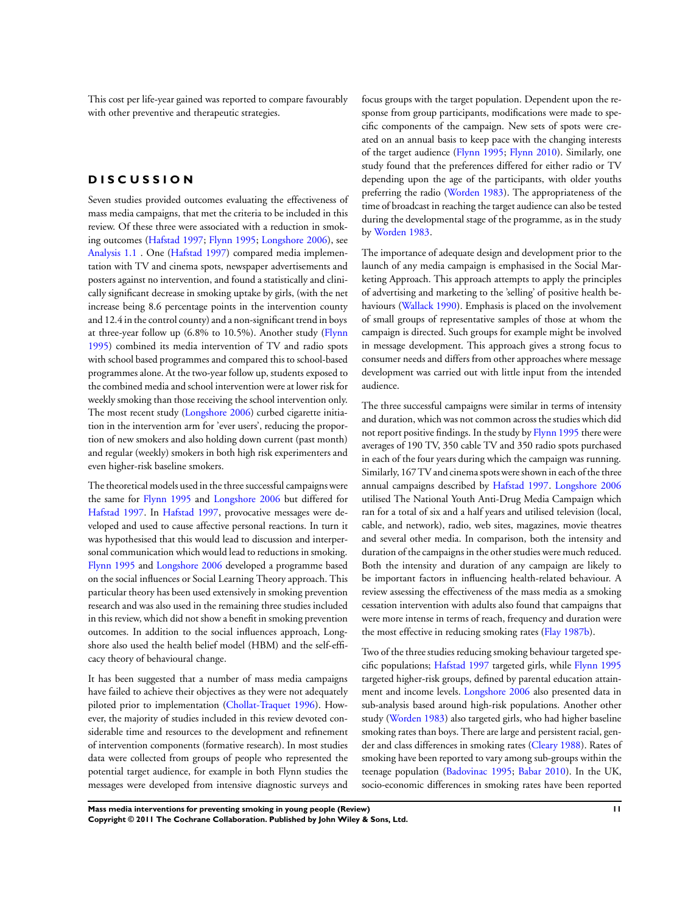This cost per life-year gained was reported to compare favourably with other preventive and therapeutic strategies.

# DISCUSSION

Seven studies provided outcomes evaluating the effectiveness of mass media campaigns, that met the criteria to be included in this review. Of these three were associated with a reduction in smoking outcomes (Hafstad 1997; Flynn 1995; Longshore 2006), see Analysis 1.1 . One (Hafstad 1997) compared media implementation with TV and cinema spots, newspaper advertisements and posters against no intervention, and found a statistically and clinically significant decrease in smoking uptake by girls, (with the net increase being 8.6 percentage points in the intervention county and 12.4 in the control county) and a non-significant trend in boys at three-year follow up (6.8% to 10.5%). Another study (Flynn 1995) combined its media intervention of TV and radio spots with school based programmes and compared this to school-based programmes alone. At the two-year follow up, students exposed to the combined media and school intervention were at lower risk for weekly smoking than those receiving the school intervention only. The most recent study (Longshore 2006) curbed cigarette initiation in the intervention arm for 'ever users', reducing the proportion of new smokers and also holding down current (past month) and regular (weekly) smokers in both high risk experimenters and even higher-risk baseline smokers.

The theoretical models used in the three successful campaigns were the same for Flynn 1995 and Longshore 2006 but differed for Hafstad 1997. In Hafstad 1997, provocative messages were developed and used to cause affective personal reactions. In turn it was hypothesised that this would lead to discussion and interpersonal communication which would lead to reductions in smoking. Flynn 1995 and Longshore 2006 developed a programme based on the social influences or Social Learning Theory approach. This particular theory has been used extensively in smoking prevention research and was also used in the remaining three studies included in this review, which did not show a benefit in smoking prevention outcomes. In addition to the social influences approach, Longshore also used the health belief model (HBM) and the self-efficacy theory of behavioural change.

It has been suggested that a number of mass media campaigns have failed to achieve their objectives as they were not adequately piloted prior to implementation (Chollat-Traquet 1996). However, the majority of studies included in this review devoted considerable time and resources to the development and refinement of intervention components (formative research). In most studies data were collected from groups of people who represented the potential target audience, for example in both Flynn studies the messages were developed from intensive diagnostic surveys and focus groups with the target population. Dependent upon the response from group participants, modifications were made to specific components of the campaign. New sets of spots were created on an annual basis to keep pace with the changing interests of the target audience (Flynn 1995; Flynn 2010). Similarly, one study found that the preferences differed for either radio or TV depending upon the age of the participants, with older youths preferring the radio (Worden 1983). The appropriateness of the time of broadcast in reaching the target audience can also be tested during the developmental stage of the programme, as in the study by Worden 1983.

The importance of adequate design and development prior to the launch of any media campaign is emphasised in the Social Marketing Approach. This approach attempts to apply the principles of advertising and marketing to the 'selling' of positive health behaviours (Wallack 1990). Emphasis is placed on the involvement of small groups of representative samples of those at whom the campaign is directed. Such groups for example might be involved in message development. This approach gives a strong focus to consumer needs and differs from other approaches where message development was carried out with little input from the intended audience.

The three successful campaigns were similar in terms of intensity and duration, which was not common across the studies which did not report positive findings. In the study by Flynn 1995 there were averages of 190 TV, 350 cable TV and 350 radio spots purchased in each of the four years during which the campaign was running. Similarly, 167 TV and cinema spots were shown in each of the three annual campaigns described by Hafstad 1997. Longshore 2006 utilised The National Youth Anti-Drug Media Campaign which ran for a total of six and a half years and utilised television (local, cable, and network), radio, web sites, magazines, movie theatres and several other media. In comparison, both the intensity and duration of the campaigns in the other studies were much reduced. Both the intensity and duration of any campaign are likely to be important factors in influencing health-related behaviour. A review assessing the effectiveness of the mass media as a smoking cessation intervention with adults also found that campaigns that were more intense in terms of reach, frequency and duration were the most effective in reducing smoking rates (Flay 1987b).

Two of the three studies reducing smoking behaviour targeted specific populations; Hafstad 1997 targeted girls, while Flynn 1995 targeted higher-risk groups, defined by parental education attainment and income levels. Longshore 2006 also presented data in sub-analysis based around high-risk populations. Another other study (Worden 1983) also targeted girls, who had higher baseline smoking rates than boys. There are large and persistent racial, gender and class differences in smoking rates (Cleary 1988). Rates of smoking have been reported to vary among sub-groups within the teenage population (Badovinac 1995; Babar 2010). In the UK, socio-economic differences in smoking rates have been reported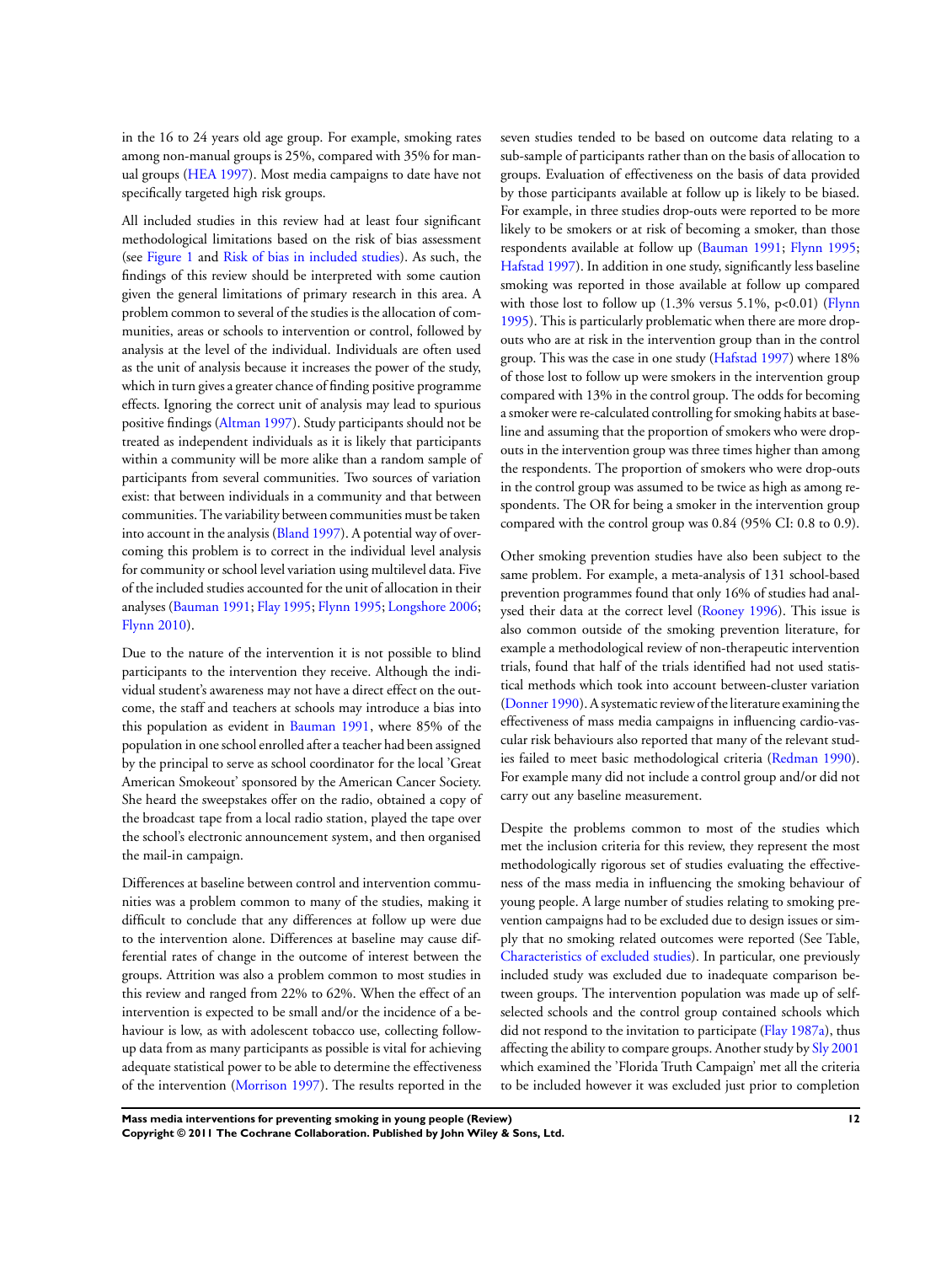in the 16 to 24 years old age group. For example, smoking rates among non-manual groups is 25%, compared with 35% for manual groups (HEA 1997). Most media campaigns to date have not specifically targeted high risk groups.

All included studies in this review had at least four significant methodological limitations based on the risk of bias assessment (see Figure 1 and Risk of bias in included studies). As such, the findings of this review should be interpreted with some caution given the general limitations of primary research in this area. A problem common to several of the studies is the allocation of communities, areas or schools to intervention or control, followed by analysis at the level of the individual. Individuals are often used as the unit of analysis because it increases the power of the study, which in turn gives a greater chance of finding positive programme effects. Ignoring the correct unit of analysis may lead to spurious positive findings (Altman 1997). Study participants should not be treated as independent individuals as it is likely that participants within a community will be more alike than a random sample of participants from several communities. Two sources of variation exist: that between individuals in a community and that between communities. The variability between communities must be taken into account in the analysis (Bland 1997). A potential way of overcoming this problem is to correct in the individual level analysis for community or school level variation using multilevel data. Five of the included studies accounted for the unit of allocation in their analyses (Bauman 1991; Flay 1995; Flynn 1995; Longshore 2006; Flynn 2010).

Due to the nature of the intervention it is not possible to blind participants to the intervention they receive. Although the individual student's awareness may not have a direct effect on the outcome, the staff and teachers at schools may introduce a bias into this population as evident in Bauman 1991, where 85% of the population in one school enrolled after a teacher had been assigned by the principal to serve as school coordinator for the local 'Great American Smokeout' sponsored by the American Cancer Society. She heard the sweepstakes offer on the radio, obtained a copy of the broadcast tape from a local radio station, played the tape over the school's electronic announcement system, and then organised the mail-in campaign.

Differences at baseline between control and intervention communities was a problem common to many of the studies, making it difficult to conclude that any differences at follow up were due to the intervention alone. Differences at baseline may cause differential rates of change in the outcome of interest between the groups. Attrition was also a problem common to most studies in this review and ranged from 22% to 62%. When the effect of an intervention is expected to be small and/or the incidence of a behaviour is low, as with adolescent tobacco use, collecting follow-up data from as many participants as possible is vital for achieving adequate statistical power to be able to determine the effectiveness of the intervention (Morrison 1997). The results reported in the seven studies tended to be based on outcome data relating to a sub-sample of participants rather than on the basis of allocation to groups. Evaluation of effectiveness on the basis of data provided by those participants available at follow up is likely to be biased. For example, in three studies drop-outs were reported to be more likely to be smokers or at risk of becoming a smoker, than those respondents available at follow up (Bauman 1991; Flynn 1995; Hafstad 1997). In addition in one study, significantly less baseline smoking was reported in those available at follow up compared with those lost to follow up (1.3% versus 5.1%, $p<0.01$) (Flynn 1995). This is particularly problematic when there are more drop-outs who are at risk in the intervention group than in the control group. This was the case in one study (Hafstad 1997) where 18% of those lost to follow up were smokers in the intervention group compared with 13% in the control group. The odds for becoming a smoker were re-calculated controlling for smoking habits at baseline and assuming that the proportion of smokers who were drop-outs in the intervention group was three times higher than among the respondents. The proportion of smokers who were drop-outs in the control group was assumed to be twice as high as among respondents. The OR for being a smoker in the intervention group compared with the control group was 0.84 (95% CI: 0.8 to 0.9).

Other smoking prevention studies have also been subject to the same problem. For example, a meta-analysis of 131 school-based prevention programmes found that only 16% of studies had analysed their data at the correct level (Rooney 1996). This issue is also common outside of the smoking prevention literature, for example a methodological review of non-therapeutic intervention trials, found that half of the trials identified had not used statistical methods which took into account between-cluster variation (Donner 1990). A systematic review of the literature examining the effectiveness of mass media campaigns in influencing cardio-vascular risk behaviours also reported that many of the relevant studies failed to meet basic methodological criteria (Redman 1990). For example many did not include a control group and/or did not carry out any baseline measurement.

Despite the problems common to most of the studies which met the inclusion criteria for this review, they represent the most methodologically rigorous set of studies evaluating the effectiveness of the mass media in influencing the smoking behaviour of young people. A large number of studies relating to smoking prevention campaigns had to be excluded due to design issues or simply that no smoking related outcomes were reported (See Table, Characteristics of excluded studies). In particular, one previously included study was excluded due to inadequate comparison between groups. The intervention population was made up of self-selected schools and the control group contained schools which did not respond to the invitation to participate (Flay 1987a), thus affecting the ability to compare groups. Another study by Sly 2001 which examined the 'Florida Truth Campaign' met all the criteria to be included however it was excluded just prior to completion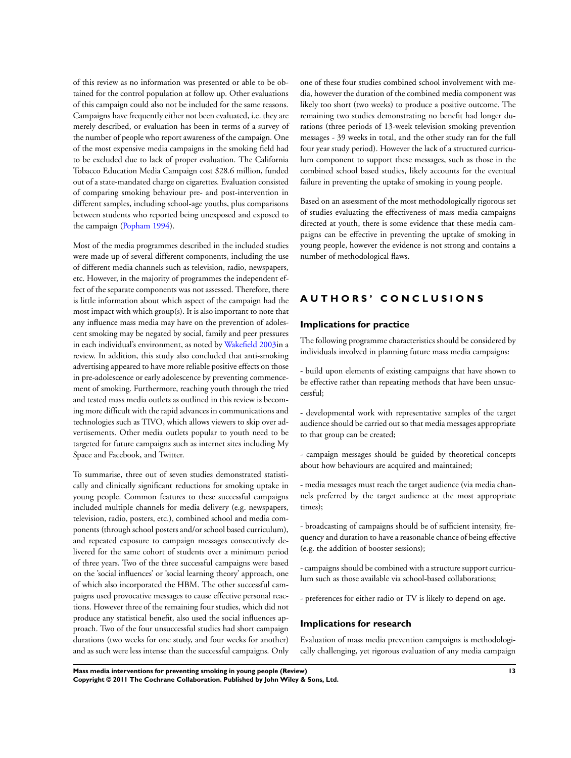of this review as no information was presented or able to be obtained for the control population at follow up. Other evaluations of this campaign could also not be included for the same reasons. Campaigns have frequently either not been evaluated, i.e. they are merely described, or evaluation has been in terms of a survey of the number of people who report awareness of the campaign. One of the most expensive media campaigns in the smoking field had to be excluded due to lack of proper evaluation. The California Tobacco Education Media Campaign cost $28.6 million, funded out of a state-mandated charge on cigarettes. Evaluation consisted of comparing smoking behaviour pre- and post-intervention in different samples, including school-age youths, plus comparisons between students who reported being unexposed and exposed to the campaign (Popham 1994).

Most of the media programmes described in the included studies were made up of several different components, including the use of different media channels such as television, radio, newspapers, etc. However, in the majority of programmes the independent effect of the separate components was not assessed. Therefore, there is little information about which aspect of the campaign had the most impact with which group(s). It is also important to note that any influence mass media may have on the prevention of adolescent smoking may be negated by social, family and peer pressures in each individual's environment, as noted by Wakefield 2003in a review. In addition, this study also concluded that anti-smoking advertising appeared to have more reliable positive effects on those in pre-adolescence or early adolescence by preventing commencement of smoking. Furthermore, reaching youth through the tried and tested mass media outlets as outlined in this review is becoming more difficult with the rapid advances in communications and technologies such as TIVO, which allows viewers to skip over advertisements. Other media outlets popular to youth need to be targeted for future campaigns such as internet sites including My Space and Facebook, and Twitter.

To summarise, three out of seven studies demonstrated statistically and clinically significant reductions for smoking uptake in young people. Common features to these successful campaigns included multiple channels for media delivery (e.g. newspapers, television, radio, posters, etc.), combined school and media components (through school posters and/or school based curriculum), and repeated exposure to campaign messages consecutively delivered for the same cohort of students over a minimum period of three years. Two of the three successful campaigns were based on the 'social influences' or 'social learning theory' approach, one of which also incorporated the HBM. The other successful campaigns used provocative messages to cause effective personal reactions. However three of the remaining four studies, which did not produce any statistical benefit, also used the social influences approach. Two of the four unsuccessful studies had short campaign durations (two weeks for one study, and four weeks for another) and as such were less intense than the successful campaigns. Only one of these four studies combined school involvement with media, however the duration of the combined media component was likely too short (two weeks) to produce a positive outcome. The remaining two studies demonstrating no benefit had longer durations (three periods of 13-week television smoking prevention messages - 39 weeks in total, and the other study ran for the full four year study period). However the lack of a structured curriculum component to support these messages, such as those in the combined school based studies, likely accounts for the eventual failure in preventing the uptake of smoking in young people.

Based on an assessment of the most methodologically rigorous set of studies evaluating the effectiveness of mass media campaigns directed at youth, there is some evidence that these media campaigns can be effective in preventing the uptake of smoking in young people, however the evidence is not strong and contains a number of methodological flaws.

# AUTHORS' CONCLUSIONS

## Implications for practice

The following programme characteristics should be considered by individuals involved in planning future mass media campaigns:

- build upon elements of existing campaigns that have shown to be effective rather than repeating methods that have been unsuccessful;

- developmental work with representative samples of the target audience should be carried out so that media messages appropriate to that group can be created;

- campaign messages should be guided by theoretical concepts about how behaviours are acquired and maintained;

- media messages must reach the target audience (via media channels preferred by the target audience at the most appropriate times);

- broadcasting of campaigns should be of sufficient intensity, frequency and duration to have a reasonable chance of being effective (e.g. the addition of booster sessions);

- campaigns should be combined with a structure support curriculum such as those available via school-based collaborations;

- preferences for either radio or TV is likely to depend on age.

## Implications for research

Evaluation of mass media prevention campaigns is methodologically challenging, yet rigorous evaluation of any media campaign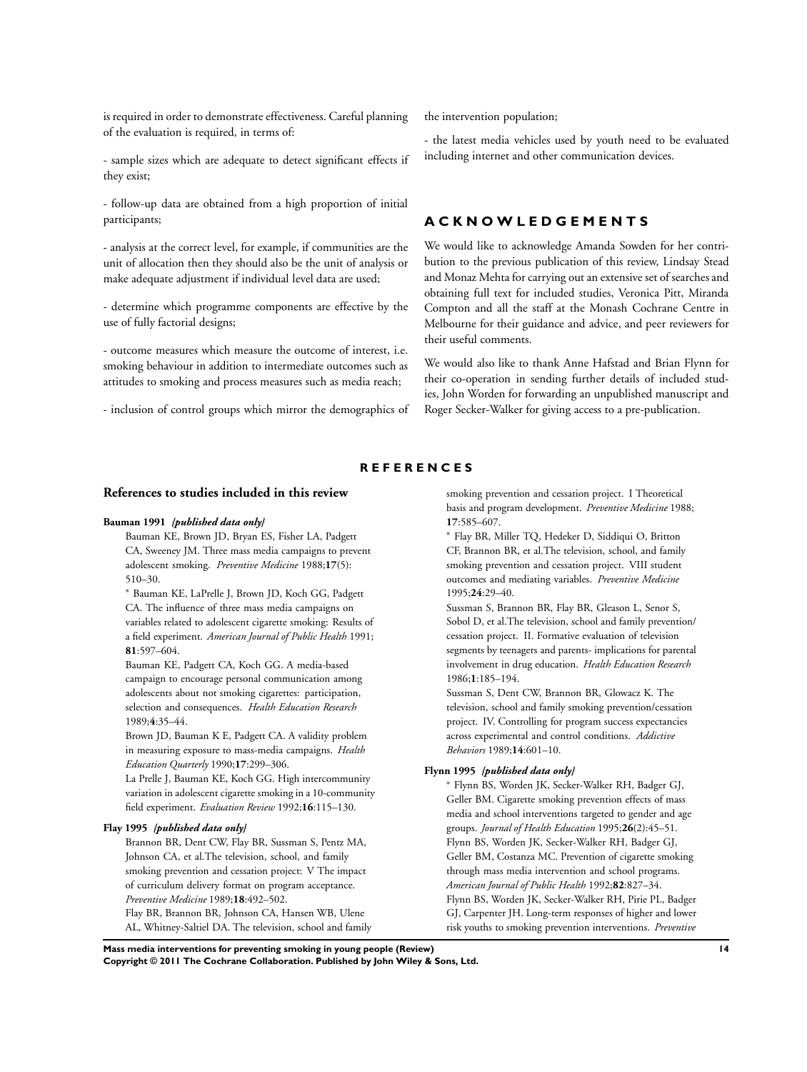is required in order to demonstrate effectiveness. Careful planning of the evaluation is required, in terms of:

- sample sizes which are adequate to detect significant effects if they exist;

- follow-up data are obtained from a high proportion of initial participants;

- analysis at the correct level, for example, if communities are the unit of allocation then they should also be the unit of analysis or make adequate adjustment if individual level data are used;

- determine which programme components are effective by the use of fully factorial designs;

- outcome measures which measure the outcome of interest, i.e. smoking behaviour in addition to intermediate outcomes such as attitudes to smoking and process measures such as media reach;

- inclusion of control groups which mirror the demographics of the intervention population;

- the latest media vehicles used by youth need to be evaluated including internet and other communication devices.

# ACKNOWLEDGEMENTS

We would like to acknowledge Amanda Sowden for her contribution to the previous publication of this review, Lindsay Stead and Monaz Mehta for carrying out an extensive set of searches and obtaining full text for included studies, Veronica Pitt, Miranda Compton and all the staff at the Monash Cochrane Centre in Melbourne for their guidance and advice, and peer reviewers for their useful comments.

We would also like to thank Anne Hafstad and Brian Flynn for their co-operation in sending further details of included studies, John Worden for forwarding an unpublished manuscript and Roger Secker-Walker for giving access to a pre-publication.

# REFERENCES

## References to studies included in this review

**Bauman 1991** *{published data only}*

Bauman KE, Brown JD, Bryan ES, Fisher LA, Padgett CA, Sweeney JM. Three mass media campaigns to prevent adolescent smoking. *Preventive Medicine* 1988;**17**(5): 510–30.

* Bauman KE, LaPrelle J, Brown JD, Koch GG, Padgett CA. The influence of three mass media campaigns on variables related to adolescent cigarette smoking: Results of a field experiment. *American Journal of Public Health* 1991; **81**:597–604.

Bauman KE, Padgett CA, Koch GG. A media-based campaign to encourage personal communication among adolescents about not smoking cigarettes: participation, selection and consequences. *Health Education Research* 1989;**4**:35–44.

Brown JD, Bauman K E, Padgett CA. A validity problem in measuring exposure to mass-media campaigns. *Health Education Quarterly* 1990;**17**:299–306.

La Prelle J, Bauman KE, Koch GG. High intercommunity variation in adolescent cigarette smoking in a 10-community field experiment. *Evaluation Review* 1992;**16**:115–130.

**Flay 1995** *{published data only}*

Brannon BR, Dent CW, Flay BR, Sussman S, Pentz MA, Johnson CA, et al.The television, school, and family smoking prevention and cessation project: V The impact of curriculum delivery format on program acceptance. *Preventive Medicine* 1989;**18**:492–502.

Flay BR, Brannon BR, Johnson CA, Hansen WB, Ulene AL, Whitney-Saltiel DA. The television, school and family smoking prevention and cessation project. I Theoretical basis and program development. *Preventive Medicine* 1988; **17**:585–607.

* Flay BR, Miller TQ, Hedeker D, Siddiqui O, Britton CF, Brannon BR, et al.The television, school, and family smoking prevention and cessation project. VIII student outcomes and mediating variables. *Preventive Medicine* 1995;**24**:29–40.

Sussman S, Brannon BR, Flay BR, Gleason L, Senor S, Sobol D, et al.The television, school and family prevention/ cessation project. II. Formative evaluation of television segments by teenagers and parents- implications for parental involvement in drug education. *Health Education Research* 1986;**1**:185–194.

Sussman S, Dent CW, Brannon BR, Glowacz K. The television, school and family smoking prevention/cessation project. IV. Controlling for program success expectancies across experimental and control conditions. *Addictive Behaviors* 1989;**14**:601–10.

**Flynn 1995** *{published data only}*

* Flynn BS, Worden JK, Secker-Walker RH, Badger GJ, Geller BM. Cigarette smoking prevention effects of mass media and school interventions targeted to gender and age groups. *Journal of Health Education* 1995;**26**(2):45–51.

Flynn BS, Worden JK, Secker-Walker RH, Badger GJ, Geller BM, Costanza MC. Prevention of cigarette smoking through mass media intervention and school programs. *American Journal of Public Health* 1992;**82**:827–34.

Flynn BS, Worden JK, Secker-Walker RH, Pirie PL, Badger GJ, Carpenter JH. Long-term responses of higher and lower risk youths to smoking prevention interventions. *Preventive*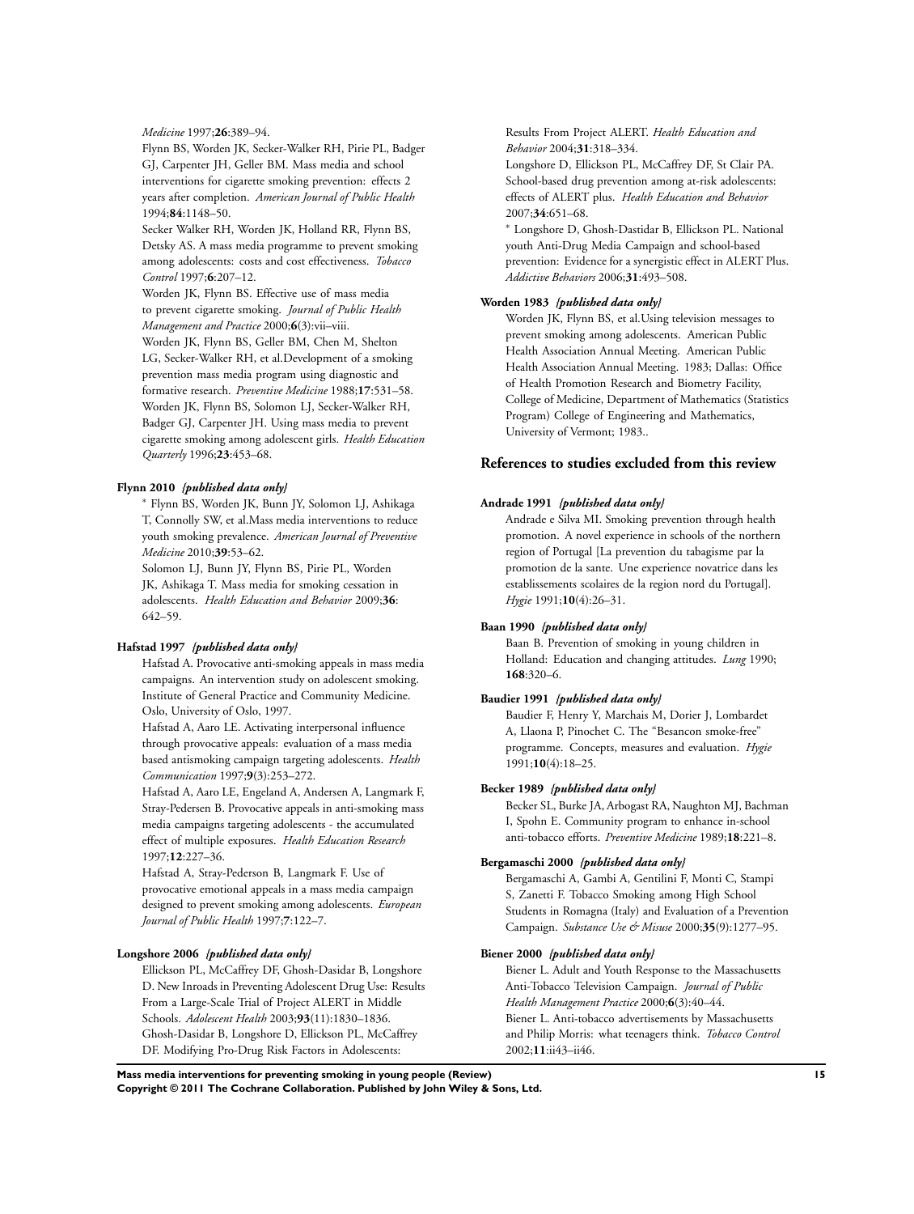*Medicine* 1997;**26**:389–94.

Flynn BS, Worden JK, Secker-Walker RH, Pirie PL, Badger GJ, Carpenter JH, Geller BM. Mass media and school interventions for cigarette smoking prevention: effects 2 years after completion. *American Journal of Public Health* 1994;**84**:1148–50.

Secker Walker RH, Worden JK, Holland RR, Flynn BS, Detsky AS. A mass media programme to prevent smoking among adolescents: costs and cost effectiveness. *Tobacco Control* 1997;**6**:207–12.

Worden JK, Flynn BS. Effective use of mass media to prevent cigarette smoking. *Journal of Public Health Management and Practice* 2000;**6**(3):vii–viii.

Worden JK, Flynn BS, Geller BM, Chen M, Shelton LG, Secker-Walker RH, et al.Development of a smoking prevention mass media program using diagnostic and formative research. *Preventive Medicine* 1988;**17**:531–58.

Worden JK, Flynn BS, Solomon LJ, Secker-Walker RH, Badger GJ, Carpenter JH. Using mass media to prevent cigarette smoking among adolescent girls. *Health Education Quarterly* 1996;**23**:453–68.

**Flynn 2010** ***{published data only}***

* Flynn BS, Worden JK, Bunn JY, Solomon LJ, Ashikaga T, Connolly SW, et al.Mass media interventions to reduce youth smoking prevalence. *American Journal of Preventive Medicine* 2010;**39**:53–62.

Solomon LJ, Bunn JY, Flynn BS, Pirie PL, Worden JK, Ashikaga T. Mass media for smoking cessation in adolescents. *Health Education and Behavior* 2009;**36**: 642–59.

**Hafstad 1997** ***{published data only}***

Hafstad A. Provocative anti-smoking appeals in mass media campaigns. An intervention study on adolescent smoking. Institute of General Practice and Community Medicine. Oslo, University of Oslo, 1997.

Hafstad A, Aaro LE. Activating interpersonal influence through provocative appeals: evaluation of a mass media based antismoking campaign targeting adolescents. *Health Communication* 1997;**9**(3):253–272.

Hafstad A, Aaro LE, Engeland A, Andersen A, Langmark F, Stray-Pedersen B. Provocative appeals in anti-smoking mass media campaigns targeting adolescents - the accumulated effect of multiple exposures. *Health Education Research* 1997;**12**:227–36.

Hafstad A, Stray-Pederson B, Langmark F. Use of provocative emotional appeals in a mass media campaign designed to prevent smoking among adolescents. *European Journal of Public Health* 1997;**7**:122–7.

**Longshore 2006** ***{published data only}***

Ellickson PL, McCaffrey DF, Ghosh-Dasidar B, Longshore D. New Inroads in Preventing Adolescent Drug Use: Results From a Large-Scale Trial of Project ALERT in Middle Schools. *Adolescent Health* 2003;**93**(11):1830–1836.

Ghosh-Dasidar B, Longshore D, Ellickson PL, McCaffrey DF. Modifying Pro-Drug Risk Factors in Adolescents: Results From Project ALERT. *Health Education and Behavior* 2004;**31**:318–334.

Longshore D, Ellickson PL, McCaffrey DF, St Clair PA. School-based drug prevention among at-risk adolescents: effects of ALERT plus. *Health Education and Behavior* 2007;**34**:651–68.

* Longshore D, Ghosh-Dastidar B, Ellickson PL. National youth Anti-Drug Media Campaign and school-based prevention: Evidence for a synergistic effect in ALERT Plus. *Addictive Behaviors* 2006;**31**:493–508.

**Worden 1983** ***{published data only}***

Worden JK, Flynn BS, et al.Using television messages to prevent smoking among adolescents. American Public Health Association Annual Meeting. American Public Health Association Annual Meeting. 1983; Dallas: Office of Health Promotion Research and Biometry Facility, College of Medicine, Department of Mathematics (Statistics Program) College of Engineering and Mathematics, University of Vermont; 1983..

## References to studies excluded from this review

**Andrade 1991** ***{published data only}***

Andrade e Silva MI. Smoking prevention through health promotion. A novel experience in schools of the northern region of Portugal [La prevention du tabagisme par la promotion de la sante. Une experience novatrice dans les establissements scolaires de la region nord du Portugal]. *Hygie* 1991;**10**(4):26–31.

**Baan 1990** ***{published data only}***

Baan B. Prevention of smoking in young children in Holland: Education and changing attitudes. *Lung* 1990; **168**:320–6.

**Baudier 1991** ***{published data only}***

Baudier F, Henry Y, Marchais M, Dorier J, Lombardet A, Llaona P, Pinochet C. The "Besancon smoke-free" programme. Concepts, measures and evaluation. *Hygie* 1991;**10**(4):18–25.

**Becker 1989** ***{published data only}***

Becker SL, Burke JA, Arbogast RA, Naughton MJ, Bachman I, Spohn E. Community program to enhance in-school anti-tobacco efforts. *Preventive Medicine* 1989;**18**:221–8.

**Bergamaschi 2000** ***{published data only}***

Bergamaschi A, Gambi A, Gentilini F, Monti C, Stampi S, Zanetti F. Tobacco Smoking among High School Students in Romagna (Italy) and Evaluation of a Prevention Campaign. *Substance Use & Misuse* 2000;**35**(9):1277–95.

**Biener 2000** ***{published data only}***

Biener L. Adult and Youth Response to the Massachusetts Anti-Tobacco Television Campaign. *Journal of Public Health Management Practice* 2000;**6**(3):40–44.

Biener L. Anti-tobacco advertisements by Massachusetts and Philip Morris: what teenagers think. *Tobacco Control* 2002;**11**:ii43–ii46.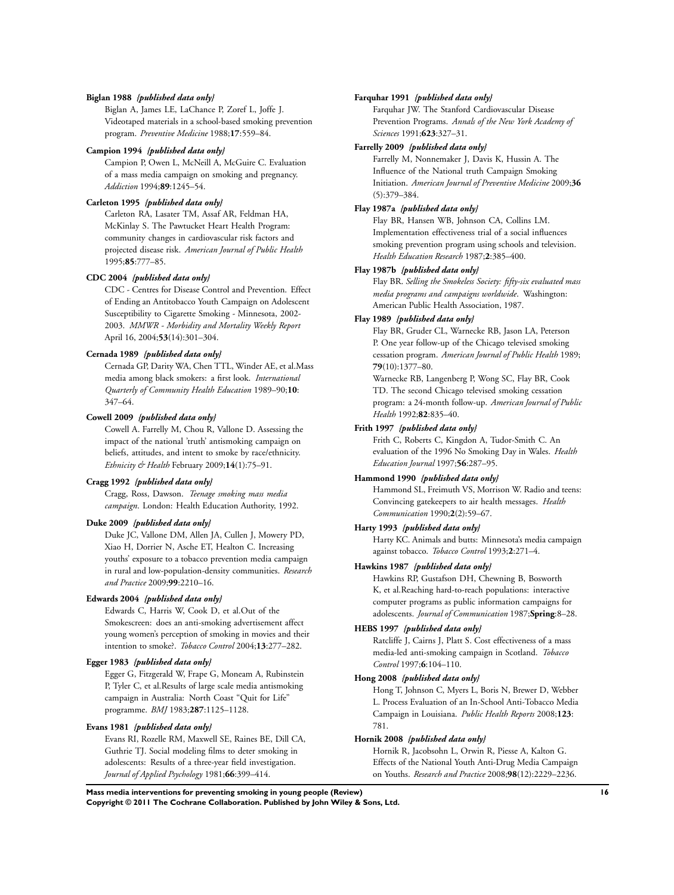**Biglan 1988** *{published data only}*

Biglan A, James LE, LaChance P, Zoref L, Joffe J. Videotaped materials in a school-based smoking prevention program. *Preventive Medicine* 1988;**17**:559–84.

**Campion 1994** *{published data only}*

Campion P, Owen L, McNeill A, McGuire C. Evaluation of a mass media campaign on smoking and pregnancy. *Addiction* 1994;**89**:1245–54.

**Carleton 1995** *{published data only}*

Carleton RA, Lasater TM, Assaf AR, Feldman HA, McKinlay S. The Pawtucket Heart Health Program: community changes in cardiovascular risk factors and projected disease risk. *American Journal of Public Health* 1995;**85**:777–85.

**CDC 2004** *{published data only}*

CDC - Centres for Disease Control and Prevention. Effect of Ending an Antitobacco Youth Campaign on Adolescent Susceptibility to Cigarette Smoking - Minnesota, 2002-2003. *MMWR - Morbidity and Mortality Weekly Report* April 16, 2004;**53**(14):301–304.

**Cernada 1989** *{published data only}*

Cernada GP, Darity WA, Chen TTL, Winder AE, et al.Mass media among black smokers: a first look. *International Quarterly of Community Health Education* 1989–90;**10**: 347–64.

**Cowell 2009** *{published data only}*

Cowell A. Farrelly M, Chou R, Vallone D. Assessing the impact of the national 'truth' antismoking campaign on beliefs, attitudes, and intent to smoke by race/ethnicity. *Ethnicity & Health* February 2009;**14**(1):75–91.

**Cragg 1992** *{published data only}*

Cragg, Ross, Dawson. *Teenage smoking mass media campaign*. London: Health Education Authority, 1992.

**Duke 2009** *{published data only}*

Duke JC, Vallone DM, Allen JA, Cullen J, Mowery PD, Xiao H, Dorrier N, Asche ET, Healton C. Increasing youths' exposure to a tobacco prevention media campaign in rural and low-population-density communities. *Research and Practice* 2009;**99**:2210–16.

**Edwards 2004** *{published data only}*

Edwards C, Harris W, Cook D, et al.Out of the Smokescreen: does an anti-smoking advertisement affect young women's perception of smoking in movies and their intention to smoke?. *Tobacco Control* 2004;**13**:277–282.

**Egger 1983** *{published data only}*

Egger G, Fitzgerald W, Frape G, Moneam A, Rubinstein P, Tyler C, et al.Results of large scale media antismoking campaign in Australia: North Coast "Quit for Life" programme. *BMJ* 1983;**287**:1125–1128.

**Evans 1981** *{published data only}*

Evans RI, Rozelle RM, Maxwell SE, Raines BE, Dill CA, Guthrie TJ. Social modeling films to deter smoking in adolescents: Results of a three-year field investigation. *Journal of Applied Psychology* 1981;**66**:399–414.

**Farquhar 1991** *{published data only}*

Farquhar JW. The Stanford Cardiovascular Disease Prevention Programs. *Annals of the New York Academy of Sciences* 1991;**623**:327–31.

**Farrelly 2009** *{published data only}*

Farrelly M, Nonnemaker J, Davis K, Hussin A. The Influence of the National truth Campaign Smoking Initiation. *American Journal of Preventive Medicine* 2009;**36** (5):379–384.

**Flay 1987a** *{published data only}*

Flay BR, Hansen WB, Johnson CA, Collins LM. Implementation effectiveness trial of a social influences smoking prevention program using schools and television. *Health Education Research* 1987;**2**:385–400.

**Flay 1987b** *{published data only}*

Flay BR. *Selling the Smokeless Society: fifty-six evaluated mass media programs and campaigns worldwide*. Washington: American Public Health Association, 1987.

**Flay 1989** *{published data only}*

Flay BR, Gruder CL, Warnecke RB, Jason LA, Peterson P. One year follow-up of the Chicago televised smoking cessation program. *American Journal of Public Health* 1989; **79**(10):1377–80.

Warnecke RB, Langenberg P, Wong SC, Flay BR, Cook TD. The second Chicago televised smoking cessation program: a 24-month follow-up. *American Journal of Public Health* 1992;**82**:835–40.

**Frith 1997** *{published data only}*

Frith C, Roberts C, Kingdon A, Tudor-Smith C. An evaluation of the 1996 No Smoking Day in Wales. *Health Education Journal* 1997;**56**:287–95.

**Hammond 1990** *{published data only}*

Hammond SL, Freimuth VS, Morrison W. Radio and teens: Convincing gatekeepers to air health messages. *Health Communication* 1990;**2**(2):59–67.

**Harty 1993** *{published data only}*

Harty KC. Animals and butts: Minnesota's media campaign against tobacco. *Tobacco Control* 1993;**2**:271–4.

**Hawkins 1987** *{published data only}*

Hawkins RP, Gustafson DH, Chewning B, Bosworth K, et al.Reaching hard-to-reach populations: interactive computer programs as public information campaigns for adolescents. *Journal of Communication* 1987;**Spring**:8–28.

**HEBS 1997** *{published data only}*

Ratcliffe J, Cairns J, Platt S. Cost effectiveness of a mass media-led anti-smoking campaign in Scotland. *Tobacco Control* 1997;**6**:104–110.

**Hong 2008** *{published data only}*

Hong T, Johnson C, Myers L, Boris N, Brewer D, Webber L. Process Evaluation of an In-School Anti-Tobacco Media Campaign in Louisiana. *Public Health Reports* 2008;**123**: 781.

**Hornik 2008** *{published data only}*

Hornik R, Jacobsohn L, Orwin R, Piesse A, Kalton G. Effects of the National Youth Anti-Drug Media Campaign on Youths. *Research and Practice* 2008;**98**(12):2229–2236.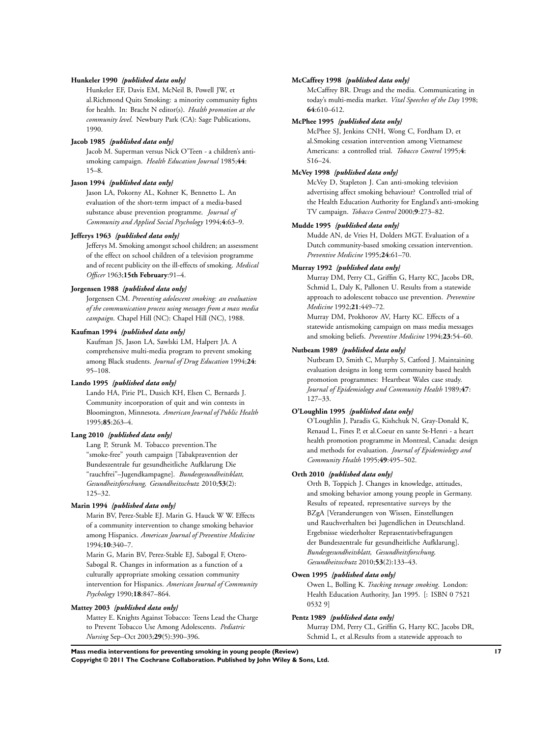**Hunkeler 1990** *{published data only}*

Hunkeler EF, Davis EM, McNeil B, Powell JW, et al.Richmond Quits Smoking: a minority community fights for health. In: Bracht N editor(s). *Health promotion at the community level*. Newbury Park (CA): Sage Publications, 1990.

**Jacob 1985** *{published data only}*

Jacob M. Superman versus Nick O'Teen - a children's anti-smoking campaign. *Health Education Journal* 1985;**44**: 15–8.

**Jason 1994** *{published data only}*

Jason LA, Pokorny AL, Kohner K, Bennetto L. An evaluation of the short-term impact of a media-based substance abuse prevention programme. *Journal of Community and Applied Social Psychology* 1994;**4**:63–9.

**Jefferys 1963** *{published data only}*

Jefferys M. Smoking amongst school children; an assessment of the effect on school children of a television programme and of recent publicity on the ill-effects of smoking. *Medical Officer* 1963;**15th February**:91–4.

**Jorgensen 1988** *{published data only}*

Jorgensen CM. *Preventing adolescent smoking: an evaluation of the communication process using messages from a mass media campaign*. Chapel Hill (NC): Chapel Hill (NC), 1988.

**Kaufman 1994** *{published data only}*

Kaufman JS, Jason LA, Sawlski LM, Halpert JA. A comprehensive multi-media program to prevent smoking among Black students. *Journal of Drug Education* 1994;**24**: 95–108.

**Lando 1995** *{published data only}*

Lando HA, Pirie PL, Dusich KH, Elsen C, Bernards J. Community incorporation of quit and win contests in Bloomington, Minnesota. *American Journal of Public Health* 1995;**85**:263–4.

**Lang 2010** *{published data only}*

Lang P, Strunk M. Tobacco prevention.The "smoke-free" youth campaign [Tabakpravention der Bundeszentrale fur gesundheitliche Aufklarung Die "rauchfrei"–Jugendkampagne]. *Bundesgesundheitsblatt, Gesundheitsforschung, Gesundheitsschutz* 2010;**53**(2): 125–32.

**Marin 1994** *{published data only}*

Marin BV, Perez-Stable EJ. Marin G. Hauck W W. Effects of a community intervention to change smoking behavior among Hispanics. *American Journal of Preventive Medicine* 1994;**10**:340–7.

Marin G, Marin BV, Perez-Stable EJ, Sabogal F, Otero-Sabogal R. Changes in information as a function of a culturally appropriate smoking cessation community intervention for Hispanics. *American Journal of Community Psychology* 1990;**18**:847–864.

**Mattey 2003** *{published data only}*

Mattey E. Knights Against Tobacco: Teens Lead the Charge to Prevent Tobacco Use Among Adolescents. *Pediatric Nursing* Sep–Oct 2003;**29**(5):390–396.

**McCaffrey 1998** *{published data only}*

McCaffrey BR. Drugs and the media. Communicating in today's multi-media market. *Vital Speeches of the Day* 1998; **64**:610–612.

**McPhee 1995** *{published data only}*

McPhee SJ, Jenkins CNH, Wong C, Fordham D, et al.Smoking cessation intervention among Vietnamese Americans: a controlled trial. *Tobacco Control* 1995;**4**: S16–24.

**McVey 1998** *{published data only}*

McVey D, Stapleton J. Can anti-smoking television advertising affect smoking behaviour? Controlled trial of the Health Education Authority for England's anti-smoking TV campaign. *Tobacco Control* 2000;**9**:273–82.

**Mudde 1995** *{published data only}*

Mudde AN, de Vries H, Dolders MGT. Evaluation of a Dutch community-based smoking cessation intervention. *Preventive Medicine* 1995;**24**:61–70.

**Murray 1992** *{published data only}*

Murray DM, Perry CL, Griffin G, Harty KC, Jacobs DR, Schmid L, Daly K, Pallonen U. Results from a statewide approach to adolescent tobacco use prevention. *Preventive Medicine* 1992;**21**:449–72.

Murray DM, Prokhorov AV, Harty KC. Effects of a statewide antismoking campaign on mass media messages and smoking beliefs. *Preventive Medicine* 1994;**23**:54–60.

**Nutbeam 1989** *{published data only}*

Nutbeam D, Smith C, Murphy S, Catford J. Maintaining evaluation designs in long term community based health promotion programmes: Heartbeat Wales case study. *Journal of Epidemiology and Community Health* 1989;**47**: 127–33.

**O'Loughlin 1995** *{published data only}*

O'Loughlin J, Paradis G, Kishchuk N, Gray-Donald K, Renaud L, Fines P, et al.Coeur en sante St-Henri - a heart health promotion programme in Montreal, Canada: design and methods for evaluation. *Journal of Epidemiology and Community Health* 1995;**49**:495–502.

**Orth 2010** *{published data only}*

Orth B, Toppich J. Changes in knowledge, attitudes, and smoking behavior among young people in Germany. Results of repeated, representative surveys by the BZgA [Veranderungen von Wissen, Einstellungen und Rauchverhalten bei Jugendlichen in Deutschland. Ergebnisse wiederholter Reprasentativbefragungen der Bundeszentrale fur gesundheitliche Aufklarung]. *Bundesgesundheitsblatt, Gesundheitsforschung, Gesundheitsschutz* 2010;**53**(2):133–43.

**Owen 1995** *{published data only}*

Owen L, Bolling K. *Tracking teenage smoking*. London: Health Education Authority, Jan 1995. [: ISBN 0 7521 0532 9]

**Pentz 1989** *{published data only}*

Murray DM, Perry CL, Griffin G, Harty KC, Jacobs DR, Schmid L, et al.Results from a statewide approach to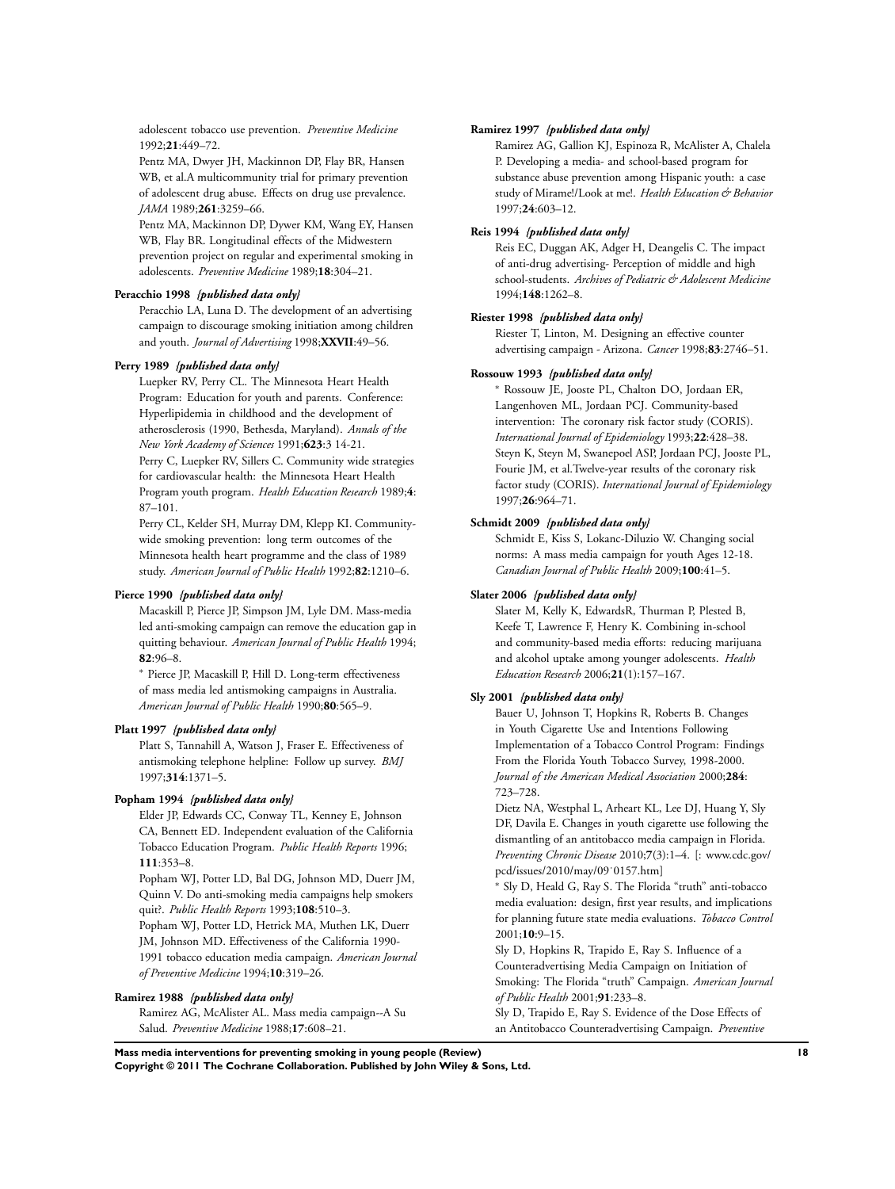adolescent tobacco use prevention. *Preventive Medicine* 1992;**21**:449–72.

Pentz MA, Dwyer JH, Mackinnon DP, Flay BR, Hansen WB, et al.A multicommunity trial for primary prevention of adolescent drug abuse. Effects on drug use prevalence. *JAMA* 1989;**261**:3259–66.

Pentz MA, Mackinnon DP, Dywer KM, Wang EY, Hansen WB, Flay BR. Longitudinal effects of the Midwestern prevention project on regular and experimental smoking in adolescents. *Preventive Medicine* 1989;**18**:304–21.

**Peracchio 1998** *{published data only}*

Peracchio LA, Luna D. The development of an advertising campaign to discourage smoking initiation among children and youth. *Journal of Advertising* 1998;**XXVII**:49–56.

**Perry 1989** *{published data only}*

Luepker RV, Perry CL. The Minnesota Heart Health Program: Education for youth and parents. Conference: Hyperlipidemia in childhood and the development of atherosclerosis (1990, Bethesda, Maryland). *Annals of the New York Academy of Sciences* 1991;**623**:3 14-21.

Perry C, Luepker RV, Sillers C. Community wide strategies for cardiovascular health: the Minnesota Heart Health Program youth program. *Health Education Research* 1989;**4**: 87–101.

Perry CL, Kelder SH, Murray DM, Klepp KI. Community-wide smoking prevention: long term outcomes of the Minnesota health heart programme and the class of 1989 study. *American Journal of Public Health* 1992;**82**:1210–6.

**Pierce 1990** *{published data only}*

Macaskill P, Pierce JP, Simpson JM, Lyle DM. Mass-media led anti-smoking campaign can remove the education gap in quitting behaviour. *American Journal of Public Health* 1994; **82**:96–8.

* Pierce JP, Macaskill P, Hill D. Long-term effectiveness of mass media led antismoking campaigns in Australia. *American Journal of Public Health* 1990;**80**:565–9.

**Platt 1997** *{published data only}*

Platt S, Tannahill A, Watson J, Fraser E. Effectiveness of antismoking telephone helpline: Follow up survey. *BMJ* 1997;**314**:1371–5.

**Popham 1994** *{published data only}*

Elder JP, Edwards CC, Conway TL, Kenney E, Johnson CA, Bennett ED. Independent evaluation of the California Tobacco Education Program. *Public Health Reports* 1996; **111**:353–8.

Popham WJ, Potter LD, Bal DG, Johnson MD, Duerr JM, Quinn V. Do anti-smoking media campaigns help smokers quit?. *Public Health Reports* 1993;**108**:510–3.

Popham WJ, Potter LD, Hetrick MA, Muthen LK, Duerr JM, Johnson MD. Effectiveness of the California 1990-1991 tobacco education media campaign. *American Journal of Preventive Medicine* 1994;**10**:319–26.

**Ramirez 1988** *{published data only}*

Ramirez AG, McAlister AL. Mass media campaign--A Su Salud. *Preventive Medicine* 1988;**17**:608–21.

**Ramirez 1997** *{published data only}*

Ramirez AG, Gallion KJ, Espinoza R, McAlister A, Chalela P. Developing a media- and school-based program for substance abuse prevention among Hispanic youth: a case study of Mirame!/Look at me!. *Health Education & Behavior* 1997;**24**:603–12.

**Reis 1994** *{published data only}*

Reis EC, Duggan AK, Adger H, Deangelis C. The impact of anti-drug advertising- Perception of middle and high school-students. *Archives of Pediatric & Adolescent Medicine* 1994;**148**:1262–8.

**Riester 1998** *{published data only}*

Riester T, Linton, M. Designing an effective counter advertising campaign - Arizona. *Cancer* 1998;**83**:2746–51.

**Rossouw 1993** *{published data only}*

* Rossouw JE, Jooste PL, Chalton DO, Jordaan ER, Langenhoven ML, Jordaan PCJ. Community-based intervention: The coronary risk factor study (CORIS). *International Journal of Epidemiology* 1993;**22**:428–38.

Steyn K, Steyn M, Swanepoel ASP, Jordaan PCJ, Jooste PL, Fourie JM, et al.Twelve-year results of the coronary risk factor study (CORIS). *International Journal of Epidemiology* 1997;**26**:964–71.

**Schmidt 2009** *{published data only}*

Schmidt E, Kiss S, Lokanc-Diluzio W. Changing social norms: A mass media campaign for youth Ages 12-18. *Canadian Journal of Public Health* 2009;**100**:41–5.

**Slater 2006** *{published data only}*

Slater M, Kelly K, EdwardsR, Thurman P, Plested B, Keefe T, Lawrence F, Henry K. Combining in-school and community-based media efforts: reducing marijuana and alcohol uptake among younger adolescents. *Health Education Research* 2006;**21**(1):157–167.

**Sly 2001** *{published data only}*

Bauer U, Johnson T, Hopkins R, Roberts B. Changes in Youth Cigarette Use and Intentions Following Implementation of a Tobacco Control Program: Findings From the Florida Youth Tobacco Survey, 1998-2000. *Journal of the American Medical Association* 2000;**284**: 723–728.

Dietz NA, Westphal L, Arheart KL, Lee DJ, Huang Y, Sly DF, Davila E. Changes in youth cigarette use following the dismantling of an antitobacco media campaign in Florida. *Preventing Chronic Disease* 2010;**7**(3):1–4. [: www.cdc.gov/pcd/issues/2010/may/09˙0157.htm]

* Sly D, Heald G, Ray S. The Florida "truth" anti-tobacco media evaluation: design, first year results, and implications for planning future state media evaluations. *Tobacco Control* 2001;**10**:9–15.

Sly D, Hopkins R, Trapido E, Ray S. Influence of a Counteradvertising Media Campaign on Initiation of Smoking: The Florida "truth" Campaign. *American Journal of Public Health* 2001;**91**:233–8.

Sly D, Trapido E, Ray S. Evidence of the Dose Effects of an Antitobacco Counteradvertising Campaign. *Preventive*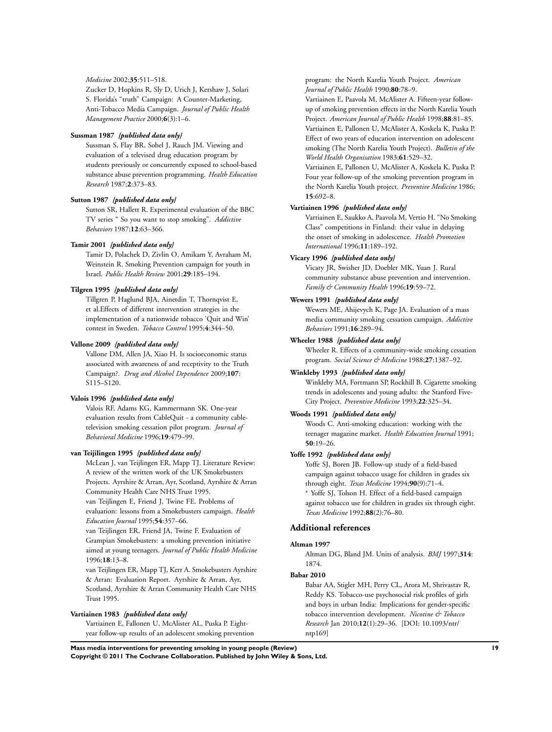*Medicine* 2002;**35**:511–518.

Zucker D, Hopkins R, Sly D, Urich J, Kershaw J, Solari S. Florida's "truth" Campaign: A Counter-Marketing, Anti-Tobacco Media Campaign. *Journal of Public Health Management Practice* 2000;**6**(3):1–6.

**Sussman 1987** *{published data only}*

Sussman S, Flay BR, Sobel J, Rauch JM. Viewing and evaluation of a televised drug education program by students previously or concurrently exposed to school-based substance abuse prevention programming. *Health Education Research* 1987;**2**:373–83.

**Sutton 1987** *{published data only}*

Sutton SR, Hallett R. Experimental evaluation of the BBC TV series " So you want to stop smoking". *Addictive Behaviors* 1987;**12**:63–366.

**Tamir 2001** *{published data only}*

Tamir D, Polachek D, Zivlin O, Amikam Y, Avraham M, Weinstein R. Smoking Prevention campaign for youth in Israel. *Public Health Review* 2001;**29**:185–194.

**Tilgren 1995** *{published data only}*

Tillgren P, Haglund BJA, Ainetdin T, Thornqvist E, et al.Effects of different intervention strategies in the implementation of a nationwide tobacco 'Quit and Win' contest in Sweden. *Tobacco Control* 1995;**4**:344–50.

**Vallone 2009** *{published data only}*

Vallone DM, Allen JA, Xiao H. Is socioeconomic status associated with awareness of and receptivity to the Truth Campaign?. *Drug and Alcohol Dependence* 2009;**107**: S115–S120.

**Valois 1996** *{published data only}*

Valois RF, Adams KG, Kammermann SK. One-year evaluation results from CableQuit - a community cable-television smoking cessation pilot program. *Journal of Behavioral Medicine* 1996;**19**:479–99.

**van Teijilingen 1995** *{published data only}*

McLean J, van Teijlingen ER, Mapp TJ. Literature Review: A review of the written work of the UK Smokebusters Projects. Ayrshire & Arran, Ayr, Scotland, Ayrshire & Arran Community Health Care NHS Trust 1995.

van Teijlingen E, Friend J, Twine FE. Problems of evaluation: lessons from a Smokebusters campaign. *Health Education Journal* 1995;**54**:357–66.

van Teijlingen ER, Friend JA, Twine F. Evaluation of Grampian Smokebusters: a smoking prevention initiative aimed at young teenagers. *Journal of Public Health Medicine* 1996;**18**:13–8.

van Teijlingen ER, Mapp TJ, Kerr A. Smokebusters Ayrshire & Arran: Evaluation Report. Ayrshire & Arran, Ayr, Scotland, Ayrshire & Arran Community Health Care NHS Trust 1995.

**Vartiainen 1983** *{published data only}*

Vartiainen E, Fallonen U, McAlister AL, Puska P. Eight-year follow-up results of an adolescent smoking prevention program: the North Karelia Youth Project. *American Journal of Public Health* 1990;**80**:78–9.

Vartiainen E, Paavola M, McAlister A. Fifteen-year follow-up of smoking prevention effects in the North Karelia Youth Project. *American Journal of Public Health* 1998;**88**:81–85.

Vartiainen E, Pallonen U, McAlister A, Koskela K, Puska P. Effect of two years of education intervention on adolescent smoking (The North Karelia Youth Project). *Bulletin of the World Health Organisation* 1983;**61**:529–32.

Vartiainen E, Pallonen U, McAlister A, Koskela K, Puska P. Four year follow-up of the smoking prevention program in the North Karelia Youth project. *Preventive Medicine* 1986; **15**:692–8.

**Vartiainen 1996** *{published data only}*

Vartiainen E, Saukko A, Paavola M, Vertio H. "No Smoking Class" competitions in Finland: their value in delaying the onset of smoking in adolescence. *Health Promotion International* 1996;**11**:189–192.

**Vicary 1996** *{published data only}*

Vicary JR, Swisher JD, Doebler MK, Yuan J. Rural community substance abuse prevention and intervention. *Family & Community Health* 1996;**19**:59–72.

**Wewers 1991** *{published data only}*

Wewers ME, Ahijevych K, Page JA. Evaluation of a mass media community smoking cessation campaign. *Addictive Behaviors* 1991;**16**:289–94.

**Wheeler 1988** *{published data only}*

Wheeler R. Effects of a community-wide smoking cessation program. *Social Science & Medicine* 1988;**27**:1387–92.

**Winkleby 1993** *{published data only}*

Winkleby MA, Fortmann SP, Rockhill B. Cigarette smoking trends in adolescents and young adults: the Stanford Five-City Project. *Preventive Medicine* 1993;**22**:325–34.

**Woods 1991** *{published data only}*

Woods C. Anti-smoking education: working with the teenager magazine market. *Health Education Journal* 1991; **50**:19–26.

**Yoffe 1992** *{published data only}*

Yoffe SJ, Boren JB. Follow-up study of a field-based campaign against tobacco usage for children in grades six through eight. *Texas Medicine* 1994;**90**(9):71–4.

* Yoffe SJ, Tolson H. Effect of a field-based campaign against tobacco use for children in grades six through eight. *Texas Medicine* 1992;**88**(2):76–80.

## Additional references

**Altman 1997**

Altman DG, Bland JM. Units of analysis. *BMJ* 1997;**314**: 1874.

**Babar 2010**

Babar AA, Stigler MH, Perry CL, Arora M, Shrivastav R, Reddy KS. Tobacco-use psychosocial risk profiles of girls and boys in urban India: Implications for gender-specific tobacco intervention development. *Nicotine & Tobacco Research* Jan 2010;**12**(1):29–36. [DOI: 10.1093/ntr/ntp169]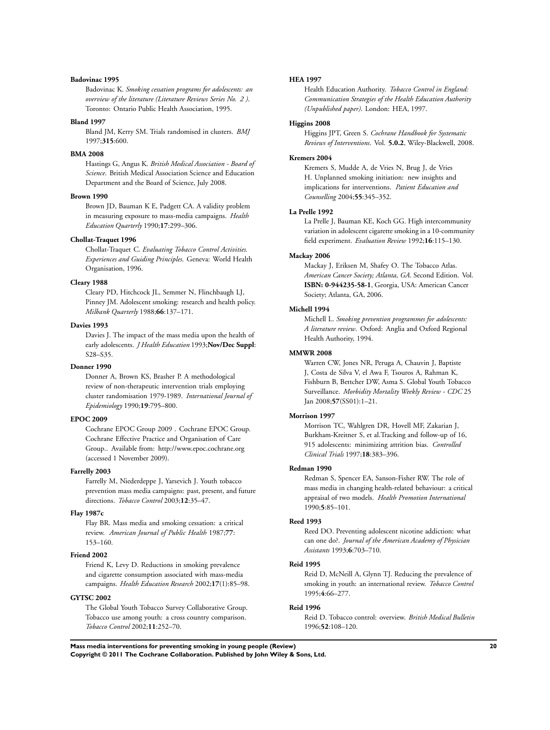**Badovinac 1995**

Badovinac K. *Smoking cessation programs for adolescents: an overview of the literature (Literature Reviews Series No. 2 ).* Toronto: Ontario Public Health Association, 1995.

**Bland 1997**

Bland JM, Kerry SM. Trials randomised in clusters. *BMJ* 1997;**315**:600.

**BMA 2008**

Hastings G, Angus K. *British Medical Association - Board of Science*. British Medical Association Science and Education Department and the Board of Science, July 2008.

**Brown 1990**

Brown JD, Bauman K E, Padgett CA. A validity problem in measuring exposure to mass-media campaigns. *Health Education Quarterly* 1990;**17**:299–306.

**Chollat-Traquet 1996**

Chollat-Traquet C. *Evaluating Tobacco Control Activities. Experiences and Guiding Principles*. Geneva: World Health Organisation, 1996.

**Cleary 1988**

Cleary PD, Hitchcock JL, Semmer N, Flinchbaugh LJ, Pinney JM. Adolescent smoking: research and health policy. *Milbank Quarterly* 1988;**66**:137–171.

**Davies 1993**

Davies J. The impact of the mass media upon the health of early adolescents. *J Health Education* 1993;**Nov/Dec Suppl**: S28–S35.

**Donner 1990**

Donner A, Brown KS, Brasher P. A methodological review of non-therapeutic intervention trials employing cluster randomisation 1979-1989. *International Journal of Epidemiology* 1990;**19**:795–800.

**EPOC 2009**

Cochrane EPOC Group 2009 . Cochrane EPOC Group. Cochrane Effective Practice and Organisation of Care Group.. Available from: http://www.epoc.cochrane.org (accessed 1 November 2009).

**Farrelly 2003**

Farrelly M, Niederdeppe J, Yarsevich J. Youth tobacco prevention mass media campaigns: past, present, and future directions. *Tobacco Control* 2003;**12**:35–47.

**Flay 1987c**

Flay BR. Mass media and smoking cessation: a critical review. *American Journal of Public Health* 1987;**77**: 153–160.

**Friend 2002**

Friend K, Levy D. Reductions in smoking prevalence and cigarette consumption associated with mass-media campaigns. *Health Education Research* 2002;**17**(1):85–98.

**GYTSC 2002**

The Global Youth Tobacco Survey Collaborative Group. Tobacco use among youth: a cross country comparison. *Tobacco Control* 2002;**11**:252–70.

**HEA 1997**

Health Education Authority. *Tobacco Control in England: Communication Strategies of the Health Education Authority (Unpublished paper)*. London: HEA, 1997.

**Higgins 2008**

Higgins JPT, Green S. *Cochrane Handbook for Systematic Reviews of Interventions*. Vol. **5.0.2**, Wiley-Blackwell, 2008.

**Kremers 2004**

Kremers S, Mudde A, de Vries N, Brug J, de Vries H. Unplanned smoking initiation: new insights and implications for interventions. *Patient Education and Counselling* 2004;**55**:345–352.

**La Prelle 1992**

La Prelle J, Bauman KE, Koch GG. High intercommunity variation in adolescent cigarette smoking in a 10-community field experiment. *Evaluation Review* 1992;**16**:115–130.

**Mackay 2006**

Mackay J, Eriksen M, Shafey O. The Tobacco Atlas. *American Cancer Society; Atlanta, GA*. Second Edition. Vol. **ISBN: 0-944235-58-1**, Georgia, USA: American Cancer Society; Atlanta, GA, 2006.

**Michell 1994**

Michell L. *Smoking prevention programmes for adolescents: A literature review*. Oxford: Anglia and Oxford Regional Health Authority, 1994.

**MMWR 2008**

Warren CW, Jones NR, Peruga A, Chauvin J, Baptiste J, Costa de Silva V, el Awa F, Tsouros A, Rahman K, Fishburn B, Bettcher DW, Asma S. Global Youth Tobacco Surveillance. *Morbidity Mortality Weekly Review - CDC* 25 Jan 2008;**57**(SS01):1–21.

**Morrison 1997**

Morrison TC, Wahlgren DR, Hovell MF, Zakarian J, Burkham-Kreitner S, et al.Tracking and follow-up of 16, 915 adolescents: minimizing attrition bias. *Controlled Clinical Trials* 1997;**18**:383–396.

**Redman 1990**

Redman S, Spencer EA, Sanson-Fisher RW. The role of mass media in changing health-related behaviour: a critical appraisal of two models. *Health Promotion International* 1990;**5**:85–101.

**Reed 1993**

Reed DO. Preventing adolescent nicotine addiction: what can one do?. *Journal of the American Academy of Physician Assistants* 1993;**6**:703–710.

**Reid 1995**

Reid D, McNeill A, Glynn TJ. Reducing the prevalence of smoking in youth: an international review. *Tobacco Control* 1995;**4**:66–277.

**Reid 1996**

Reid D. Tobacco control: overview. *British Medical Bulletin* 1996;**52**:108–120.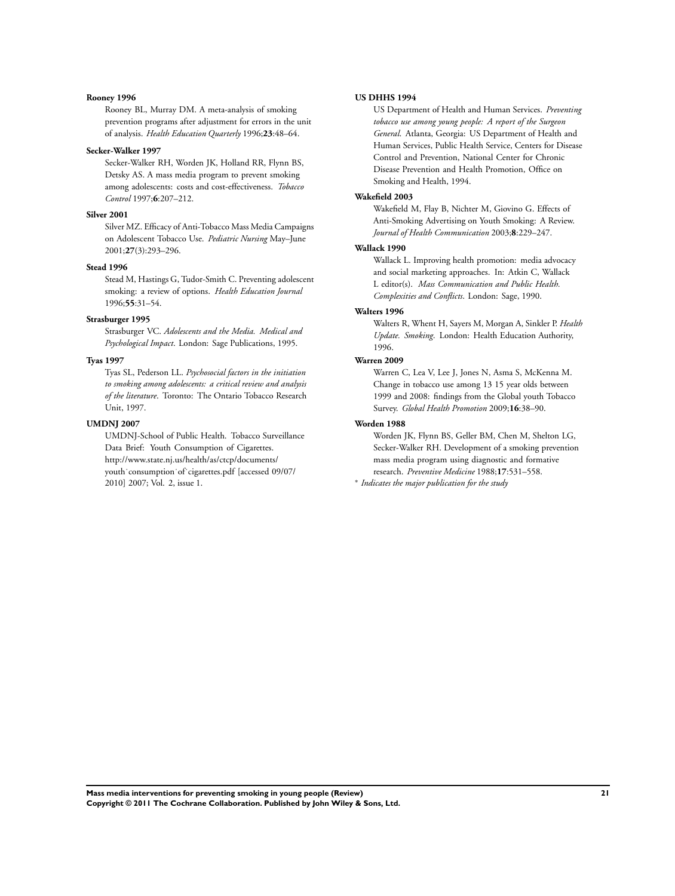**Rooney 1996**

Rooney BL, Murray DM. A meta-analysis of smoking prevention programs after adjustment for errors in the unit of analysis. *Health Education Quarterly* 1996;**23**:48–64.

**Secker-Walker 1997**

Secker-Walker RH, Worden JK, Holland RR, Flynn BS, Detsky AS. A mass media program to prevent smoking among adolescents: costs and cost-effectiveness. *Tobacco Control* 1997;**6**:207–212.

**Silver 2001**

Silver MZ. Efficacy of Anti-Tobacco Mass Media Campaigns on Adolescent Tobacco Use. *Pediatric Nursing* May–June 2001;**27**(3):293–296.

**Stead 1996**

Stead M, Hastings G, Tudor-Smith C. Preventing adolescent smoking: a review of options. *Health Education Journal* 1996;**55**:31–54.

**Strasburger 1995**

Strasburger VC. *Adolescents and the Media. Medical and Psychological Impact*. London: Sage Publications, 1995.

**Tyas 1997**

Tyas SL, Pederson LL. *Psychosocial factors in the initiation to smoking among adolescents: a critical review and analysis of the literature*. Toronto: The Ontario Tobacco Research Unit, 1997.

**UMDNJ 2007**

UMDNJ-School of Public Health. Tobacco Surveillance Data Brief: Youth Consumption of Cigarettes. http://www.state.nj.us/health/as/ctcp/documents/youth˙consumption˙of˙cigarettes.pdf [accessed 09/07/2010] 2007; Vol. 2, issue 1.

**US DHHS 1994**

US Department of Health and Human Services. *Preventing tobacco use among young people: A report of the Surgeon General*. Atlanta, Georgia: US Department of Health and Human Services, Public Health Service, Centers for Disease Control and Prevention, National Center for Chronic Disease Prevention and Health Promotion, Office on Smoking and Health, 1994.

**Wakefield 2003**

Wakefield M, Flay B, Nichter M, Giovino G. Effects of Anti-Smoking Advertising on Youth Smoking: A Review. *Journal of Health Communication* 2003;**8**:229–247.

**Wallack 1990**

Wallack L. Improving health promotion: media advocacy and social marketing approaches. In: Atkin C, Wallack L editor(s). *Mass Communication and Public Health. Complexities and Conflicts*. London: Sage, 1990.

**Walters 1996**

Walters R, Whent H, Sayers M, Morgan A, Sinkler P. *Health Update. Smoking*. London: Health Education Authority, 1996.

**Warren 2009**

Warren C, Lea V, Lee J, Jones N, Asma S, McKenna M. Change in tobacco use among 13 15 year olds between 1999 and 2008: findings from the Global youth Tobacco Survey. *Global Health Promotion* 2009;**16**:38–90.

**Worden 1988**

Worden JK, Flynn BS, Geller BM, Chen M, Shelton LG, Secker-Walker RH. Development of a smoking prevention mass media program using diagnostic and formative research. *Preventive Medicine* 1988;**17**:531–558.

* *Indicates the major publication for the study*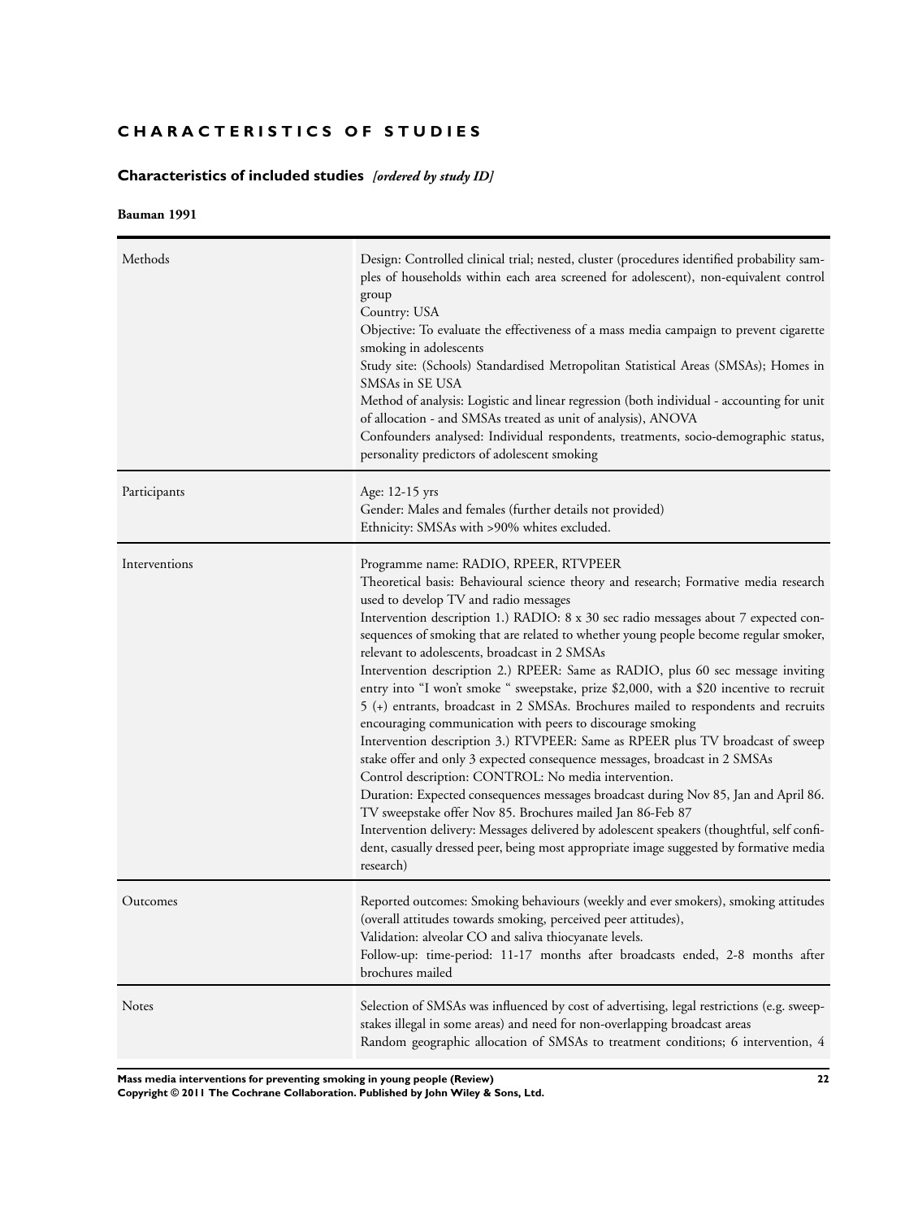# CHARACTERISTICS OF STUDIES

## Characteristics of included studies *[ordered by study ID]*

**Bauman 1991**

| | |
|---|---|
| Methods | Design: Controlled clinical trial; nested, cluster (procedures identified probability samples of households within each area screened for adolescent), non-equivalent control group<br>Country: USA<br>Objective: To evaluate the effectiveness of a mass media campaign to prevent cigarette smoking in adolescents<br>Study site: (Schools) Standardised Metropolitan Statistical Areas (SMSAs); Homes in SMSAs in SE USA<br>Method of analysis: Logistic and linear regression (both individual - accounting for unit of allocation - and SMSAs treated as unit of analysis), ANOVA<br>Confounders analysed: Individual respondents, treatments, socio-demographic status, personality predictors of adolescent smoking |
| Participants | Age: 12-15 yrs<br>Gender: Males and females (further details not provided)<br>Ethnicity: SMSAs with >90% whites excluded. |
| Interventions | Programme name: RADIO, RPEER, RTVPEER<br>Theoretical basis: Behavioural science theory and research; Formative media research used to develop TV and radio messages<br>Intervention description 1.) RADIO: 8 x 30 sec radio messages about 7 expected consequences of smoking that are related to whether young people become regular smoker, relevant to adolescents, broadcast in 2 SMSAs<br>Intervention description 2.) RPEER: Same as RADIO, plus 60 sec message inviting entry into "I won't smoke " sweepstake, prize $2,000, with a $20 incentive to recruit 5 (+) entrants, broadcast in 2 SMSAs. Brochures mailed to respondents and recruits encouraging communication with peers to discourage smoking<br>Intervention description 3.) RTVPEER: Same as RPEER plus TV broadcast of sweep stake offer and only 3 expected consequence messages, broadcast in 2 SMSAs<br>Control description: CONTROL: No media intervention.<br>Duration: Expected consequences messages broadcast during Nov 85, Jan and April 86. TV sweepstake offer Nov 85. Brochures mailed Jan 86-Feb 87<br>Intervention delivery: Messages delivered by adolescent speakers (thoughtful, self confident, casually dressed peer, being most appropriate image suggested by formative media research) |
| Outcomes | Reported outcomes: Smoking behaviours (weekly and ever smokers), smoking attitudes (overall attitudes towards smoking, perceived peer attitudes),<br>Validation: alveolar CO and saliva thiocyanate levels.<br>Follow-up: time-period: 11-17 months after broadcasts ended, 2-8 months after brochures mailed |
| Notes | Selection of SMSAs was influenced by cost of advertising, legal restrictions (e.g. sweepstakes illegal in some areas) and need for non-overlapping broadcast areas<br>Random geographic allocation of SMSAs to treatment conditions; 6 intervention, 4 |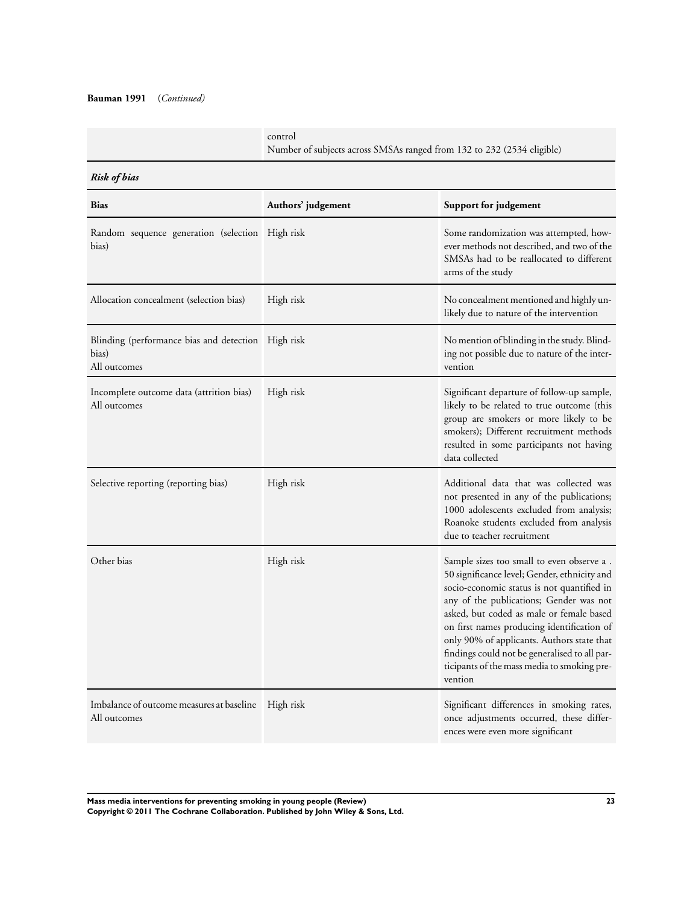**Bauman 1991** (*Continued*)

| | |
|---|---|
| | control<br>Number of subjects across SMSAs ranged from 132 to 232 (2534 eligible) |

***Risk of bias***

| Bias | Authors' judgement | Support for judgement |
|---|---|---|
| Random sequence generation (selection bias) | High risk | Some randomization was attempted, however methods not described, and two of the SMSAs had to be reallocated to different arms of the study |
| Allocation concealment (selection bias) | High risk | No concealment mentioned and highly unlikely due to nature of the intervention |
| Blinding (performance bias and detection bias)<br>All outcomes | High risk | No mention of blinding in the study. Blinding not possible due to nature of the intervention |
| Incomplete outcome data (attrition bias)<br>All outcomes | High risk | Significant departure of follow-up sample, likely to be related to true outcome (this group are smokers or more likely to be smokers); Different recruitment methods resulted in some participants not having data collected |
| Selective reporting (reporting bias) | High risk | Additional data that was collected was not presented in any of the publications; 1000 adolescents excluded from analysis; Roanoke students excluded from analysis due to teacher recruitment |
| Other bias | High risk | Sample sizes too small to even observe a . 50 significance level; Gender, ethnicity and socio-economic status is not quantified in any of the publications; Gender was not asked, but coded as male or female based on first names producing identification of only 90% of applicants. Authors state that findings could not be generalised to all participants of the mass media to smoking prevention |
| Imbalance of outcome measures at baseline<br>All outcomes | High risk | Significant differences in smoking rates, once adjustments occurred, these differences were even more significant |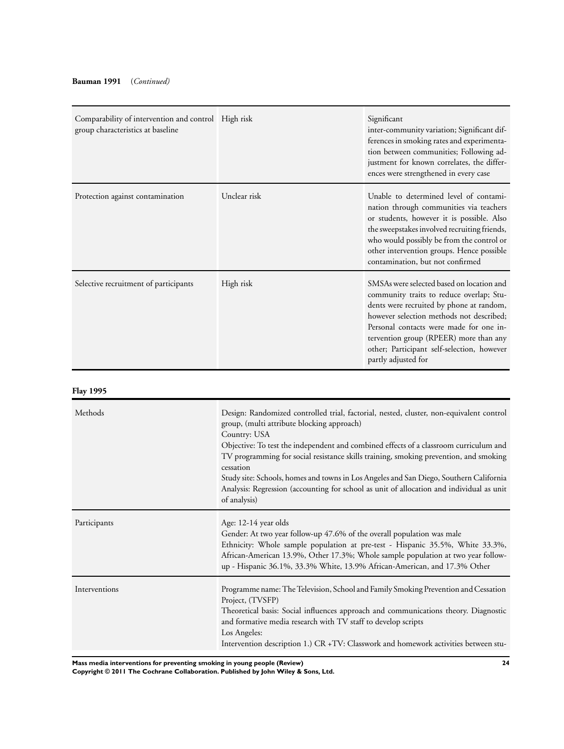**Bauman 1991** (*Continued*)

| | | |
|---|---|---|
| Comparability of intervention and control group characteristics at baseline | High risk | Significant inter-community variation; Significant differences in smoking rates and experimentation between communities; Following adjustment for known correlates, the differences were strengthened in every case |
| Protection against contamination | Unclear risk | Unable to determined level of contamination through communities via teachers or students, however it is possible. Also the sweepstakes involved recruiting friends, who would possibly be from the control or other intervention groups. Hence possible contamination, but not confirmed |
| Selective recruitment of participants | High risk | SMSAs were selected based on location and community traits to reduce overlap; Students were recruited by phone at random, however selection methods not described; Personal contacts were made for one intervention group (RPEER) more than any other; Participant self-selection, however partly adjusted for |

**Flay 1995**

| | |
|---|---|
| Methods | Design: Randomized controlled trial, factorial, nested, cluster, non-equivalent control group, (multi attribute blocking approach)<br>Country: USA<br>Objective: To test the independent and combined effects of a classroom curriculum and TV programming for social resistance skills training, smoking prevention, and smoking cessation<br>Study site: Schools, homes and towns in Los Angeles and San Diego, Southern California<br>Analysis: Regression (accounting for school as unit of allocation and individual as unit of analysis) |
| Participants | Age: 12-14 year olds<br>Gender: At two year follow-up 47.6% of the overall population was male<br>Ethnicity: Whole sample population at pre-test - Hispanic 35.5%, White 33.3%, African-American 13.9%, Other 17.3%; Whole sample population at two year follow-up - Hispanic 36.1%, 33.3% White, 13.9% African-American, and 17.3% Other |
| Interventions | Programme name: The Television, School and Family Smoking Prevention and Cessation Project, (TVSFP)<br>Theoretical basis: Social influences approach and communications theory. Diagnostic and formative media research with TV staff to develop scripts<br>Los Angeles:<br>Intervention description 1.) CR +TV: Classwork and homework activities between stu- |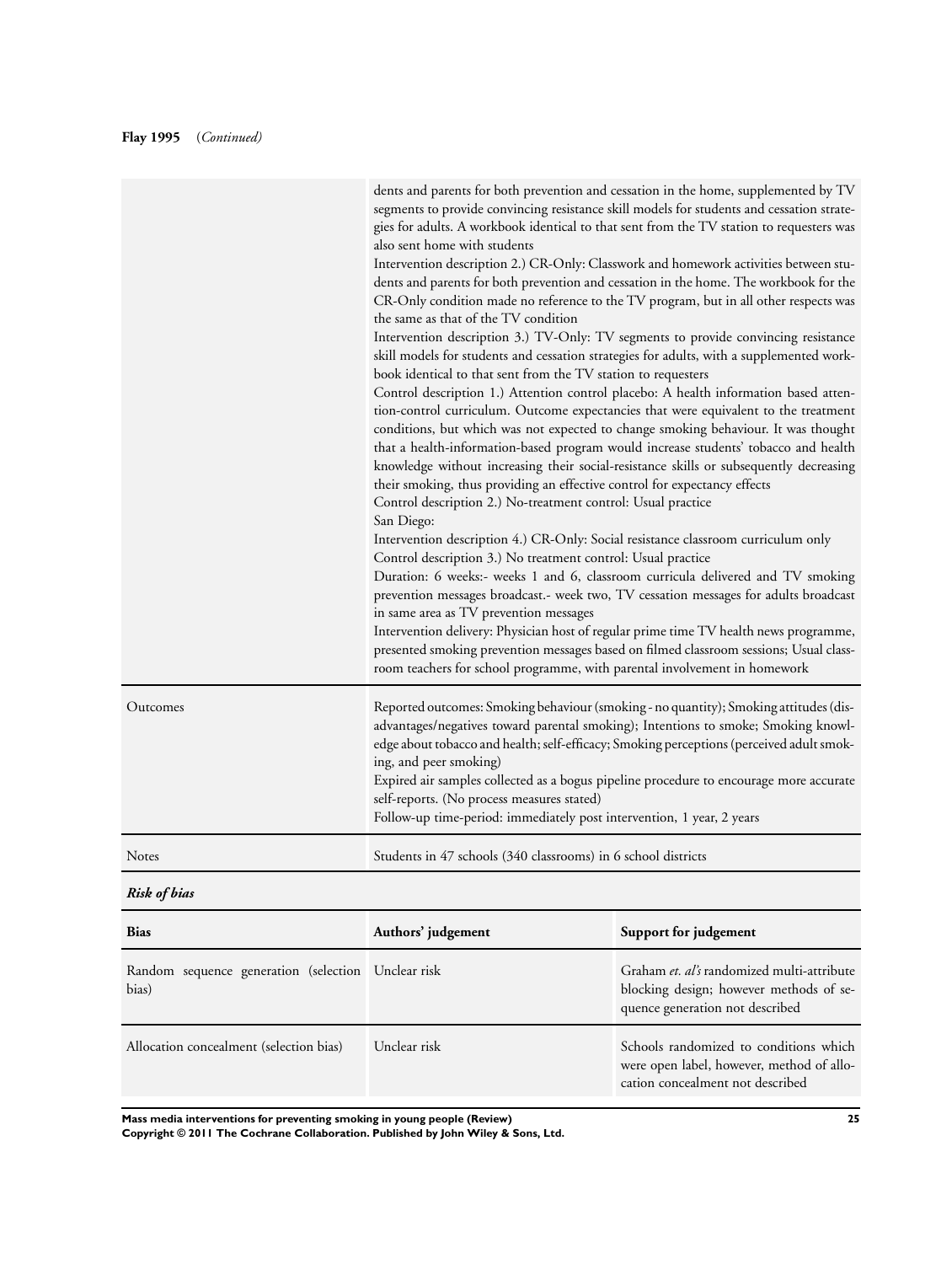**Flay 1995** *(Continued)*

| | |
|---|---|
| | dents and parents for both prevention and cessation in the home, supplemented by TV segments to provide convincing resistance skill models for students and cessation strategies for adults. A workbook identical to that sent from the TV station to requesters was also sent home with students<br>Intervention description 2.) CR-Only: Classwork and homework activities between students and parents for both prevention and cessation in the home. The workbook for the CR-Only condition made no reference to the TV program, but in all other respects was the same as that of the TV condition<br>Intervention description 3.) TV-Only: TV segments to provide convincing resistance skill models for students and cessation strategies for adults, with a supplemented workbook identical to that sent from the TV station to requesters<br>Control description 1.) Attention control placebo: A health information based attention-control curriculum. Outcome expectancies that were equivalent to the treatment conditions, but which was not expected to change smoking behaviour. It was thought that a health-information-based program would increase students' tobacco and health knowledge without increasing their social-resistance skills or subsequently decreasing their smoking, thus providing an effective control for expectancy effects<br>Control description 2.) No-treatment control: Usual practice<br>San Diego:<br>Intervention description 4.) CR-Only: Social resistance classroom curriculum only<br>Control description 3.) No treatment control: Usual practice<br>Duration: 6 weeks:- weeks 1 and 6, classroom curricula delivered and TV smoking prevention messages broadcast.- week two, TV cessation messages for adults broadcast in same area as TV prevention messages<br>Intervention delivery: Physician host of regular prime time TV health news programme, presented smoking prevention messages based on filmed classroom sessions; Usual classroom teachers for school programme, with parental involvement in homework |
| Outcomes | Reported outcomes: Smoking behaviour (smoking - no quantity); Smoking attitudes (disadvantages/negatives toward parental smoking); Intentions to smoke; Smoking knowledge about tobacco and health; self-efficacy; Smoking perceptions (perceived adult smoking, and peer smoking)<br>Expired air samples collected as a bogus pipeline procedure to encourage more accurate self-reports. (No process measures stated)<br>Follow-up time-period: immediately post intervention, 1 year, 2 years |
| Notes | Students in 47 schools (340 classrooms) in 6 school districts |

***Risk of bias***

| Bias | Authors' judgement | Support for judgement |
|---|---|---|
| Random sequence generation (selection bias) | Unclear risk | Graham *et. al's* randomized multi-attribute blocking design; however methods of sequence generation not described |
| Allocation concealment (selection bias) | Unclear risk | Schools randomized to conditions which were open label, however, method of allocation concealment not described |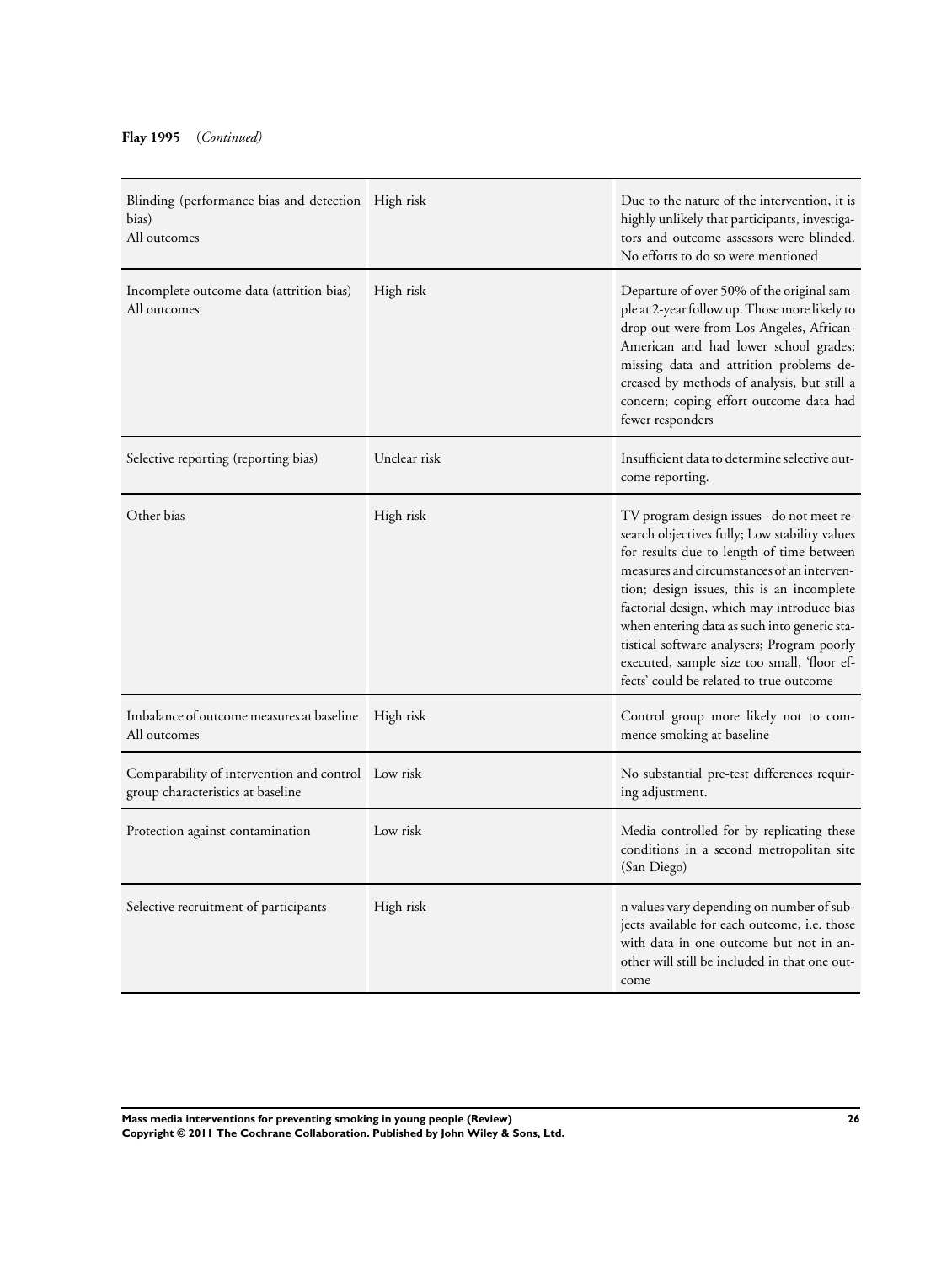**Flay 1995** (*Continued*)

| | | |
|---|---|---|
| Blinding (performance bias and detection bias)<br>All outcomes | High risk | Due to the nature of the intervention, it is highly unlikely that participants, investigators and outcome assessors were blinded. No efforts to do so were mentioned |
| Incomplete outcome data (attrition bias)<br>All outcomes | High risk | Departure of over 50% of the original sample at 2-year follow up. Those more likely to drop out were from Los Angeles, African-American and had lower school grades; missing data and attrition problems decreased by methods of analysis, but still a concern; coping effort outcome data had fewer responders |
| Selective reporting (reporting bias) | Unclear risk | Insufficient data to determine selective outcome reporting. |
| Other bias | High risk | TV program design issues - do not meet research objectives fully; Low stability values for results due to length of time between measures and circumstances of an intervention; design issues, this is an incomplete factorial design, which may introduce bias when entering data as such into generic statistical software analysers; Program poorly executed, sample size too small, 'floor effects' could be related to true outcome |
| Imbalance of outcome measures at baseline<br>All outcomes | High risk | Control group more likely not to commence smoking at baseline |
| Comparability of intervention and control group characteristics at baseline | Low risk | No substantial pre-test differences requiring adjustment. |
| Protection against contamination | Low risk | Media controlled for by replicating these conditions in a second metropolitan site (San Diego) |
| Selective recruitment of participants | High risk | n values vary depending on number of subjects available for each outcome, i.e. those with data in one outcome but not in another will still be included in that one outcome |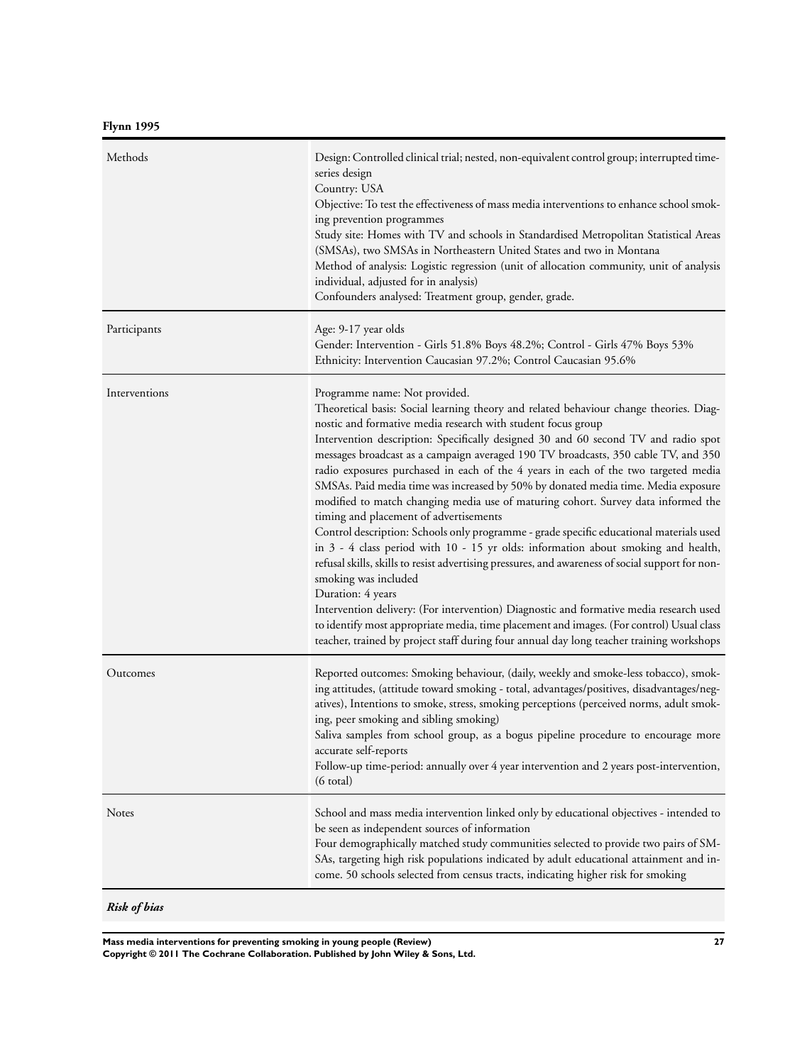**Flynn 1995**

| | |
|---|---|
| Methods | Design: Controlled clinical trial; nested, non-equivalent control group; interrupted time-series design<br>Country: USA<br>Objective: To test the effectiveness of mass media interventions to enhance school smoking prevention programmes<br>Study site: Homes with TV and schools in Standardised Metropolitan Statistical Areas (SMSAs), two SMSAs in Northeastern United States and two in Montana<br>Method of analysis: Logistic regression (unit of allocation community, unit of analysis individual, adjusted for in analysis)<br>Confounders analysed: Treatment group, gender, grade. |
| Participants | Age: 9-17 year olds<br>Gender: Intervention - Girls 51.8% Boys 48.2%; Control - Girls 47% Boys 53%<br>Ethnicity: Intervention Caucasian 97.2%; Control Caucasian 95.6% |
| Interventions | Programme name: Not provided.<br>Theoretical basis: Social learning theory and related behaviour change theories. Diagnostic and formative media research with student focus group<br>Intervention description: Specifically designed 30 and 60 second TV and radio spot messages broadcast as a campaign averaged 190 TV broadcasts, 350 cable TV, and 350 radio exposures purchased in each of the 4 years in each of the two targeted media SMSAs. Paid media time was increased by 50% by donated media time. Media exposure modified to match changing media use of maturing cohort. Survey data informed the timing and placement of advertisements<br>Control description: Schools only programme - grade specific educational materials used in 3 - 4 class period with 10 - 15 yr olds: information about smoking and health, refusal skills, skills to resist advertising pressures, and awareness of social support for non-smoking was included<br>Duration: 4 years<br>Intervention delivery: (For intervention) Diagnostic and formative media research used to identify most appropriate media, time placement and images. (For control) Usual class teacher, trained by project staff during four annual day long teacher training workshops |
| Outcomes | Reported outcomes: Smoking behaviour, (daily, weekly and smoke-less tobacco), smoking attitudes, (attitude toward smoking - total, advantages/positives, disadvantages/negatives), Intentions to smoke, stress, smoking perceptions (perceived norms, adult smoking, peer smoking and sibling smoking)<br>Saliva samples from school group, as a bogus pipeline procedure to encourage more accurate self-reports<br>Follow-up time-period: annually over 4 year intervention and 2 years post-intervention, (6 total) |
| Notes | School and mass media intervention linked only by educational objectives - intended to be seen as independent sources of information<br>Four demographically matched study communities selected to provide two pairs of SMSAs, targeting high risk populations indicated by adult educational attainment and income. 50 schools selected from census tracts, indicating higher risk for smoking |

***Risk of bias***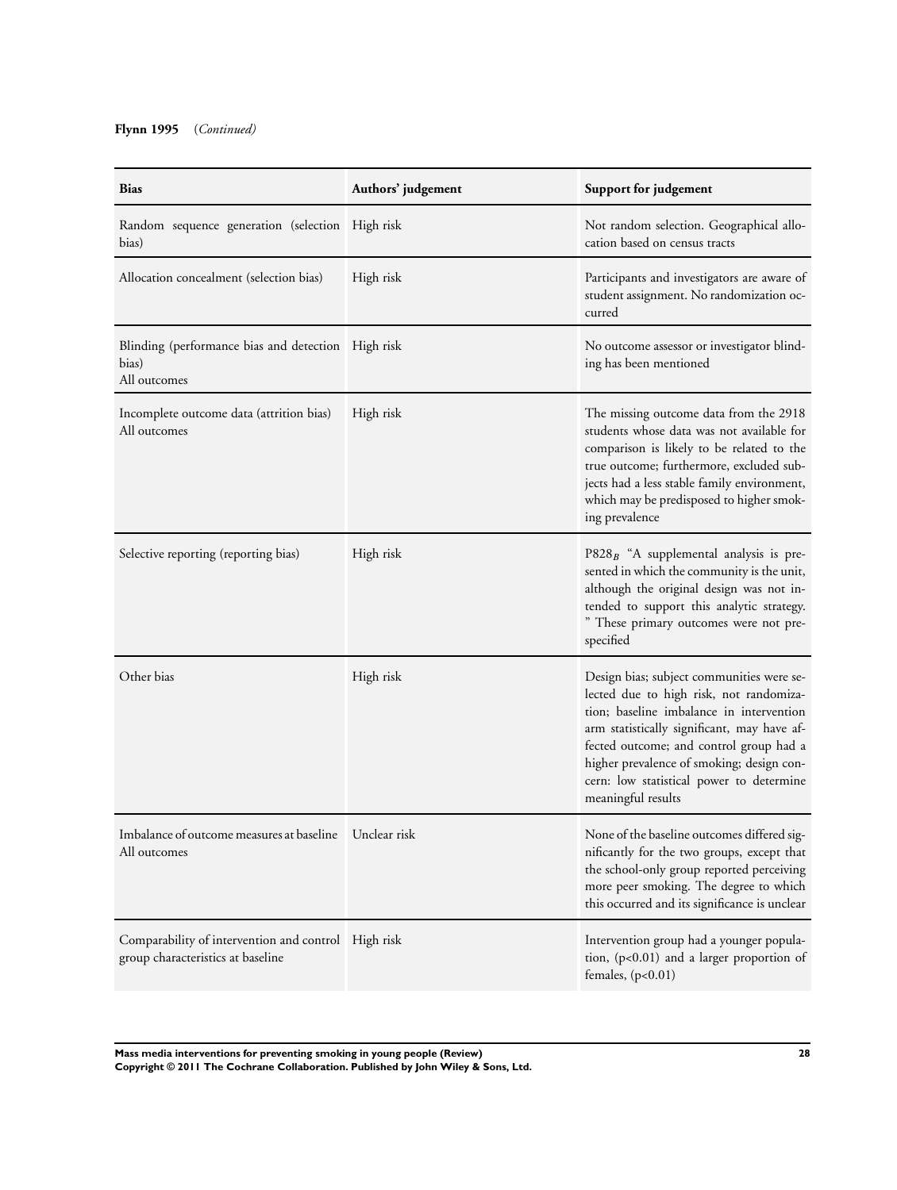**Flynn 1995** (*Continued*)

| Bias | Authors' judgement | Support for judgement |
|---|---|---|
| Random sequence generation (selection bias) | High risk | Not random selection. Geographical allocation based on census tracts |
| Allocation concealment (selection bias) | High risk | Participants and investigators are aware of student assignment. No randomization occurred |
| Blinding (performance bias and detection bias) All outcomes | High risk | No outcome assessor or investigator blinding has been mentioned |
| Incomplete outcome data (attrition bias) All outcomes | High risk | The missing outcome data from the 2918 students whose data was not available for comparison is likely to be related to the true outcome; furthermore, excluded subjects had a less stable family environment, which may be predisposed to higher smoking prevalence |
| Selective reporting (reporting bias) | High risk | $P828_B$ "A supplemental analysis is presented in which the community is the unit, although the original design was not intended to support this analytic strategy. " These primary outcomes were not prespecified |
| Other bias | High risk | Design bias; subject communities were selected due to high risk, not randomization; baseline imbalance in intervention arm statistically significant, may have affected outcome; and control group had a higher prevalence of smoking; design concern: low statistical power to determine meaningful results |
| Imbalance of outcome measures at baseline All outcomes | Unclear risk | None of the baseline outcomes differed significantly for the two groups, except that the school-only group reported perceiving more peer smoking. The degree to which this occurred and its significance is unclear |
| Comparability of intervention and control group characteristics at baseline | High risk | Intervention group had a younger population, ($p<0.01$) and a larger proportion of females, ($p<0.01$) |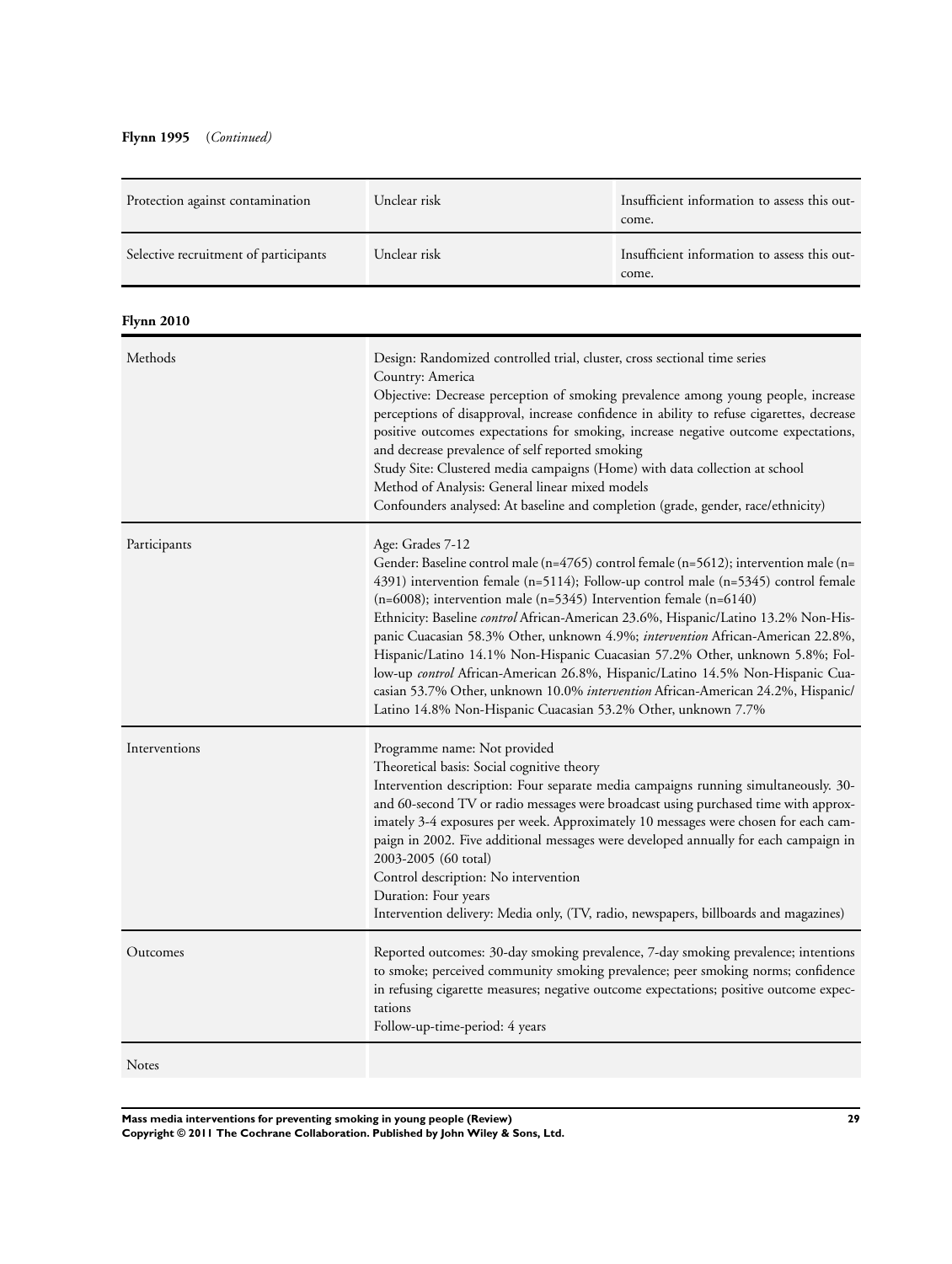**Flynn 1995** (*Continued*)

| | | |
|---|---|---|
| Protection against contamination | Unclear risk | Insufficient information to assess this outcome. |
| Selective recruitment of participants | Unclear risk | Insufficient information to assess this outcome. |

**Flynn 2010**

| | |
|---|---|
| Methods | Design: Randomized controlled trial, cluster, cross sectional time series<br>Country: America<br>Objective: Decrease perception of smoking prevalence among young people, increase perceptions of disapproval, increase confidence in ability to refuse cigarettes, decrease positive outcomes expectations for smoking, increase negative outcome expectations, and decrease prevalence of self reported smoking<br>Study Site: Clustered media campaigns (Home) with data collection at school<br>Method of Analysis: General linear mixed models<br>Confounders analysed: At baseline and completion (grade, gender, race/ethnicity) |
| Participants | Age: Grades 7-12<br>Gender: Baseline control male (n=4765) control female (n=5612); intervention male (n= 4391) intervention female (n=5114); Follow-up control male (n=5345) control female (n=6008); intervention male (n=5345) Intervention female (n=6140)<br>Ethnicity: Baseline *control* African-American 23.6%, Hispanic/Latino 13.2% Non-Hispanic Cuacasian 58.3% Other, unknown 4.9%; *intervention* African-American 22.8%, Hispanic/Latino 14.1% Non-Hispanic Cuacasian 57.2% Other, unknown 5.8%; Follow-up *control* African-American 26.8%, Hispanic/Latino 14.5% Non-Hispanic Cuacasian 53.7% Other, unknown 10.0% *intervention* African-American 24.2%, Hispanic/ Latino 14.8% Non-Hispanic Cuacasian 53.2% Other, unknown 7.7% |
| Interventions | Programme name: Not provided<br>Theoretical basis: Social cognitive theory<br>Intervention description: Four separate media campaigns running simultaneously. 30- and 60-second TV or radio messages were broadcast using purchased time with approximately 3-4 exposures per week. Approximately 10 messages were chosen for each campaign in 2002. Five additional messages were developed annually for each campaign in 2003-2005 (60 total)<br>Control description: No intervention<br>Duration: Four years<br>Intervention delivery: Media only, (TV, radio, newspapers, billboards and magazines) |
| Outcomes | Reported outcomes: 30-day smoking prevalence, 7-day smoking prevalence; intentions to smoke; perceived community smoking prevalence; peer smoking norms; confidence in refusing cigarette measures; negative outcome expectations; positive outcome expectations<br>Follow-up-time-period: 4 years |
| Notes | |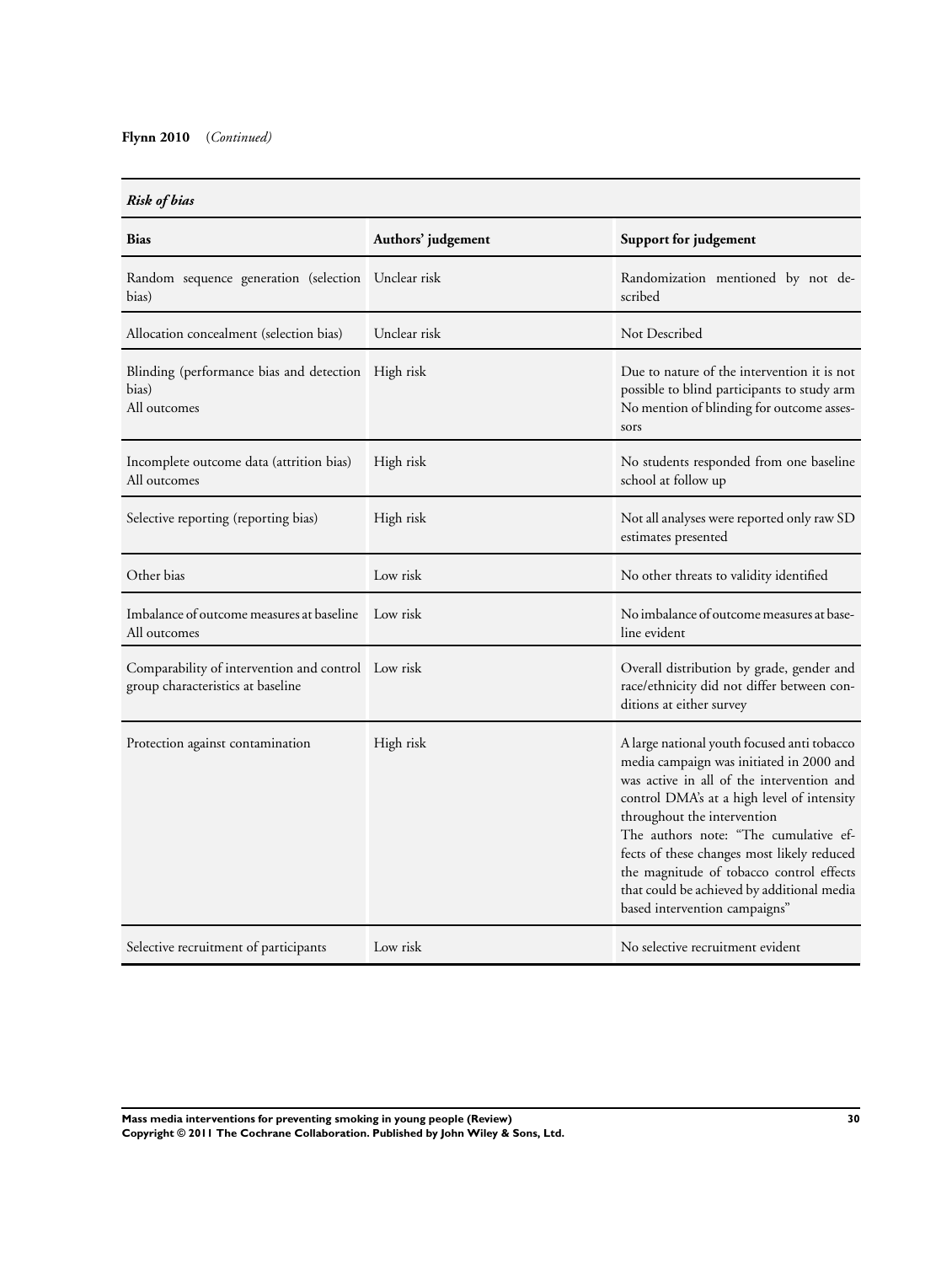**Flynn 2010** (*Continued*)

***Risk of bias***

| Bias | Authors' judgement | Support for judgement |
|---|---|---|
| Random sequence generation (selection bias) | Unclear risk | Randomization mentioned by not described |
| Allocation concealment (selection bias) | Unclear risk | Not Described |
| Blinding (performance bias and detection bias)<br>All outcomes | High risk | Due to nature of the intervention it is not possible to blind participants to study arm<br>No mention of blinding for outcome assessors |
| Incomplete outcome data (attrition bias)<br>All outcomes | High risk | No students responded from one baseline school at follow up |
| Selective reporting (reporting bias) | High risk | Not all analyses were reported only raw SD estimates presented |
| Other bias | Low risk | No other threats to validity identified |
| Imbalance of outcome measures at baseline<br>All outcomes | Low risk | No imbalance of outcome measures at baseline evident |
| Comparability of intervention and control group characteristics at baseline | Low risk | Overall distribution by grade, gender and race/ethnicity did not differ between conditions at either survey |
| Protection against contamination | High risk | A large national youth focused anti tobacco media campaign was initiated in 2000 and was active in all of the intervention and control DMA's at a high level of intensity throughout the intervention<br>The authors note: "The cumulative effects of these changes most likely reduced the magnitude of tobacco control effects that could be achieved by additional media based intervention campaigns" |
| Selective recruitment of participants | Low risk | No selective recruitment evident |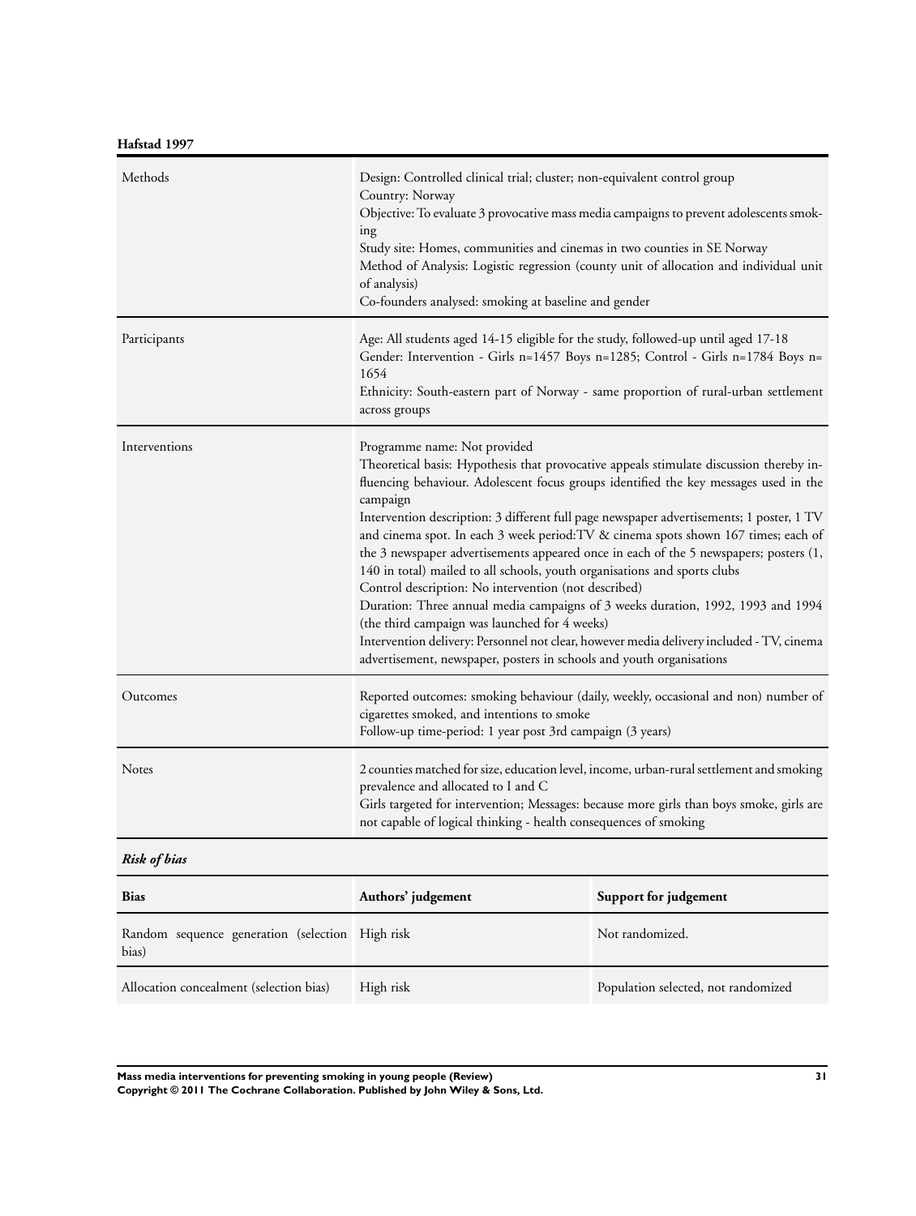**Hafstad 1997**

| | |
|---|---|
| Methods | Design: Controlled clinical trial; cluster; non-equivalent control group<br>Country: Norway<br>Objective: To evaluate 3 provocative mass media campaigns to prevent adolescents smoking<br>Study site: Homes, communities and cinemas in two counties in SE Norway<br>Method of Analysis: Logistic regression (county unit of allocation and individual unit of analysis)<br>Co-founders analysed: smoking at baseline and gender |
| Participants | Age: All students aged 14-15 eligible for the study, followed-up until aged 17-18<br>Gender: Intervention - Girls n=1457 Boys n=1285; Control - Girls n=1784 Boys n=1654<br>Ethnicity: South-eastern part of Norway - same proportion of rural-urban settlement across groups |
| Interventions | Programme name: Not provided<br>Theoretical basis: Hypothesis that provocative appeals stimulate discussion thereby influencing behaviour. Adolescent focus groups identified the key messages used in the campaign<br>Intervention description: 3 different full page newspaper advertisements; 1 poster, 1 TV and cinema spot. In each 3 week period:TV & cinema spots shown 167 times; each of the 3 newspaper advertisements appeared once in each of the 5 newspapers; posters (1,140 in total) mailed to all schools, youth organisations and sports clubs<br>Control description: No intervention (not described)<br>Duration: Three annual media campaigns of 3 weeks duration, 1992, 1993 and 1994 (the third campaign was launched for 4 weeks)<br>Intervention delivery: Personnel not clear, however media delivery included - TV, cinema advertisement, newspaper, posters in schools and youth organisations |
| Outcomes | Reported outcomes: smoking behaviour (daily, weekly, occasional and non) number of cigarettes smoked, and intentions to smoke<br>Follow-up time-period: 1 year post 3rd campaign (3 years) |
| Notes | 2 counties matched for size, education level, income, urban-rural settlement and smoking prevalence and allocated to I and C<br>Girls targeted for intervention; Messages: because more girls than boys smoke, girls are not capable of logical thinking - health consequences of smoking |

***Risk of bias***

| Bias | Authors' judgement | Support for judgement |
|---|---|---|
| Random sequence generation (selection bias) | High risk | Not randomized. |
| Allocation concealment (selection bias) | High risk | Population selected, not randomized |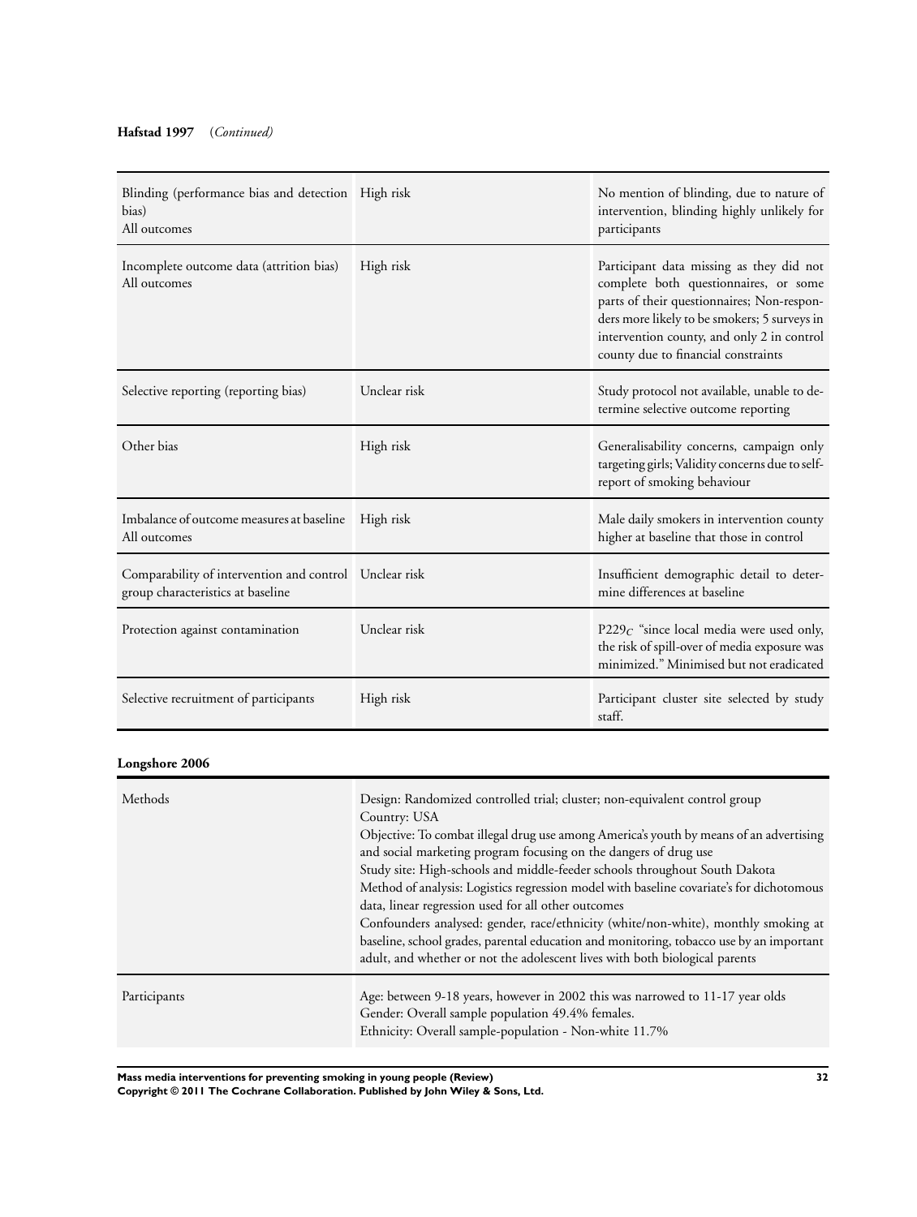**Hafstad 1997** (*Continued*)

| | | |
|---|---|---|
| Blinding (performance bias and detection bias)<br>All outcomes | High risk | No mention of blinding, due to nature of intervention, blinding highly unlikely for participants |
| Incomplete outcome data (attrition bias)<br>All outcomes | High risk | Participant data missing as they did not complete both questionnaires, or some parts of their questionnaires; Non-responders more likely to be smokers; 5 surveys in intervention county, and only 2 in control county due to financial constraints |
| Selective reporting (reporting bias) | Unclear risk | Study protocol not available, unable to determine selective outcome reporting |
| Other bias | High risk | Generalisability concerns, campaign only targeting girls; Validity concerns due to self-report of smoking behaviour |
| Imbalance of outcome measures at baseline<br>All outcomes | High risk | Male daily smokers in intervention county higher at baseline that those in control |
| Comparability of intervention and control group characteristics at baseline | Unclear risk | Insufficient demographic detail to determine differences at baseline |
| Protection against contamination | Unclear risk | $P229_C$ "since local media were used only, the risk of spill-over of media exposure was minimized." Minimised but not eradicated |
| Selective recruitment of participants | High risk | Participant cluster site selected by study staff. |

**Longshore 2006**

| | |
|---|---|
| Methods | Design: Randomized controlled trial; cluster; non-equivalent control group<br>Country: USA<br>Objective: To combat illegal drug use among America's youth by means of an advertising and social marketing program focusing on the dangers of drug use<br>Study site: High-schools and middle-feeder schools throughout South Dakota<br>Method of analysis: Logistics regression model with baseline covariate's for dichotomous data, linear regression used for all other outcomes<br>Confounders analysed: gender, race/ethnicity (white/non-white), monthly smoking at baseline, school grades, parental education and monitoring, tobacco use by an important adult, and whether or not the adolescent lives with both biological parents |
| Participants | Age: between 9-18 years, however in 2002 this was narrowed to 11-17 year olds<br>Gender: Overall sample population 49.4% females.<br>Ethnicity: Overall sample-population - Non-white 11.7% |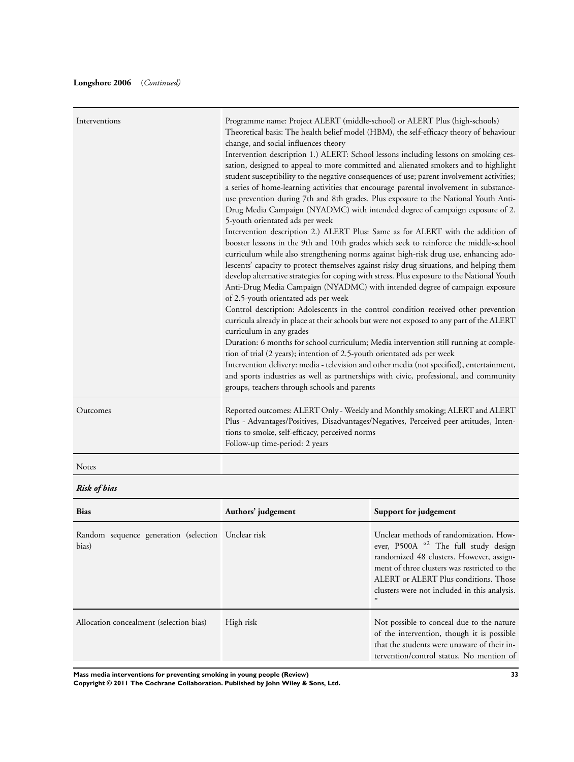**Longshore 2006** (*Continued*)

| | |
|---|---|
| Interventions | Programme name: Project ALERT (middle-school) or ALERT Plus (high-schools)<br>Theoretical basis: The health belief model (HBM), the self-efficacy theory of behaviour change, and social influences theory<br>Intervention description 1.) ALERT: School lessons including lessons on smoking cessation, designed to appeal to more committed and alienated smokers and to highlight student susceptibility to the negative consequences of use; parent involvement activities; a series of home-learning activities that encourage parental involvement in substance-use prevention during 7th and 8th grades. Plus exposure to the National Youth Anti-Drug Media Campaign (NYADMC) with intended degree of campaign exposure of 2. 5-youth orientated ads per week<br>Intervention description 2.) ALERT Plus: Same as for ALERT with the addition of booster lessons in the 9th and 10th grades which seek to reinforce the middle-school curriculum while also strengthening norms against high-risk drug use, enhancing adolescents' capacity to protect themselves against risky drug situations, and helping them develop alternative strategies for coping with stress. Plus exposure to the National Youth Anti-Drug Media Campaign (NYADMC) with intended degree of campaign exposure of 2.5-youth orientated ads per week<br>Control description: Adolescents in the control condition received other prevention curricula already in place at their schools but were not exposed to any part of the ALERT curriculum in any grades<br>Duration: 6 months for school curriculum; Media intervention still running at completion of trial (2 years); intention of 2.5-youth orientated ads per week<br>Intervention delivery: media - television and other media (not specified), entertainment, and sports industries as well as partnerships with civic, professional, and community groups, teachers through schools and parents |
| Outcomes | Reported outcomes: ALERT Only - Weekly and Monthly smoking; ALERT and ALERT Plus - Advantages/Positives, Disadvantages/Negatives, Perceived peer attitudes, Intentions to smoke, self-efficacy, perceived norms<br>Follow-up time-period: 2 years |
| Notes | |

***Risk of bias***

| **Bias** | **Authors' judgement** | **Support for judgement** |
|---|---|---|
| Random sequence generation (selection bias) | Unclear risk | Unclear methods of randomization. However, P500A "[2] The full study design randomized 48 clusters. However, assignment of three clusters was restricted to the ALERT or ALERT Plus conditions. Those clusters were not included in this analysis. " |
| Allocation concealment (selection bias) | High risk | Not possible to conceal due to the nature of the intervention, though it is possible that the students were unaware of their intervention/control status. No mention of |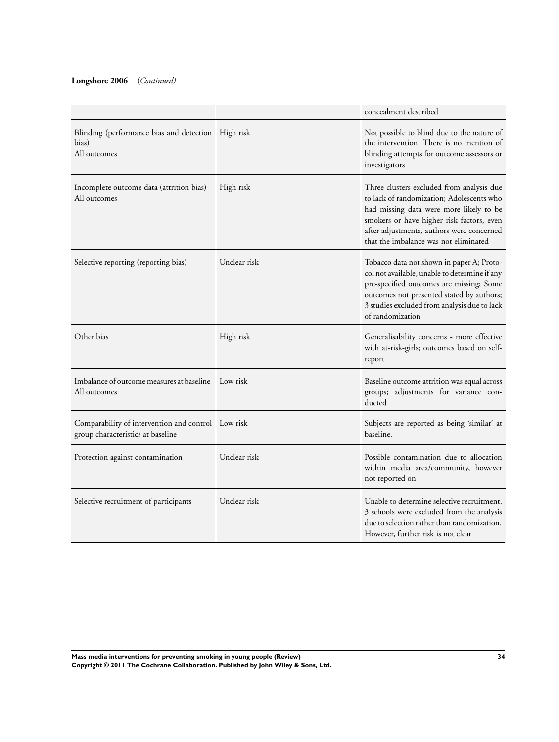**Longshore 2006** (*Continued*)

| | | |
|---|---|---|
| | | concealment described |
| Blinding (performance bias and detection bias)<br>All outcomes | High risk | Not possible to blind due to the nature of the intervention. There is no mention of blinding attempts for outcome assessors or investigators |
| Incomplete outcome data (attrition bias)<br>All outcomes | High risk | Three clusters excluded from analysis due to lack of randomization; Adolescents who had missing data were more likely to be smokers or have higher risk factors, even after adjustments, authors were concerned that the imbalance was not eliminated |
| Selective reporting (reporting bias) | Unclear risk | Tobacco data not shown in paper A; Protocol not available, unable to determine if any pre-specified outcomes are missing; Some outcomes not presented stated by authors; 3 studies excluded from analysis due to lack of randomization |
| Other bias | High risk | Generalisability concerns - more effective with at-risk-girls; outcomes based on self-report |
| Imbalance of outcome measures at baseline<br>All outcomes | Low risk | Baseline outcome attrition was equal across groups; adjustments for variance conducted |
| Comparability of intervention and control group characteristics at baseline | Low risk | Subjects are reported as being 'similar' at baseline. |
| Protection against contamination | Unclear risk | Possible contamination due to allocation within media area/community, however not reported on |
| Selective recruitment of participants | Unclear risk | Unable to determine selective recruitment. 3 schools were excluded from the analysis due to selection rather than randomization. However, further risk is not clear |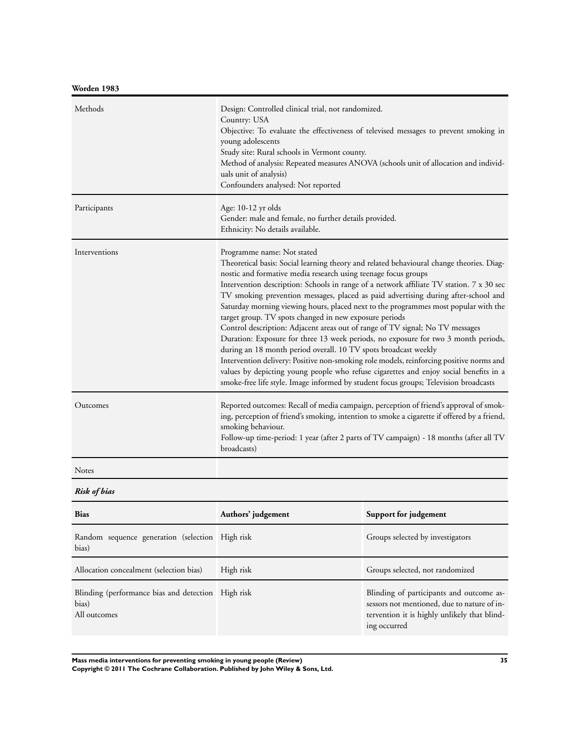**Worden 1983**

| | |
|---|---|
| Methods | Design: Controlled clinical trial, not randomized.<br>Country: USA<br>Objective: To evaluate the effectiveness of televised messages to prevent smoking in young adolescents<br>Study site: Rural schools in Vermont county.<br>Method of analysis: Repeated measures ANOVA (schools unit of allocation and individuals unit of analysis)<br>Confounders analysed: Not reported |
| Participants | Age: 10-12 yr olds<br>Gender: male and female, no further details provided.<br>Ethnicity: No details available. |
| Interventions | Programme name: Not stated<br>Theoretical basis: Social learning theory and related behavioural change theories. Diagnostic and formative media research using teenage focus groups<br>Intervention description: Schools in range of a network affiliate TV station. 7 x 30 sec TV smoking prevention messages, placed as paid advertising during after-school and Saturday morning viewing hours, placed next to the programmes most popular with the target group. TV spots changed in new exposure periods<br>Control description: Adjacent areas out of range of TV signal; No TV messages<br>Duration: Exposure for three 13 week periods, no exposure for two 3 month periods, during an 18 month period overall. 10 TV spots broadcast weekly<br>Intervention delivery: Positive non-smoking role models, reinforcing positive norms and values by depicting young people who refuse cigarettes and enjoy social benefits in a smoke-free life style. Image informed by student focus groups; Television broadcasts |
| Outcomes | Reported outcomes: Recall of media campaign, perception of friend's approval of smoking, perception of friend's smoking, intention to smoke a cigarette if offered by a friend, smoking behaviour.<br>Follow-up time-period: 1 year (after 2 parts of TV campaign) - 18 months (after all TV broadcasts) |
| Notes | |

***Risk of bias***

| Bias | Authors' judgement | Support for judgement |
|---|---|---|
| Random sequence generation (selection bias) | High risk | Groups selected by investigators |
| Allocation concealment (selection bias) | High risk | Groups selected, not randomized |
| Blinding (performance bias and detection bias)<br>All outcomes | High risk | Blinding of participants and outcome assessors not mentioned, due to nature of intervention it is highly unlikely that blinding occurred |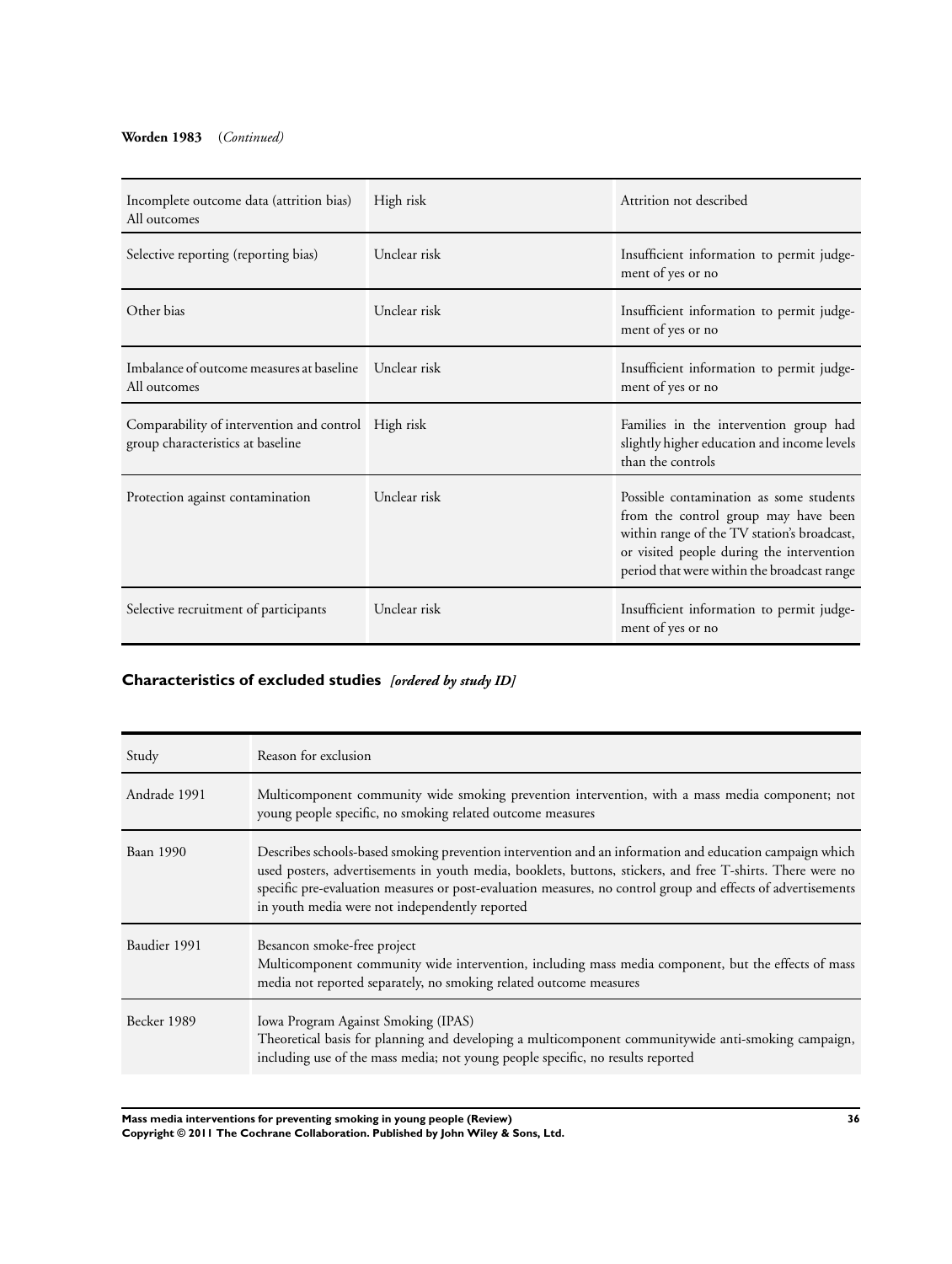**Worden 1983** (*Continued*)

| | | |
|---|---|---|
| Incomplete outcome data (attrition bias) All outcomes | High risk | Attrition not described |
| Selective reporting (reporting bias) | Unclear risk | Insufficient information to permit judgement of yes or no |
| Other bias | Unclear risk | Insufficient information to permit judgement of yes or no |
| Imbalance of outcome measures at baseline All outcomes | Unclear risk | Insufficient information to permit judgement of yes or no |
| Comparability of intervention and control group characteristics at baseline | High risk | Families in the intervention group had slightly higher education and income levels than the controls |
| Protection against contamination | Unclear risk | Possible contamination as some students from the control group may have been within range of the TV station's broadcast, or visited people during the intervention period that were within the broadcast range |
| Selective recruitment of participants | Unclear risk | Insufficient information to permit judgement of yes or no |

## Characteristics of excluded studies *[ordered by study ID]*

| Study | Reason for exclusion |
|---|---|
| Andrade 1991 | Multicomponent community wide smoking prevention intervention, with a mass media component; not young people specific, no smoking related outcome measures |
| Baan 1990 | Describes schools-based smoking prevention intervention and an information and education campaign which used posters, advertisements in youth media, booklets, buttons, stickers, and free T-shirts. There were no specific pre-evaluation measures or post-evaluation measures, no control group and effects of advertisements in youth media were not independently reported |
| Baudier 1991 | Besancon smoke-free project<br>Multicomponent community wide intervention, including mass media component, but the effects of mass media not reported separately, no smoking related outcome measures |
| Becker 1989 | Iowa Program Against Smoking (IPAS)<br>Theoretical basis for planning and developing a multicomponent communitywide anti-smoking campaign, including use of the mass media; not young people specific, no results reported |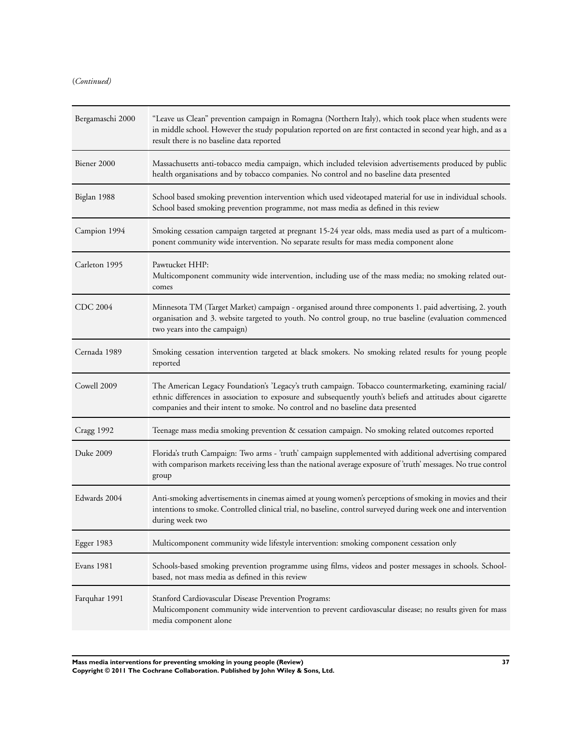(*Continued*)

| | |
|---|---|
| Bergamaschi 2000 | "Leave us Clean" prevention campaign in Romagna (Northern Italy), which took place when students were in middle school. However the study population reported on are first contacted in second year high, and as a result there is no baseline data reported |
| Biener 2000 | Massachusetts anti-tobacco media campaign, which included television advertisements produced by public health organisations and by tobacco companies. No control and no baseline data presented |
| Biglan 1988 | School based smoking prevention intervention which used videotaped material for use in individual schools. School based smoking prevention programme, not mass media as defined in this review |
| Campion 1994 | Smoking cessation campaign targeted at pregnant 15-24 year olds, mass media used as part of a multicomponent community wide intervention. No separate results for mass media component alone |
| Carleton 1995 | Pawtucket HHP:<br>Multicomponent community wide intervention, including use of the mass media; no smoking related outcomes |
| CDC 2004 | Minnesota TM (Target Market) campaign - organised around three components 1. paid advertising, 2. youth organisation and 3. website targeted to youth. No control group, no true baseline (evaluation commenced two years into the campaign) |
| Cernada 1989 | Smoking cessation intervention targeted at black smokers. No smoking related results for young people reported |
| Cowell 2009 | The American Legacy Foundation's 'Legacy's truth campaign. Tobacco countermarketing, examining racial/ethnic differences in association to exposure and subsequently youth's beliefs and attitudes about cigarette companies and their intent to smoke. No control and no baseline data presented |
| Cragg 1992 | Teenage mass media smoking prevention & cessation campaign. No smoking related outcomes reported |
| Duke 2009 | Florida's truth Campaign: Two arms - 'truth' campaign supplemented with additional advertising compared with comparison markets receiving less than the national average exposure of 'truth' messages. No true control group |
| Edwards 2004 | Anti-smoking advertisements in cinemas aimed at young women's perceptions of smoking in movies and their intentions to smoke. Controlled clinical trial, no baseline, control surveyed during week one and intervention during week two |
| Egger 1983 | Multicomponent community wide lifestyle intervention: smoking component cessation only |
| Evans 1981 | Schools-based smoking prevention programme using films, videos and poster messages in schools. School-based, not mass media as defined in this review |
| Farquhar 1991 | Stanford Cardiovascular Disease Prevention Programs:<br>Multicomponent community wide intervention to prevent cardiovascular disease; no results given for mass media component alone |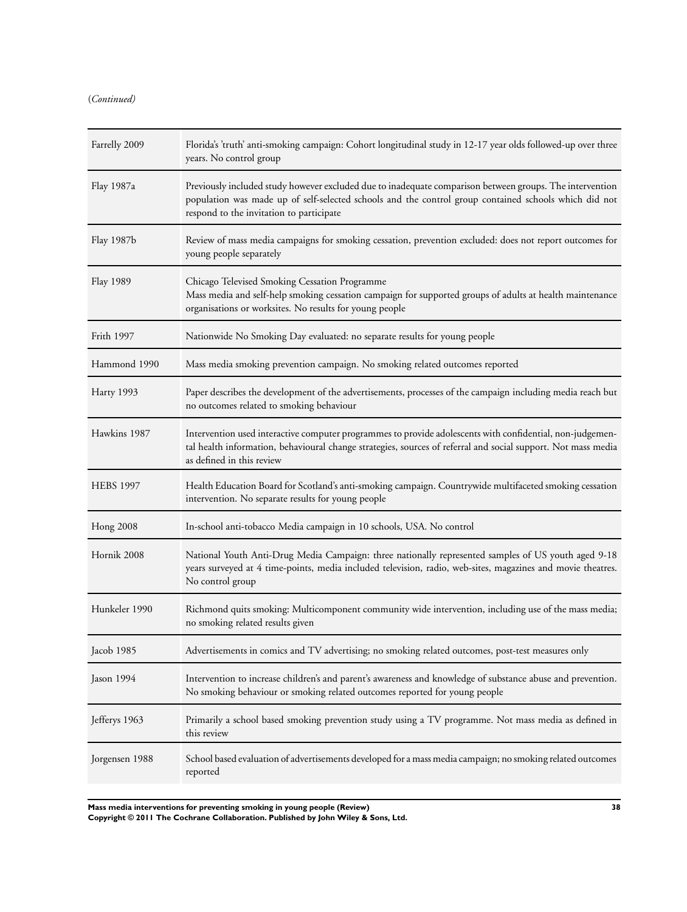(*Continued*)

| | |
|---|---|
| Farrelly 2009 | Florida's 'truth' anti-smoking campaign: Cohort longitudinal study in 12-17 year olds followed-up over three years. No control group |
| Flay 1987a | Previously included study however excluded due to inadequate comparison between groups. The intervention population was made up of self-selected schools and the control group contained schools which did not respond to the invitation to participate |
| Flay 1987b | Review of mass media campaigns for smoking cessation, prevention excluded: does not report outcomes for young people separately |
| Flay 1989 | Chicago Televised Smoking Cessation Programme<br>Mass media and self-help smoking cessation campaign for supported groups of adults at health maintenance organisations or worksites. No results for young people |
| Frith 1997 | Nationwide No Smoking Day evaluated: no separate results for young people |
| Hammond 1990 | Mass media smoking prevention campaign. No smoking related outcomes reported |
| Harty 1993 | Paper describes the development of the advertisements, processes of the campaign including media reach but no outcomes related to smoking behaviour |
| Hawkins 1987 | Intervention used interactive computer programmes to provide adolescents with confidential, non-judgemental health information, behavioural change strategies, sources of referral and social support. Not mass media as defined in this review |
| HEBS 1997 | Health Education Board for Scotland's anti-smoking campaign. Countrywide multifaceted smoking cessation intervention. No separate results for young people |
| Hong 2008 | In-school anti-tobacco Media campaign in 10 schools, USA. No control |
| Hornik 2008 | National Youth Anti-Drug Media Campaign: three nationally represented samples of US youth aged 9-18 years surveyed at 4 time-points, media included television, radio, web-sites, magazines and movie theatres. No control group |
| Hunkeler 1990 | Richmond quits smoking: Multicomponent community wide intervention, including use of the mass media; no smoking related results given |
| Jacob 1985 | Advertisements in comics and TV advertising; no smoking related outcomes, post-test measures only |
| Jason 1994 | Intervention to increase children's and parent's awareness and knowledge of substance abuse and prevention. No smoking behaviour or smoking related outcomes reported for young people |
| Jefferys 1963 | Primarily a school based smoking prevention study using a TV programme. Not mass media as defined in this review |
| Jorgensen 1988 | School based evaluation of advertisements developed for a mass media campaign; no smoking related outcomes reported |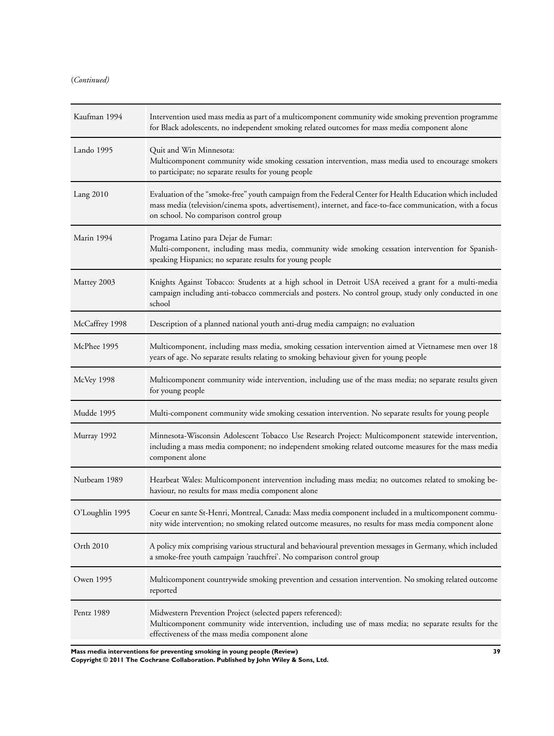(*Continued*)

| | |
|---|---|
| Kaufman 1994 | Intervention used mass media as part of a multicomponent community wide smoking prevention programme for Black adolescents, no independent smoking related outcomes for mass media component alone |
| Lando 1995 | Quit and Win Minnesota: Multicomponent community wide smoking cessation intervention, mass media used to encourage smokers to participate; no separate results for young people |
| Lang 2010 | Evaluation of the "smoke-free" youth campaign from the Federal Center for Health Education which included mass media (television/cinema spots, advertisement), internet, and face-to-face communication, with a focus on school. No comparison control group |
| Marin 1994 | Progama Latino para Dejar de Fumar: Multi-component, including mass media, community wide smoking cessation intervention for Spanish-speaking Hispanics; no separate results for young people |
| Mattey 2003 | Knights Against Tobacco: Students at a high school in Detroit USA received a grant for a multi-media campaign including anti-tobacco commercials and posters. No control group, study only conducted in one school |
| McCaffrey 1998 | Description of a planned national youth anti-drug media campaign; no evaluation |
| McPhee 1995 | Multicomponent, including mass media, smoking cessation intervention aimed at Vietnamese men over 18 years of age. No separate results relating to smoking behaviour given for young people |
| McVey 1998 | Multicomponent community wide intervention, including use of the mass media; no separate results given for young people |
| Mudde 1995 | Multi-component community wide smoking cessation intervention. No separate results for young people |
| Murray 1992 | Minnesota-Wisconsin Adolescent Tobacco Use Research Project: Multicomponent statewide intervention, including a mass media component; no independent smoking related outcome measures for the mass media component alone |
| Nutbeam 1989 | Hearbeat Wales: Multicomponent intervention including mass media; no outcomes related to smoking behaviour, no results for mass media component alone |
| O'Loughlin 1995 | Coeur en sante St-Henri, Montreal, Canada: Mass media component included in a multicomponent community wide intervention; no smoking related outcome measures, no results for mass media component alone |
| Orth 2010 | A policy mix comprising various structural and behavioural prevention messages in Germany, which included a smoke-free youth campaign 'rauchfrei'. No comparison control group |
| Owen 1995 | Multicomponent countrywide smoking prevention and cessation intervention. No smoking related outcome reported |
| Pentz 1989 | Midwestern Prevention Project (selected papers referenced): Multicomponent community wide intervention, including use of mass media; no separate results for the effectiveness of the mass media component alone |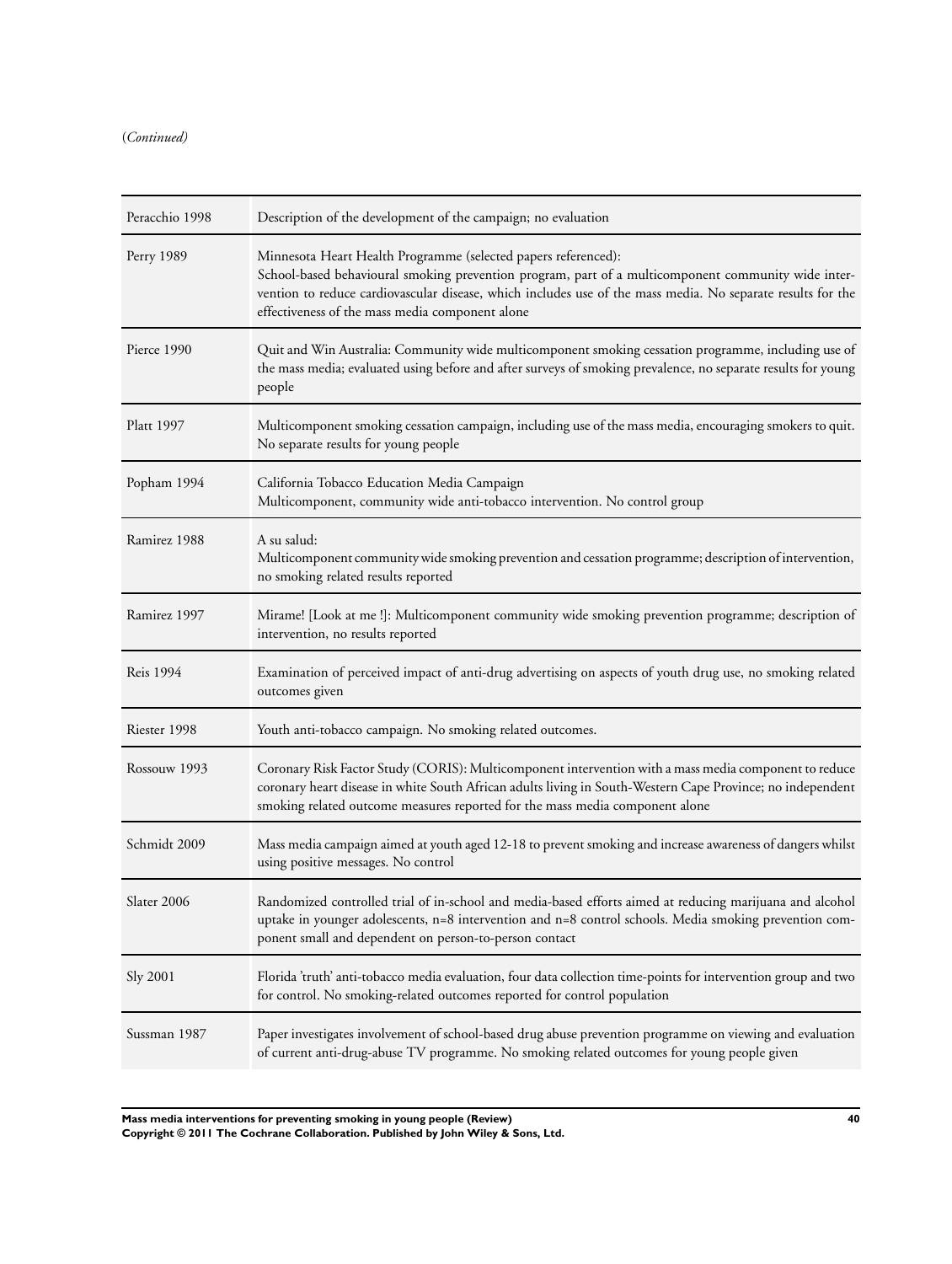(*Continued*)

| | |
|---|---|
| Peracchio 1998 | Description of the development of the campaign; no evaluation |
| Perry 1989 | Minnesota Heart Health Programme (selected papers referenced):<br>School-based behavioural smoking prevention program, part of a multicomponent community wide intervention to reduce cardiovascular disease, which includes use of the mass media. No separate results for the effectiveness of the mass media component alone |
| Pierce 1990 | Quit and Win Australia: Community wide multicomponent smoking cessation programme, including use of the mass media; evaluated using before and after surveys of smoking prevalence, no separate results for young people |
| Platt 1997 | Multicomponent smoking cessation campaign, including use of the mass media, encouraging smokers to quit. No separate results for young people |
| Popham 1994 | California Tobacco Education Media Campaign<br>Multicomponent, community wide anti-tobacco intervention. No control group |
| Ramirez 1988 | A su salud:<br>Multicomponent community wide smoking prevention and cessation programme; description of intervention, no smoking related results reported |
| Ramirez 1997 | Mirame! [Look at me !]: Multicomponent community wide smoking prevention programme; description of intervention, no results reported |
| Reis 1994 | Examination of perceived impact of anti-drug advertising on aspects of youth drug use, no smoking related outcomes given |
| Riester 1998 | Youth anti-tobacco campaign. No smoking related outcomes. |
| Rossouw 1993 | Coronary Risk Factor Study (CORIS): Multicomponent intervention with a mass media component to reduce coronary heart disease in white South African adults living in South-Western Cape Province; no independent smoking related outcome measures reported for the mass media component alone |
| Schmidt 2009 | Mass media campaign aimed at youth aged 12-18 to prevent smoking and increase awareness of dangers whilst using positive messages. No control |
| Slater 2006 | Randomized controlled trial of in-school and media-based efforts aimed at reducing marijuana and alcohol uptake in younger adolescents, n=8 intervention and n=8 control schools. Media smoking prevention component small and dependent on person-to-person contact |
| Sly 2001 | Florida 'truth' anti-tobacco media evaluation, four data collection time-points for intervention group and two for control. No smoking-related outcomes reported for control population |
| Sussman 1987 | Paper investigates involvement of school-based drug abuse prevention programme on viewing and evaluation of current anti-drug-abuse TV programme. No smoking related outcomes for young people given |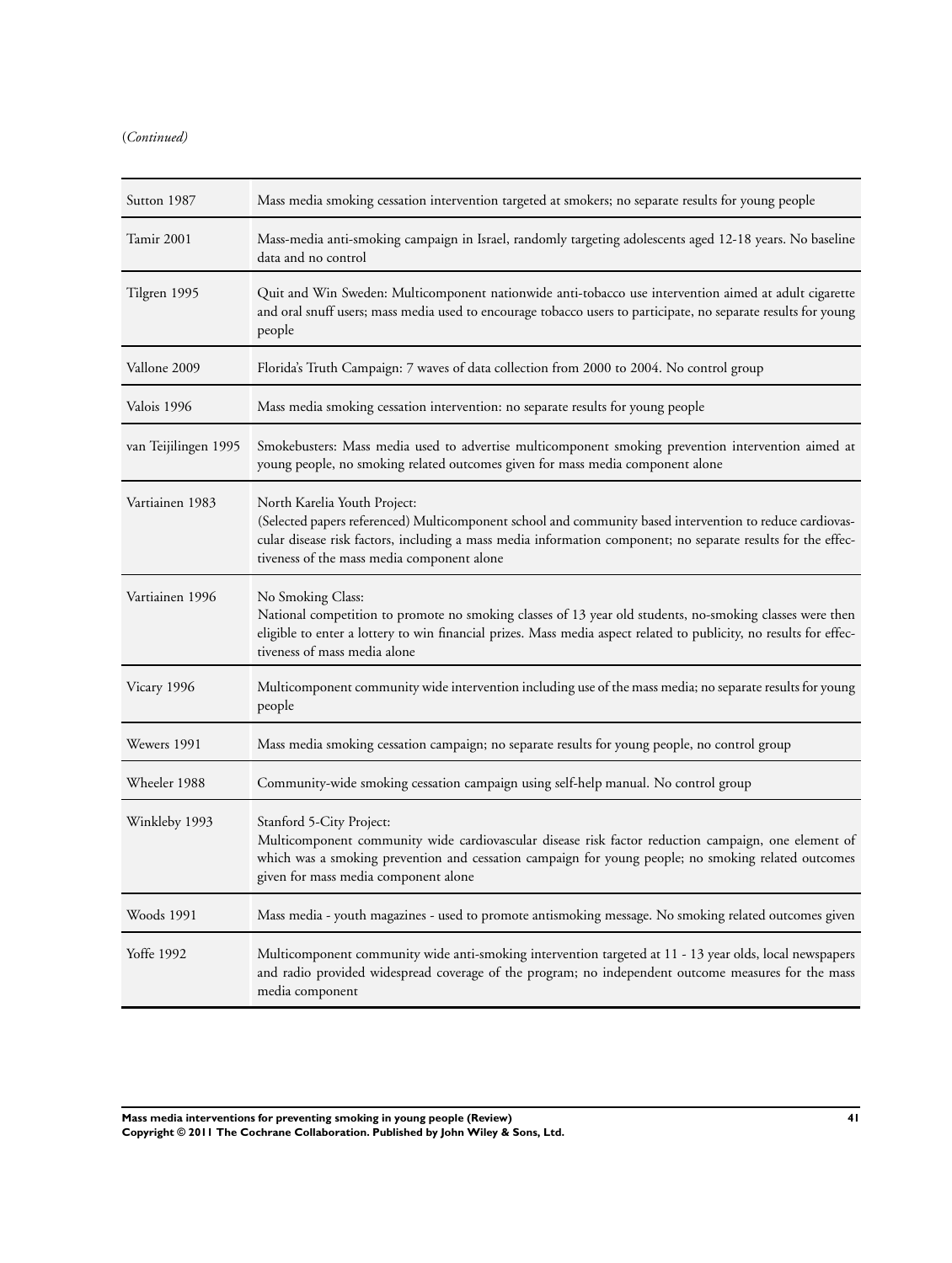(*Continued*)

| | |
|---|---|
| Sutton 1987 | Mass media smoking cessation intervention targeted at smokers; no separate results for young people |
| Tamir 2001 | Mass-media anti-smoking campaign in Israel, randomly targeting adolescents aged 12-18 years. No baseline data and no control |
| Tilgren 1995 | Quit and Win Sweden: Multicomponent nationwide anti-tobacco use intervention aimed at adult cigarette and oral snuff users; mass media used to encourage tobacco users to participate, no separate results for young people |
| Vallone 2009 | Florida's Truth Campaign: 7 waves of data collection from 2000 to 2004. No control group |
| Valois 1996 | Mass media smoking cessation intervention: no separate results for young people |
| van Teijilingen 1995 | Smokebusters: Mass media used to advertise multicomponent smoking prevention intervention aimed at young people, no smoking related outcomes given for mass media component alone |
| Vartiainen 1983 | North Karelia Youth Project: (Selected papers referenced) Multicomponent school and community based intervention to reduce cardiovascular disease risk factors, including a mass media information component; no separate results for the effectiveness of the mass media component alone |
| Vartiainen 1996 | No Smoking Class: National competition to promote no smoking classes of 13 year old students, no-smoking classes were then eligible to enter a lottery to win financial prizes. Mass media aspect related to publicity, no results for effectiveness of mass media alone |
| Vicary 1996 | Multicomponent community wide intervention including use of the mass media; no separate results for young people |
| Wewers 1991 | Mass media smoking cessation campaign; no separate results for young people, no control group |
| Wheeler 1988 | Community-wide smoking cessation campaign using self-help manual. No control group |
| Winkleby 1993 | Stanford 5-City Project: Multicomponent community wide cardiovascular disease risk factor reduction campaign, one element of which was a smoking prevention and cessation campaign for young people; no smoking related outcomes given for mass media component alone |
| Woods 1991 | Mass media - youth magazines - used to promote antismoking message. No smoking related outcomes given |
| Yoffe 1992 | Multicomponent community wide anti-smoking intervention targeted at 11 - 13 year olds, local newspapers and radio provided widespread coverage of the program; no independent outcome measures for the mass media component |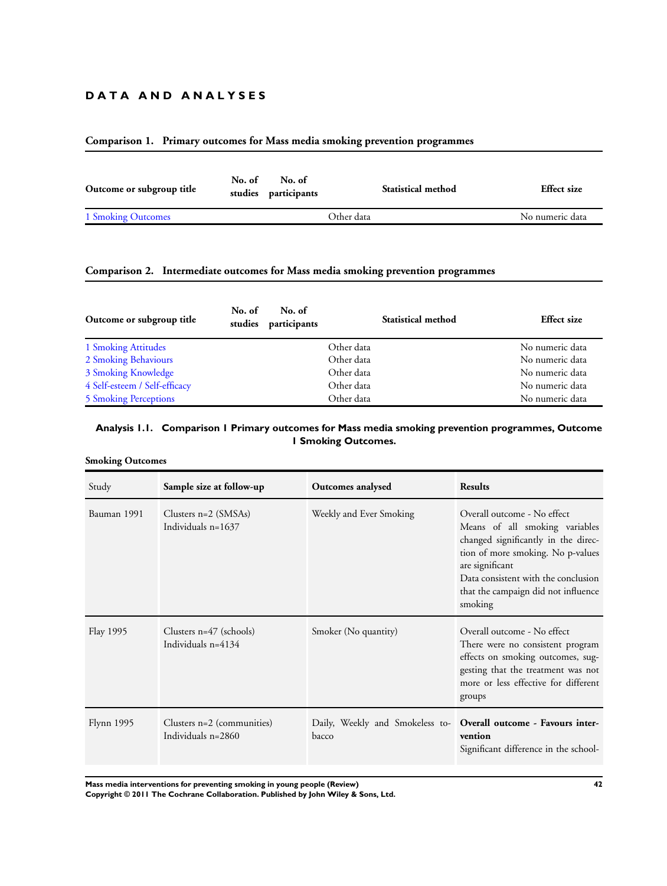# DATA AND ANALYSES

### Comparison 1. Primary outcomes for Mass media smoking prevention programmes

| Outcome or subgroup title | No. of studies | No. of participants | Statistical method | Effect size |
|---|---|---|---|---|
| 1 Smoking Outcomes | | | Other data | No numeric data |

### Comparison 2. Intermediate outcomes for Mass media smoking prevention programmes

| Outcome or subgroup title | No. of studies | No. of participants | Statistical method | Effect size |
|---|---|---|---|---|
| 1 Smoking Attitudes | | | Other data | No numeric data |
| 2 Smoking Behaviours | | | Other data | No numeric data |
| 3 Smoking Knowledge | | | Other data | No numeric data |
| 4 Self-esteem / Self-efficacy | | | Other data | No numeric data |
| 5 Smoking Perceptions | | | Other data | No numeric data |

### Analysis 1.1. Comparison 1 Primary outcomes for Mass media smoking prevention programmes, Outcome 1 Smoking Outcomes.

**Smoking Outcomes**

| Study | Sample size at follow-up | Outcomes analysed | Results |
|---|---|---|---|
| Bauman 1991 | Clusters n=2 (SMSAs)<br>Individuals n=1637 | Weekly and Ever Smoking | Overall outcome - No effect<br>Means of all smoking variables changed significantly in the direction of more smoking. No p-values are significant<br>Data consistent with the conclusion that the campaign did not influence smoking |
| Flay 1995 | Clusters n=47 (schools)<br>Individuals n=4134 | Smoker (No quantity) | Overall outcome - No effect<br>There were no consistent program effects on smoking outcomes, suggesting that the treatment was not more or less effective for different groups |
| Flynn 1995 | Clusters n=2 (communities)<br>Individuals n=2860 | Daily, Weekly and Smokeless tobacco | **Overall outcome - Favours intervention**<br>Significant difference in the school- |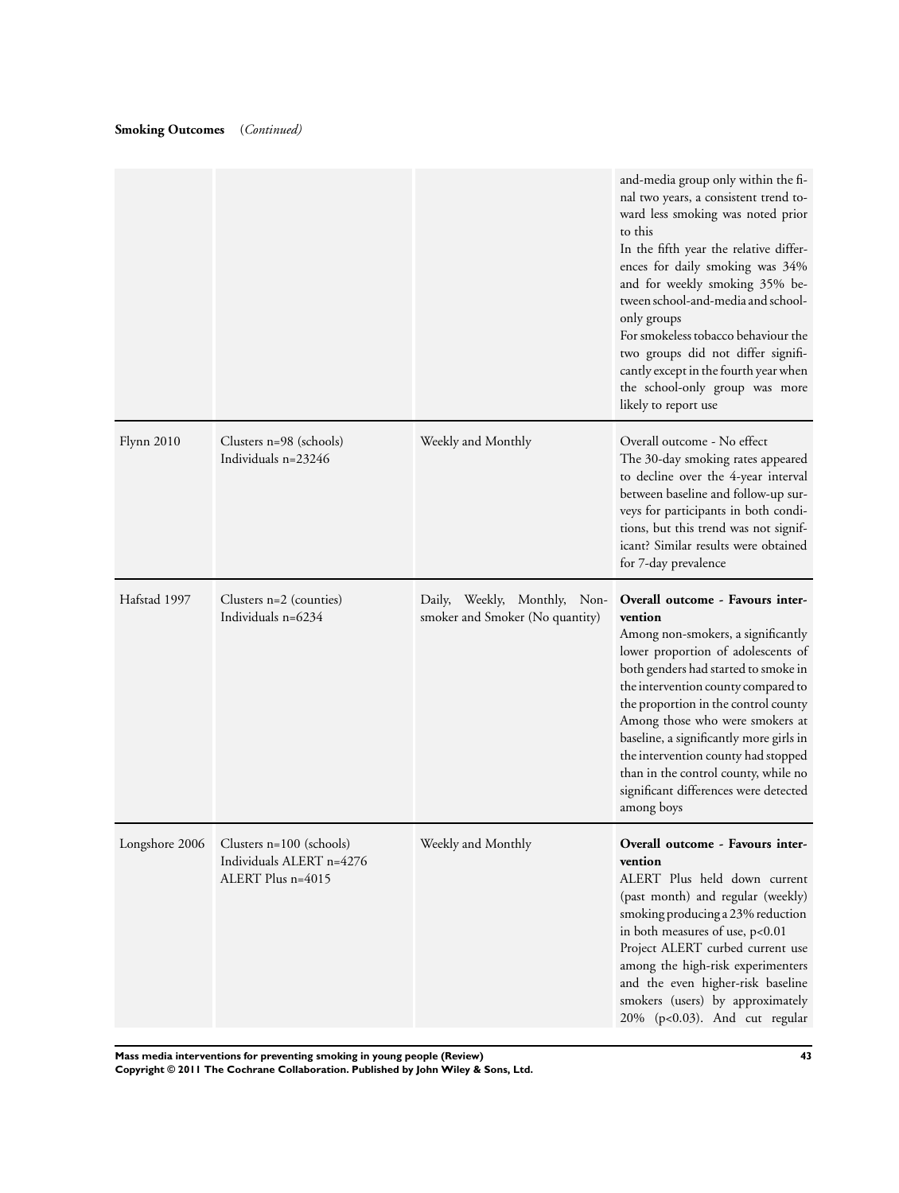**Smoking Outcomes** (*Continued*)

| | | | |
|---|---|---|---|
| | | | and-media group only within the final two years, a consistent trend toward less smoking was noted prior to this<br>In the fifth year the relative differences for daily smoking was 34% and for weekly smoking 35% between school-and-media and school-only groups<br>For smokeless tobacco behaviour the two groups did not differ significantly except in the fourth year when the school-only group was more likely to report use |
| Flynn 2010 | Clusters n=98 (schools)<br>Individuals n=23246 | Weekly and Monthly | Overall outcome - No effect<br>The 30-day smoking rates appeared to decline over the 4-year interval between baseline and follow-up surveys for participants in both conditions, but this trend was not significant? Similar results were obtained for 7-day prevalence |
| Hafstad 1997 | Clusters n=2 (counties)<br>Individuals n=6234 | Daily, Weekly, Monthly, Non-smoker and Smoker (No quantity) | **Overall outcome - Favours intervention**<br>Among non-smokers, a significantly lower proportion of adolescents of both genders had started to smoke in the intervention county compared to the proportion in the control county<br>Among those who were smokers at baseline, a significantly more girls in the intervention county had stopped than in the control county, while no significant differences were detected among boys |
| Longshore 2006 | Clusters n=100 (schools)<br>Individuals ALERT n=4276<br>ALERT Plus n=4015 | Weekly and Monthly | **Overall outcome - Favours intervention**<br>ALERT Plus held down current (past month) and regular (weekly) smoking producing a 23% reduction in both measures of use, $p<0.01$<br>Project ALERT curbed current use among the high-risk experimenters and the even higher-risk baseline smokers (users) by approximately 20% ($p<0.03$). And cut regular |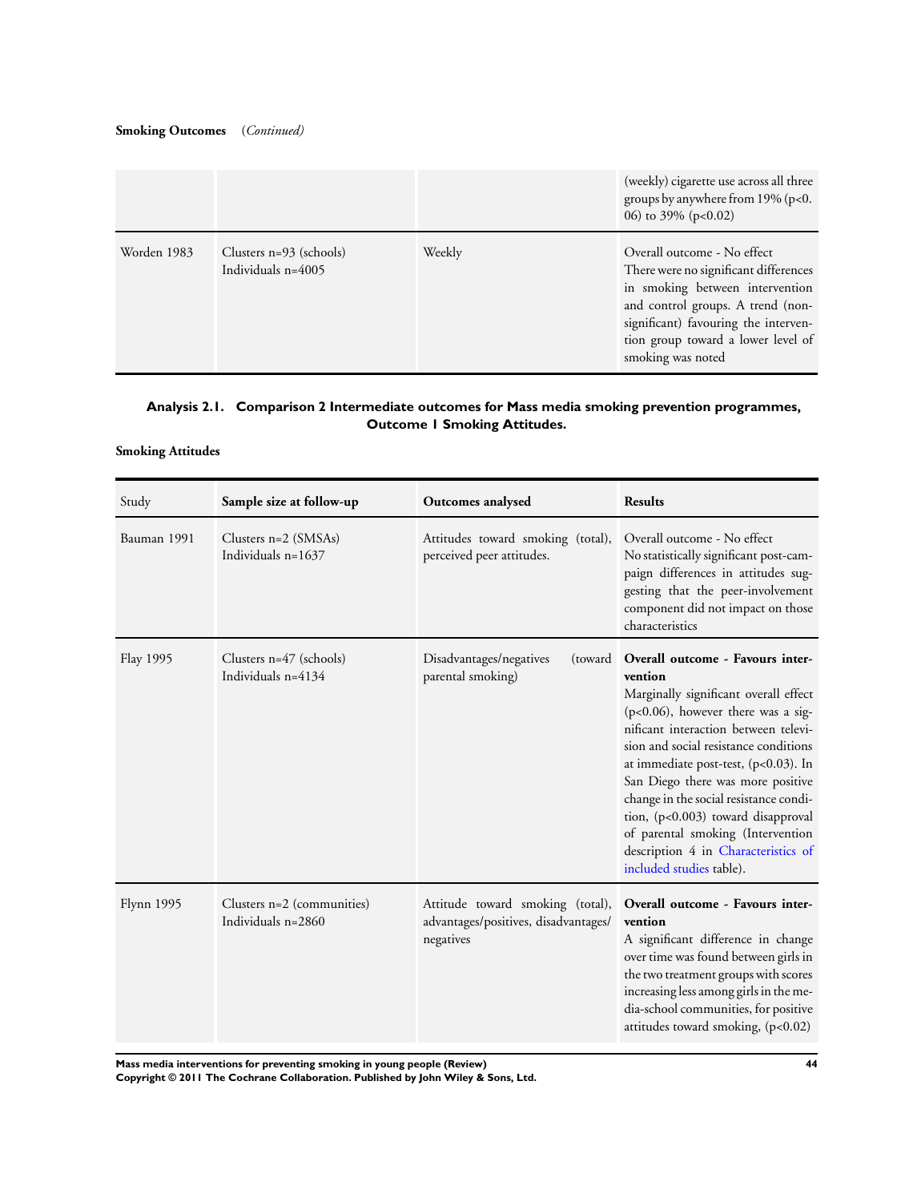**Smoking Outcomes** (*Continued*)

| | | | |
|---|---|---|---|
| | | | (weekly) cigarette use across all three groups by anywhere from 19% (p<0.06) to 39% (p<0.02) |
| Worden 1983 | Clusters n=93 (schools) Individuals n=4005 | Weekly | Overall outcome - No effect There were no significant differences in smoking between intervention and control groups. A trend (non-significant) favouring the intervention group toward a lower level of smoking was noted |

### Analysis 2.1. Comparison 2 Intermediate outcomes for Mass media smoking prevention programmes, Outcome 1 Smoking Attitudes.

**Smoking Attitudes**

| Study | Sample size at follow-up | Outcomes analysed | Results |
|---|---|---|---|
| Bauman 1991 | Clusters n=2 (SMSAs) Individuals n=1637 | Attitudes toward smoking (total), perceived peer attitudes. | Overall outcome - No effect No statistically significant post-campaign differences in attitudes suggesting that the peer-involvement component did not impact on those characteristics |
| Flay 1995 | Clusters n=47 (schools) Individuals n=4134 | Disadvantages/negatives (toward parental smoking) | **Overall outcome - Favours intervention** Marginally significant overall effect (p<0.06), however there was a significant interaction between television and social resistance conditions at immediate post-test, (p<0.03). In San Diego there was more positive change in the social resistance condition, (p<0.003) toward disapproval of parental smoking (Intervention description 4 in Characteristics of included studies table). |
| Flynn 1995 | Clusters n=2 (communities) Individuals n=2860 | Attitude toward smoking (total), advantages/positives, disadvantages/negatives | **Overall outcome - Favours intervention** A significant difference in change over time was found between girls in the two treatment groups with scores increasing less among girls in the media-school communities, for positive attitudes toward smoking, (p<0.02) |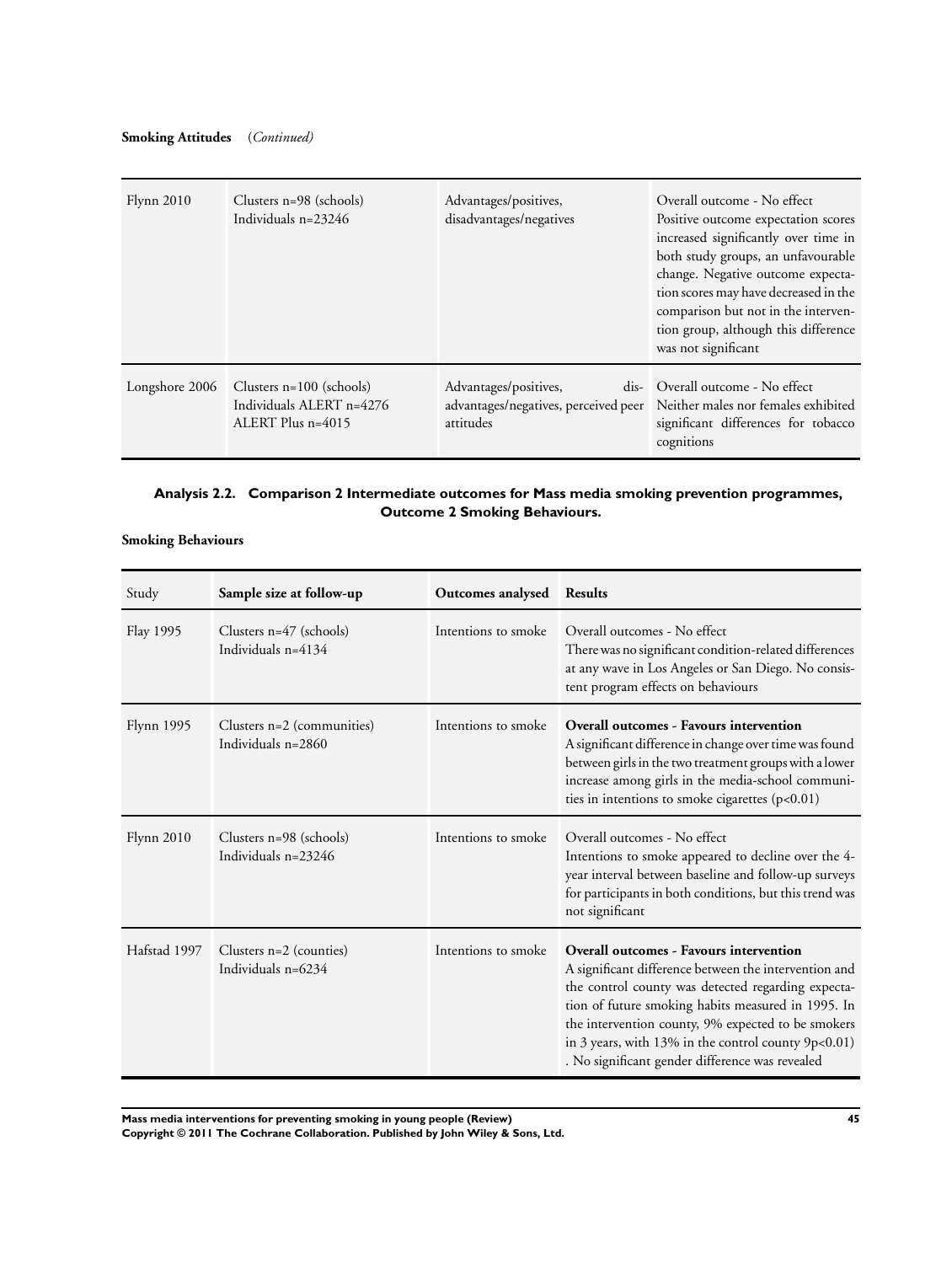**Smoking Attitudes** (*Continued*)

| | | | |
|---|---|---|---|
| Flynn 2010 | Clusters n=98 (schools)<br>Individuals n=23246 | Advantages/positives, disadvantages/negatives | Overall outcome - No effect<br>Positive outcome expectation scores increased significantly over time in both study groups, an unfavourable change. Negative outcome expectation scores may have decreased in the comparison but not in the intervention group, although this difference was not significant |
| Longshore 2006 | Clusters n=100 (schools)<br>Individuals ALERT n=4276<br>ALERT Plus n=4015 | Advantages/positives, disadvantages/negatives, perceived peer attitudes | Overall outcome - No effect<br>Neither males nor females exhibited significant differences for tobacco cognitions |

### Analysis 2.2. Comparison 2 Intermediate outcomes for Mass media smoking prevention programmes, Outcome 2 Smoking Behaviours.

**Smoking Behaviours**

| Study | **Sample size at follow-up** | **Outcomes analysed** | **Results** |
|---|---|---|---|
| Flay 1995 | Clusters n=47 (schools)<br>Individuals n=4134 | Intentions to smoke | Overall outcomes - No effect<br>There was no significant condition-related differences at any wave in Los Angeles or San Diego. No consistent program effects on behaviours |
| Flynn 1995 | Clusters n=2 (communities)<br>Individuals n=2860 | Intentions to smoke | **Overall outcomes - Favours intervention**<br>A significant difference in change over time was found between girls in the two treatment groups with a lower increase among girls in the media-school communities in intentions to smoke cigarettes (p<0.01) |
| Flynn 2010 | Clusters n=98 (schools)<br>Individuals n=23246 | Intentions to smoke | Overall outcomes - No effect<br>Intentions to smoke appeared to decline over the 4-year interval between baseline and follow-up surveys for participants in both conditions, but this trend was not significant |
| Hafstad 1997 | Clusters n=2 (counties)<br>Individuals n=6234 | Intentions to smoke | **Overall outcomes - Favours intervention**<br>A significant difference between the intervention and the control county was detected regarding expectation of future smoking habits measured in 1995. In the intervention county, 9% expected to be smokers in 3 years, with 13% in the control county 9p<0.01) . No significant gender difference was revealed |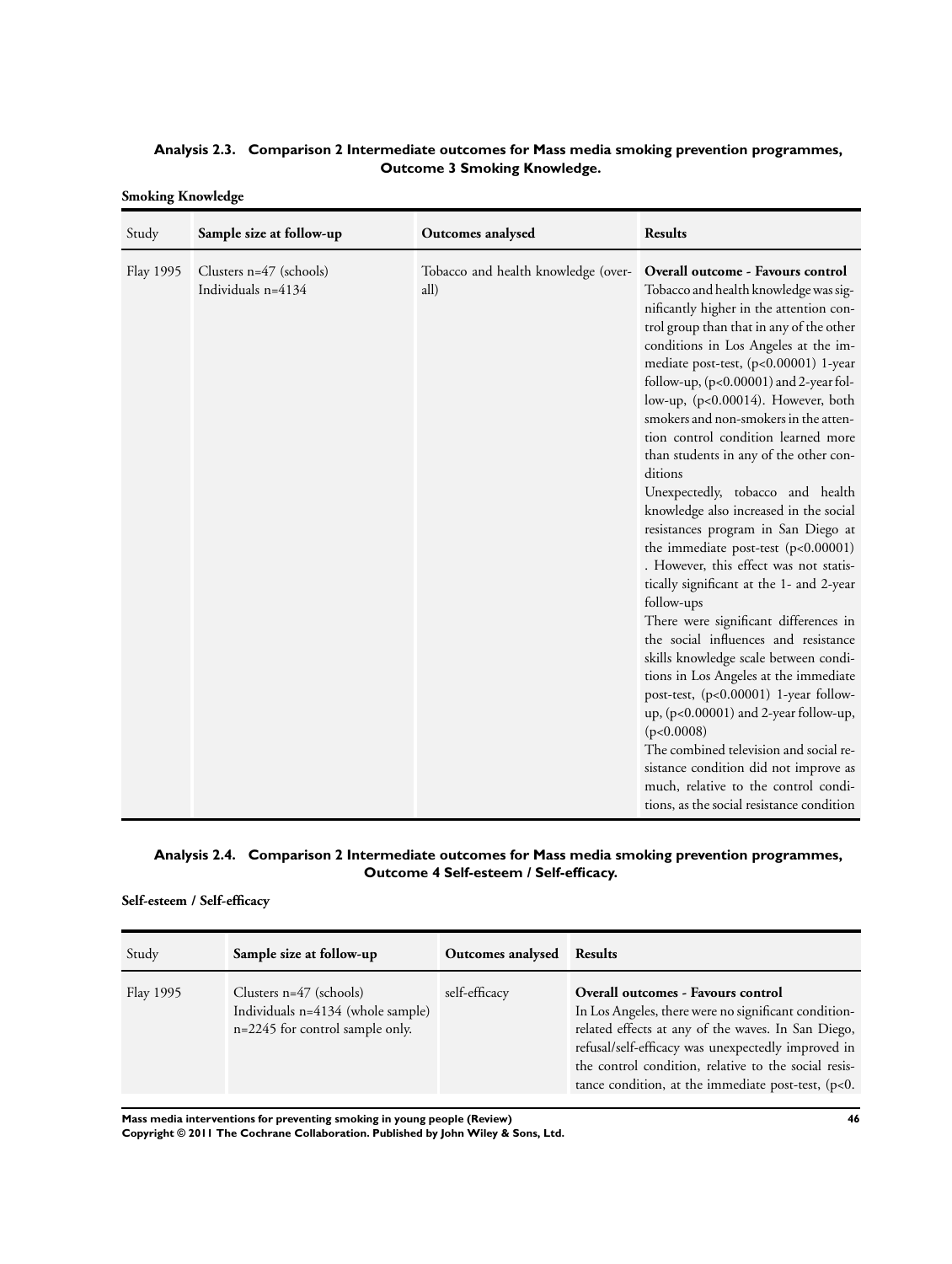### Analysis 2.3. Comparison 2 Intermediate outcomes for Mass media smoking prevention programmes, Outcome 3 Smoking Knowledge.

**Smoking Knowledge**

| Study | Sample size at follow-up | Outcomes analysed | Results |
|---|---|---|---|
| Flay 1995 | Clusters n=47 (schools)<br>Individuals n=4134 | Tobacco and health knowledge (overall) | **Overall outcome - Favours control**<br>Tobacco and health knowledge was significantly higher in the attention control group than that in any of the other conditions in Los Angeles at the immediate post-test, ($p<0.00001$) 1-year follow-up, ($p<0.00001$) and 2-year follow-up, ($p<0.00014$). However, both smokers and non-smokers in the attention control condition learned more than students in any of the other conditions<br>Unexpectedly, tobacco and health knowledge also increased in the social resistances program in San Diego at the immediate post-test ($p<0.00001$) . However, this effect was not statistically significant at the 1- and 2-year follow-ups<br>There were significant differences in the social influences and resistance skills knowledge scale between conditions in Los Angeles at the immediate post-test, ($p<0.00001$) 1-year follow-up, ($p<0.00001$) and 2-year follow-up, ($p<0.0008$)<br>The combined television and social resistance condition did not improve as much, relative to the control conditions, as the social resistance condition |

### Analysis 2.4. Comparison 2 Intermediate outcomes for Mass media smoking prevention programmes, Outcome 4 Self-esteem / Self-efficacy.

**Self-esteem / Self-efficacy**

| Study | Sample size at follow-up | Outcomes analysed | Results |
|---|---|---|---|
| Flay 1995 | Clusters n=47 (schools)<br>Individuals n=4134 (whole sample)<br>n=2245 for control sample only. | self-efficacy | **Overall outcomes - Favours control**<br>In Los Angeles, there were no significant condition-related effects at any of the waves. In San Diego, refusal/self-efficacy was unexpectedly improved in the control condition, relative to the social resistance condition, at the immediate post-test, (p<0. |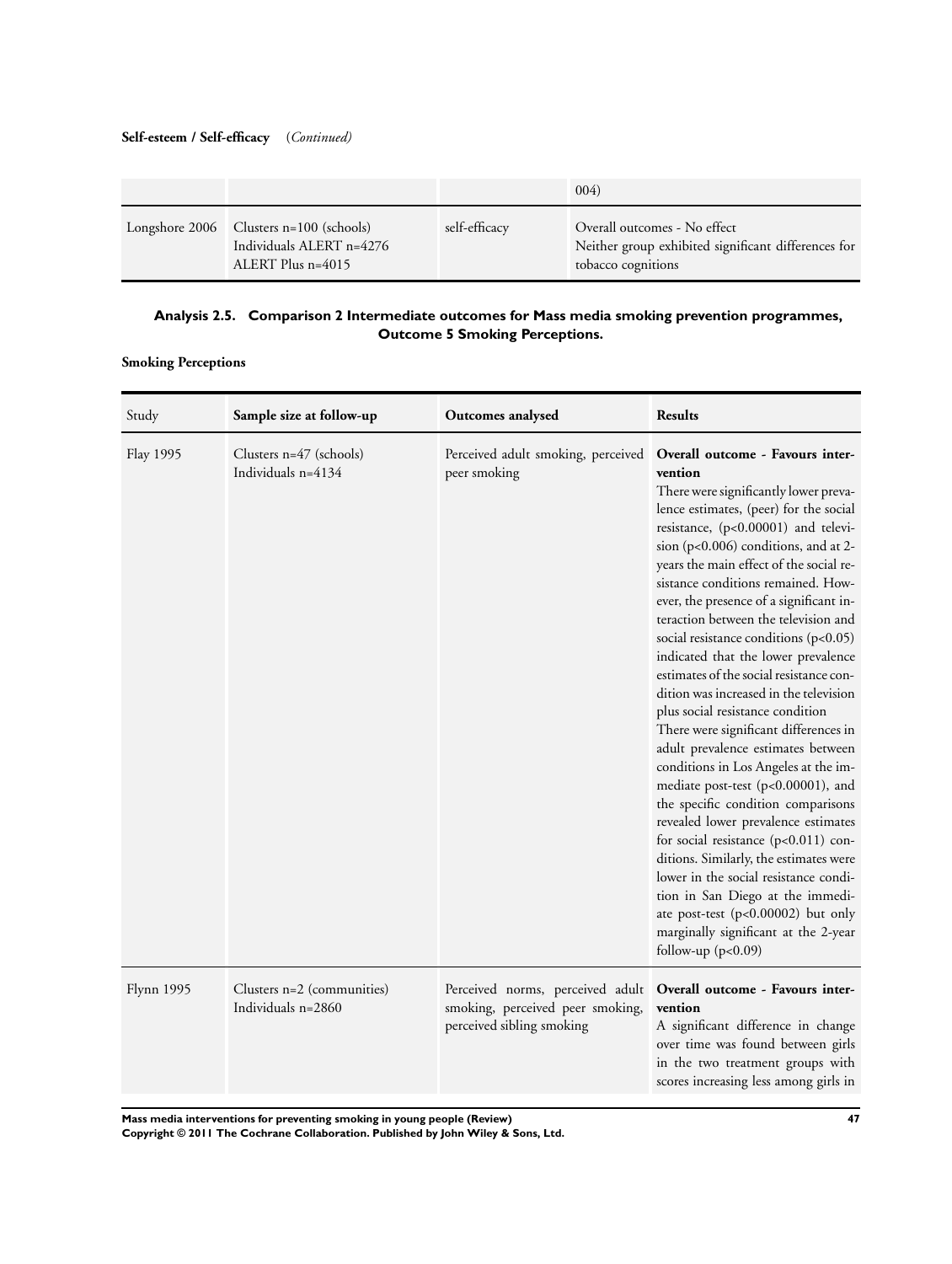**Self-esteem / Self-efficacy** (*Continued*)

| | | | |
|---|---|---|---|
| | | | 004) |
| Longshore 2006 | Clusters n=100 (schools)<br>Individuals ALERT n=4276<br>ALERT Plus n=4015 | self-efficacy | Overall outcomes - No effect<br>Neither group exhibited significant differences for tobacco cognitions |

### Analysis 2.5. Comparison 2 Intermediate outcomes for Mass media smoking prevention programmes, Outcome 5 Smoking Perceptions.

**Smoking Perceptions**

| Study | Sample size at follow-up | Outcomes analysed | Results |
|---|---|---|---|
| Flay 1995 | Clusters n=47 (schools)<br>Individuals n=4134 | Perceived adult smoking, perceived peer smoking | **Overall outcome - Favours intervention**<br>There were significantly lower prevalence estimates, (peer) for the social resistance, (p<0.00001) and television (p<0.006) conditions, and at 2-years the main effect of the social resistance conditions remained. However, the presence of a significant interaction between the television and social resistance conditions (p<0.05) indicated that the lower prevalence estimates of the social resistance condition was increased in the television plus social resistance condition<br>There were significant differences in adult prevalence estimates between conditions in Los Angeles at the immediate post-test (p<0.00001), and the specific condition comparisons revealed lower prevalence estimates for social resistance (p<0.011) conditions. Similarly, the estimates were lower in the social resistance condition in San Diego at the immediate post-test (p<0.00002) but only marginally significant at the 2-year follow-up (p<0.09) |
| Flynn 1995 | Clusters n=2 (communities)<br>Individuals n=2860 | Perceived norms, perceived adult smoking, perceived peer smoking, perceived sibling smoking | **Overall outcome - Favours intervention**<br>A significant difference in change over time was found between girls in the two treatment groups with scores increasing less among girls in |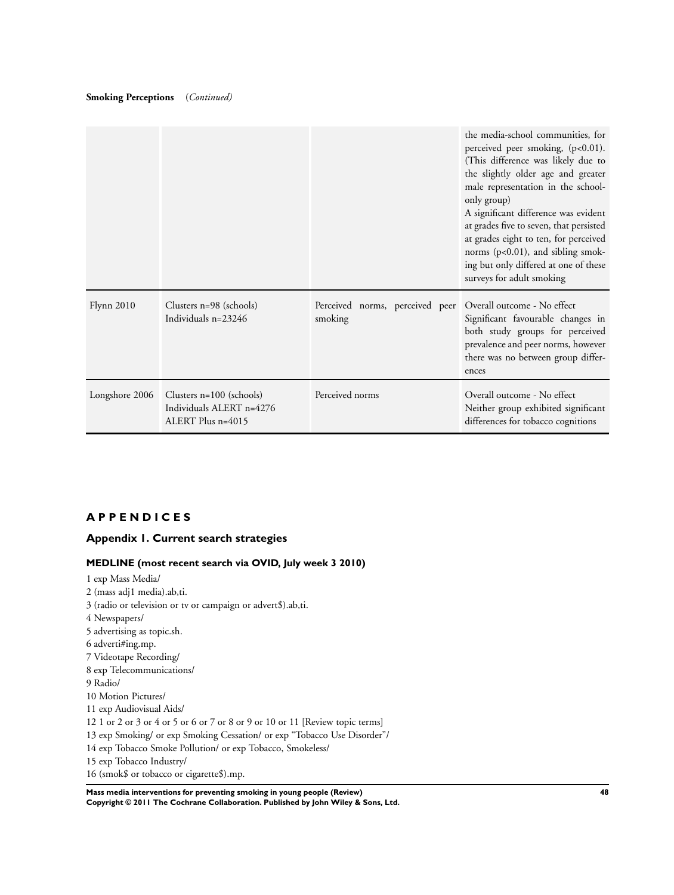**Smoking Perceptions** (*Continued*)

| | | | |
|---|---|---|---|
| | | | the media-school communities, for perceived peer smoking, (p<0.01). (This difference was likely due to the slightly older age and greater male representation in the school-only group)<br>A significant difference was evident at grades five to seven, that persisted at grades eight to ten, for perceived norms (p<0.01), and sibling smoking but only differed at one of these surveys for adult smoking |
| Flynn 2010 | Clusters n=98 (schools)<br>Individuals n=23246 | Perceived norms, perceived peer smoking | Overall outcome - No effect<br>Significant favourable changes in both study groups for perceived prevalence and peer norms, however there was no between group differences |
| Longshore 2006 | Clusters n=100 (schools)<br>Individuals ALERT n=4276<br>ALERT Plus n=4015 | Perceived norms | Overall outcome - No effect<br>Neither group exhibited significant differences for tobacco cognitions |

# APPENDICES

## Appendix 1. Current search strategies

### MEDLINE (most recent search via OVID, July week 3 2010)

1 exp Mass Media/
2 (mass adj1 media).ab,ti.
3 (radio or television or tv or campaign or advert$).ab,ti.
4 Newspapers/
5 advertising as topic.sh.
6 adverti#ing.mp.
7 Videotape Recording/
8 exp Telecommunications/
9 Radio/
10 Motion Pictures/
11 exp Audiovisual Aids/
12 1 or 2 or 3 or 4 or 5 or 6 or 7 or 8 or 9 or 10 or 11 [Review topic terms]
13 exp Smoking/ or exp Smoking Cessation/ or exp "Tobacco Use Disorder"/
14 exp Tobacco Smoke Pollution/ or exp Tobacco, Smokeless/
15 exp Tobacco Industry/
16 (smok$ or tobacco or cigarette$).mp.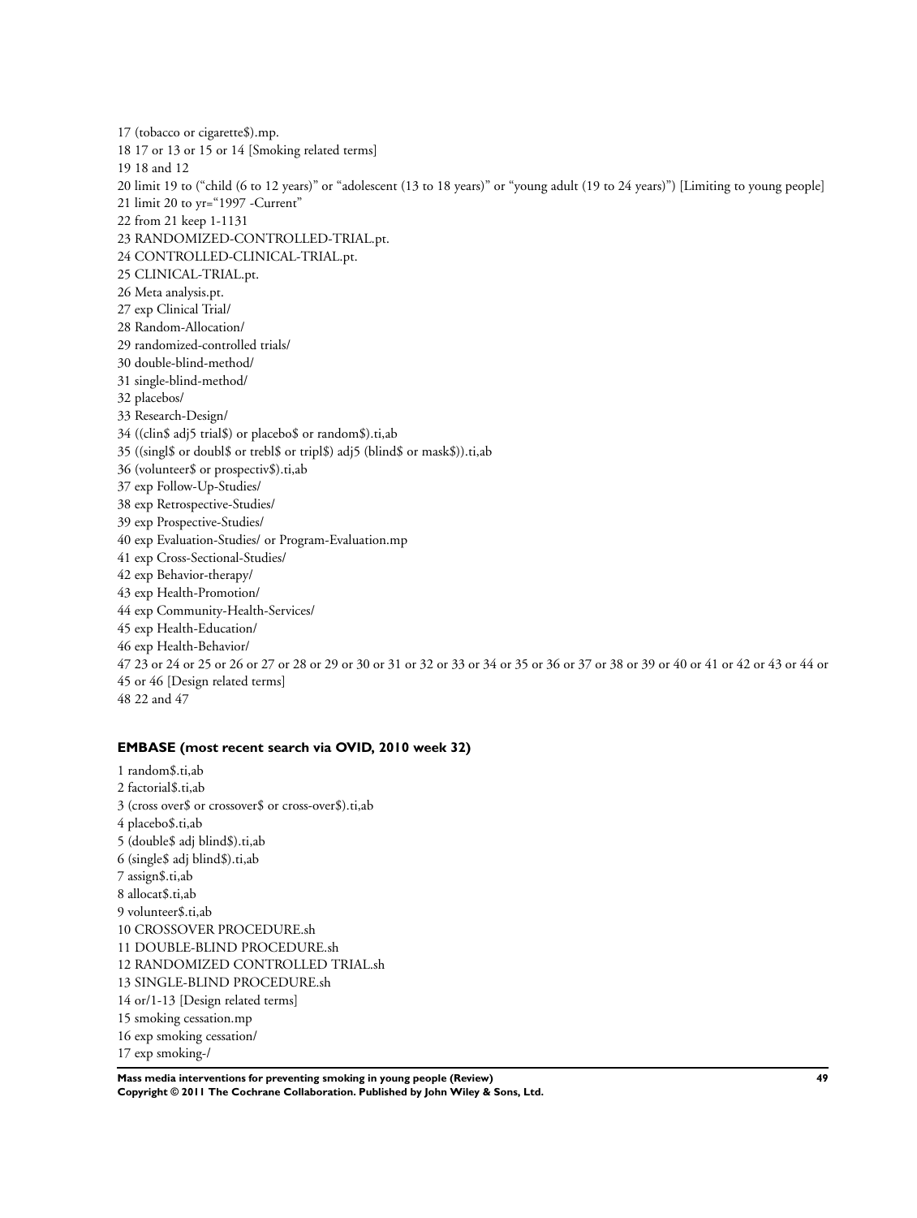17 (tobacco or cigarette$).mp.
18 17 or 13 or 15 or 14 [Smoking related terms]
19 18 and 12
20 limit 19 to ("child (6 to 12 years)" or "adolescent (13 to 18 years)" or "young adult (19 to 24 years)") [Limiting to young people]
21 limit 20 to yr="1997 -Current"
22 from 21 keep 1-1131
23 RANDOMIZED-CONTROLLED-TRIAL.pt.
24 CONTROLLED-CLINICAL-TRIAL.pt.
25 CLINICAL-TRIAL.pt.
26 Meta analysis.pt.
27 exp Clinical Trial/
28 Random-Allocation/
29 randomized-controlled trials/
30 double-blind-method/
31 single-blind-method/
32 placebos/
33 Research-Design/
34 ((clin$ adj5 trial$) or placebo$ or random$).ti,ab
35 ((singl$ or doubl$ or trebl$ or tripl$) adj5 (blind$ or mask$)).ti,ab
36 (volunteer$ or prospectiv$).ti,ab
37 exp Follow-Up-Studies/
38 exp Retrospective-Studies/
39 exp Prospective-Studies/
40 exp Evaluation-Studies/ or Program-Evaluation.mp
41 exp Cross-Sectional-Studies/
42 exp Behavior-therapy/
43 exp Health-Promotion/
44 exp Community-Health-Services/
45 exp Health-Education/
46 exp Health-Behavior/
47 23 or 24 or 25 or 26 or 27 or 28 or 29 or 30 or 31 or 32 or 33 or 34 or 35 or 36 or 37 or 38 or 39 or 40 or 41 or 42 or 43 or 44 or 45 or 46 [Design related terms]
48 22 and 47

### EMBASE (most recent search via OVID, 2010 week 32)

1 random$.ti,ab
2 factorial$.ti,ab
3 (cross over$ or crossover$ or cross-over$).ti,ab
4 placebo$.ti,ab
5 (double$ adj blind$).ti,ab
6 (single$ adj blind$).ti,ab
7 assign$.ti,ab
8 allocat$.ti,ab
9 volunteer$.ti,ab
10 CROSSOVER PROCEDURE.sh
11 DOUBLE-BLIND PROCEDURE.sh
12 RANDOMIZED CONTROLLED TRIAL.sh
13 SINGLE-BLIND PROCEDURE.sh
14 or/1-13 [Design related terms]
15 smoking cessation.mp
16 exp smoking cessation/
17 exp smoking-/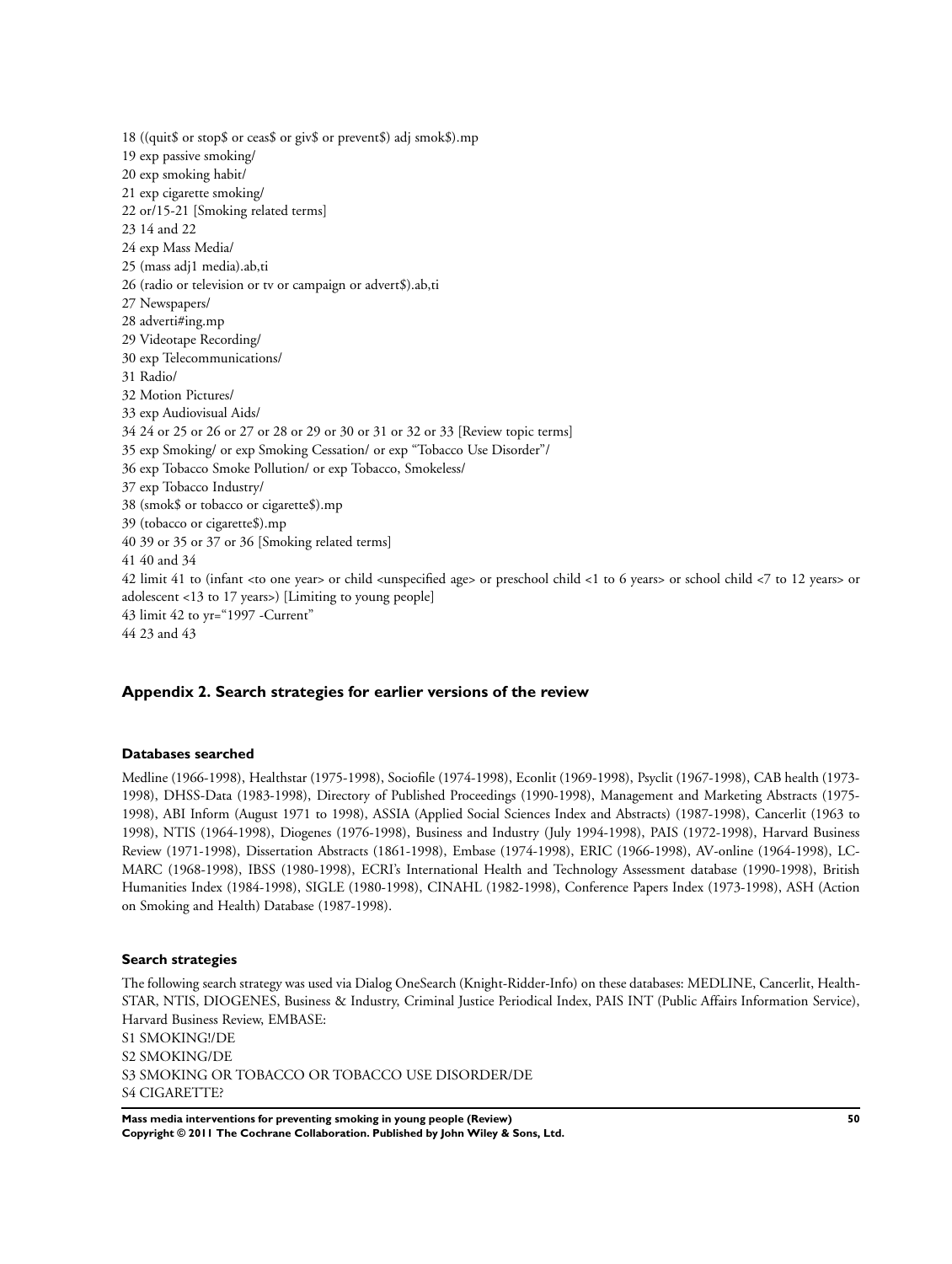18 ((quit$ or stop$ or ceas$ or giv$ or prevent$) adj smok$).mp
19 exp passive smoking/
20 exp smoking habit/
21 exp cigarette smoking/
22 or/15-21 [Smoking related terms]
23 14 and 22
24 exp Mass Media/
25 (mass adj1 media).ab,ti
26 (radio or television or tv or campaign or advert$).ab,ti
27 Newspapers/
28 adverti#ing.mp
29 Videotape Recording/
30 exp Telecommunications/
31 Radio/
32 Motion Pictures/
33 exp Audiovisual Aids/
34 24 or 25 or 26 or 27 or 28 or 29 or 30 or 31 or 32 or 33 [Review topic terms]
35 exp Smoking/ or exp Smoking Cessation/ or exp "Tobacco Use Disorder"/
36 exp Tobacco Smoke Pollution/ or exp Tobacco, Smokeless/
37 exp Tobacco Industry/
38 (smok$ or tobacco or cigarette$).mp
39 (tobacco or cigarette$).mp
40 39 or 35 or 37 or 36 [Smoking related terms]
41 40 and 34
42 limit 41 to (infant <to one year> or child <unspecified age> or preschool child <1 to 6 years> or school child <7 to 12 years> or adolescent <13 to 17 years>) [Limiting to young people]
43 limit 42 to yr="1997 -Current"
44 23 and 43

## Appendix 2. Search strategies for earlier versions of the review

### Databases searched

Medline (1966-1998), Healthstar (1975-1998), Sociofile (1974-1998), Econlit (1969-1998), Psyclit (1967-1998), CAB health (1973-1998), DHSS-Data (1983-1998), Directory of Published Proceedings (1990-1998), Management and Marketing Abstracts (1975-1998), ABI Inform (August 1971 to 1998), ASSIA (Applied Social Sciences Index and Abstracts) (1987-1998), Cancerlit (1963 to 1998), NTIS (1964-1998), Diogenes (1976-1998), Business and Industry (July 1994-1998), PAIS (1972-1998), Harvard Business Review (1971-1998), Dissertation Abstracts (1861-1998), Embase (1974-1998), ERIC (1966-1998), AV-online (1964-1998), LC-MARC (1968-1998), IBSS (1980-1998), ECRI's International Health and Technology Assessment database (1990-1998), British Humanities Index (1984-1998), SIGLE (1980-1998), CINAHL (1982-1998), Conference Papers Index (1973-1998), ASH (Action on Smoking and Health) Database (1987-1998).

### Search strategies

The following search strategy was used via Dialog OneSearch (Knight-Ridder-Info) on these databases: MEDLINE, Cancerlit, Health-STAR, NTIS, DIOGENES, Business & Industry, Criminal Justice Periodical Index, PAIS INT (Public Affairs Information Service), Harvard Business Review, EMBASE:
S1 SMOKING!/DE
S2 SMOKING/DE
S3 SMOKING OR TOBACCO OR TOBACCO USE DISORDER/DE
S4 CIGARETTE?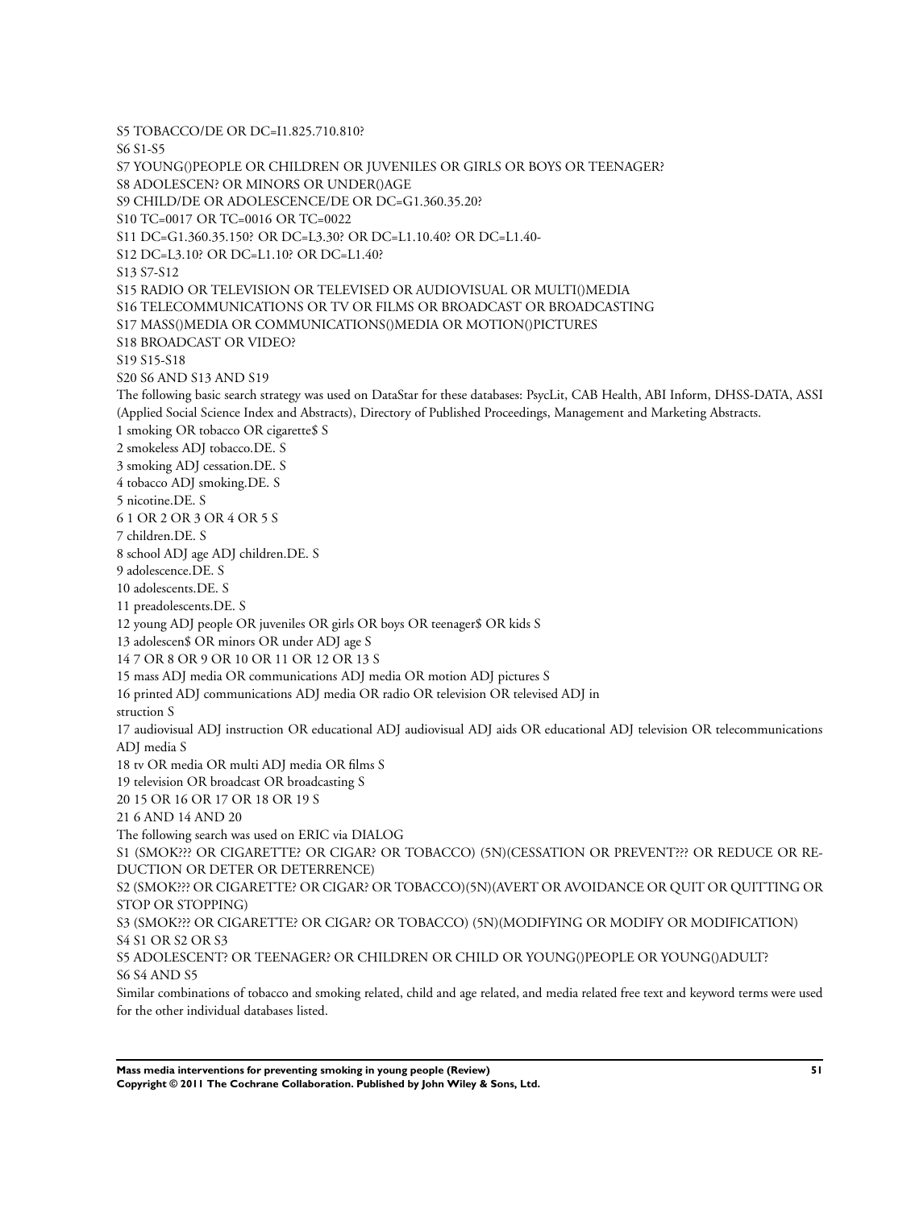S5 TOBACCO/DE OR DC=I1.825.710.810?

S6 S1-S5

S7 YOUNG()PEOPLE OR CHILDREN OR JUVENILES OR GIRLS OR BOYS OR TEENAGER?

S8 ADOLESCEN? OR MINORS OR UNDER()AGE

S9 CHILD/DE OR ADOLESCENCE/DE OR DC=G1.360.35.20?

S10 TC=0017 OR TC=0016 OR TC=0022

S11 DC=G1.360.35.150? OR DC=L3.30? OR DC=L1.10.40? OR DC=L1.40-

S12 DC=L3.10? OR DC=L1.10? OR DC=L1.40?

S13 S7-S12

S15 RADIO OR TELEVISION OR TELEVISED OR AUDIOVISUAL OR MULTI()MEDIA

S16 TELECOMMUNICATIONS OR TV OR FILMS OR BROADCAST OR BROADCASTING

S17 MASS()MEDIA OR COMMUNICATIONS()MEDIA OR MOTION()PICTURES

S18 BROADCAST OR VIDEO?

S19 S15-S18

S20 S6 AND S13 AND S19

The following basic search strategy was used on DataStar for these databases: PsycLit, CAB Health, ABI Inform, DHSS-DATA, ASSI (Applied Social Science Index and Abstracts), Directory of Published Proceedings, Management and Marketing Abstracts.

1 smoking OR tobacco OR cigarette$ S

2 smokeless ADJ tobacco.DE. S

3 smoking ADJ cessation.DE. S

4 tobacco ADJ smoking.DE. S

5 nicotine.DE. S

6 1 OR 2 OR 3 OR 4 OR 5 S

7 children.DE. S

8 school ADJ age ADJ children.DE. S

9 adolescence.DE. S

10 adolescents.DE. S

11 preadolescents.DE. S

12 young ADJ people OR juveniles OR girls OR boys OR teenager$ OR kids S

13 adolescen$ OR minors OR under ADJ age S

14 7 OR 8 OR 9 OR 10 OR 11 OR 12 OR 13 S

15 mass ADJ media OR communications ADJ media OR motion ADJ pictures S

16 printed ADJ communications ADJ media OR radio OR television OR televised ADJ in
struction S

17 audiovisual ADJ instruction OR educational ADJ audiovisual ADJ aids OR educational ADJ television OR telecommunications ADJ media S

18 tv OR media OR multi ADJ media OR films S

19 television OR broadcast OR broadcasting S

20 15 OR 16 OR 17 OR 18 OR 19 S

21 6 AND 14 AND 20

The following search was used on ERIC via DIALOG

S1 (SMOK??? OR CIGARETTE? OR CIGAR? OR TOBACCO) (5N)(CESSATION OR PREVENT??? OR REDUCE OR REDUCTION OR DETER OR DETERRENCE)

S2 (SMOK??? OR CIGARETTE? OR CIGAR? OR TOBACCO)(5N)(AVERT OR AVOIDANCE OR QUIT OR QUITTING OR STOP OR STOPPING)

S3 (SMOK??? OR CIGARETTE? OR CIGAR? OR TOBACCO) (5N)(MODIFYING OR MODIFY OR MODIFICATION)

S4 S1 OR S2 OR S3

S5 ADOLESCENT? OR TEENAGER? OR CHILDREN OR CHILD OR YOUNG()PEOPLE OR YOUNG()ADULT?

S6 S4 AND S5

Similar combinations of tobacco and smoking related, child and age related, and media related free text and keyword terms were used for the other individual databases listed.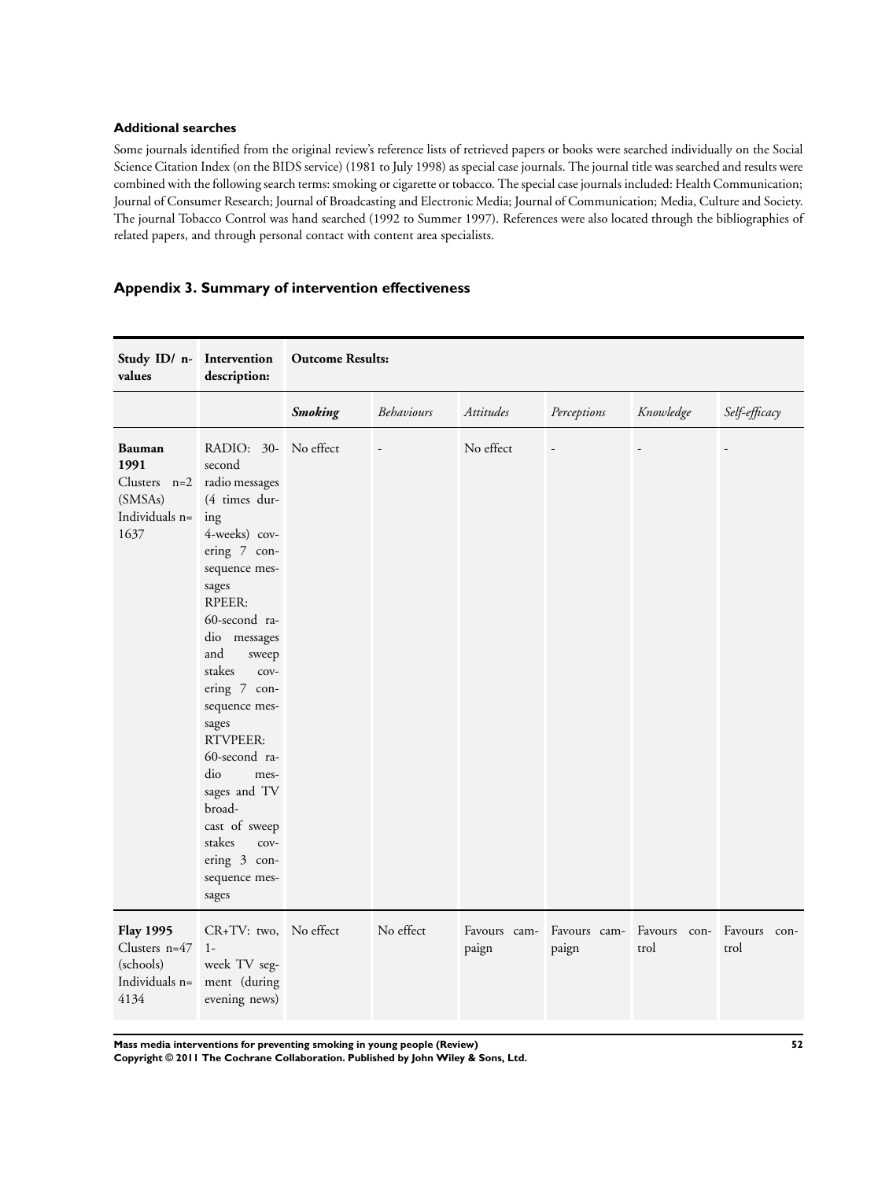### Additional searches

Some journals identified from the original review's reference lists of retrieved papers or books were searched individually on the Social Science Citation Index (on the BIDS service) (1981 to July 1998) as special case journals. The journal title was searched and results were combined with the following search terms: smoking or cigarette or tobacco. The special case journals included: Health Communication; Journal of Consumer Research; Journal of Broadcasting and Electronic Media; Journal of Communication; Media, Culture and Society. The journal Tobacco Control was hand searched (1992 to Summer 1997). References were also located through the bibliographies of related papers, and through personal contact with content area specialists.

## Appendix 3. Summary of intervention effectiveness

| Study ID/ n-values | Intervention description: | Outcome Results: | | | | | |
|---|---|---|---|---|---|---|---|
| | | ***Smoking*** | *Behaviours* | *Attitudes* | *Perceptions* | *Knowledge* | *Self-efficacy* |
| **Bauman 1991** Clusters n=2 (SMSAs) Individuals n= 1637 | RADIO: 30-second radio messages (4 times during 4-weeks) covering 7 consequence messages RPEER: 60-second radio messages and sweep stakes covering 7 consequence messages RTVPEER: 60-second radio messages and TV broadcast of sweep stakes covering 3 consequence messages | No effect | - | No effect | - | - | - |
| **Flay 1995** Clusters n=47 (schools) Individuals n= 4134 | CR+TV: two, 1-week TV segment (during evening news) | No effect | No effect | Favours campaign | Favours campaign | Favours control | Favours control |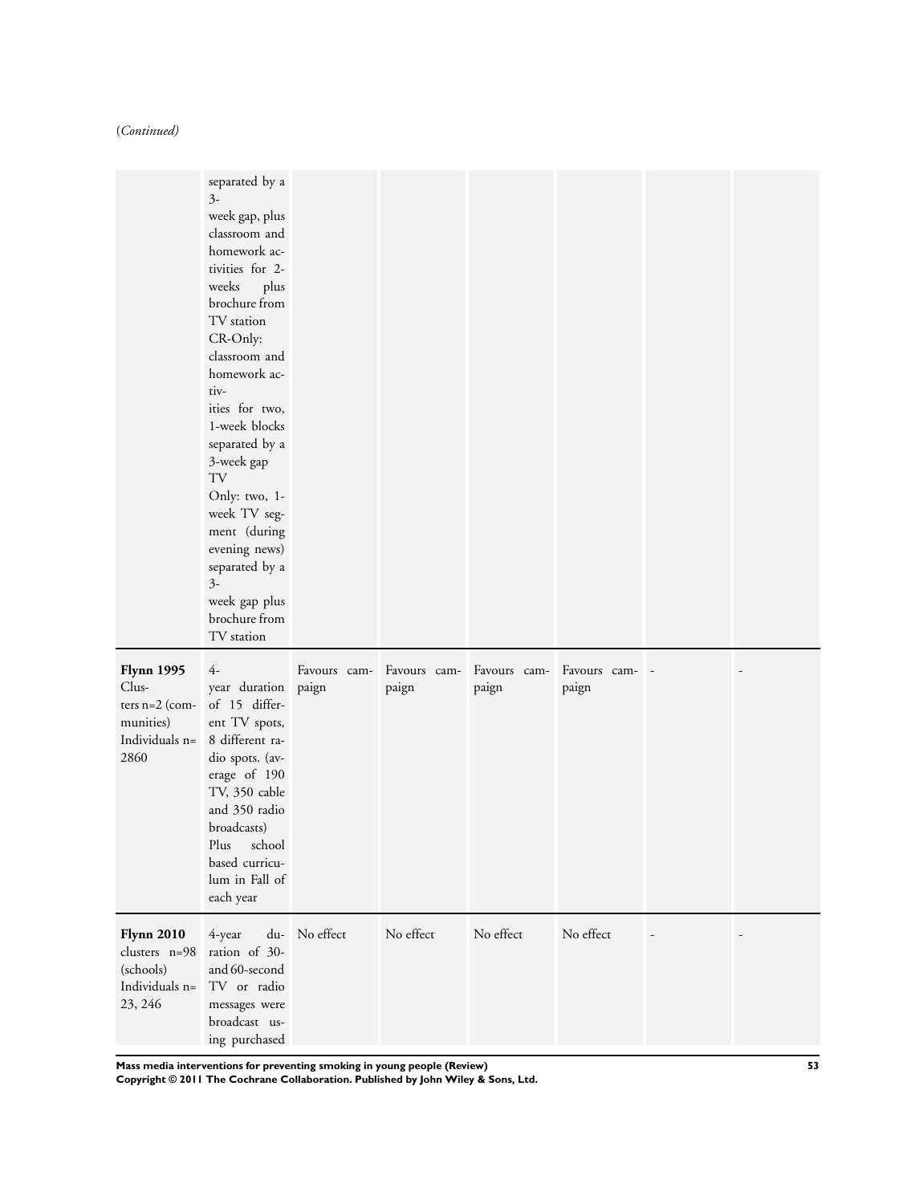(*Continued*)

| | | | | | | | |
|---|---|---|---|---|---|---|---|
| | separated by a 3-week gap, plus classroom and homework activities for 2-weeks plus brochure from TV station CR-Only: classroom and homework activities for two, 1-week blocks separated by a 3-week gap TV Only: two, 1-week TV segment (during evening news) separated by a 3-week gap plus brochure from TV station | | | | | | |
| **Flynn 1995** Clusters n=2 (communities) Individuals n= 2860 | 4-year duration of 15 different TV spots, 8 different radio spots. (average of 190 TV, 350 cable and 350 radio broadcasts) Plus school based curriculum in Fall of each year | Favours campaign | Favours campaign | Favours campaign | Favours campaign | - | - |
| **Flynn 2010** clusters n=98 (schools) Individuals n= 23, 246 | 4-year duration of 30- and 60-second TV or radio messages were broadcast using purchased | No effect | No effect | No effect | No effect | - | - |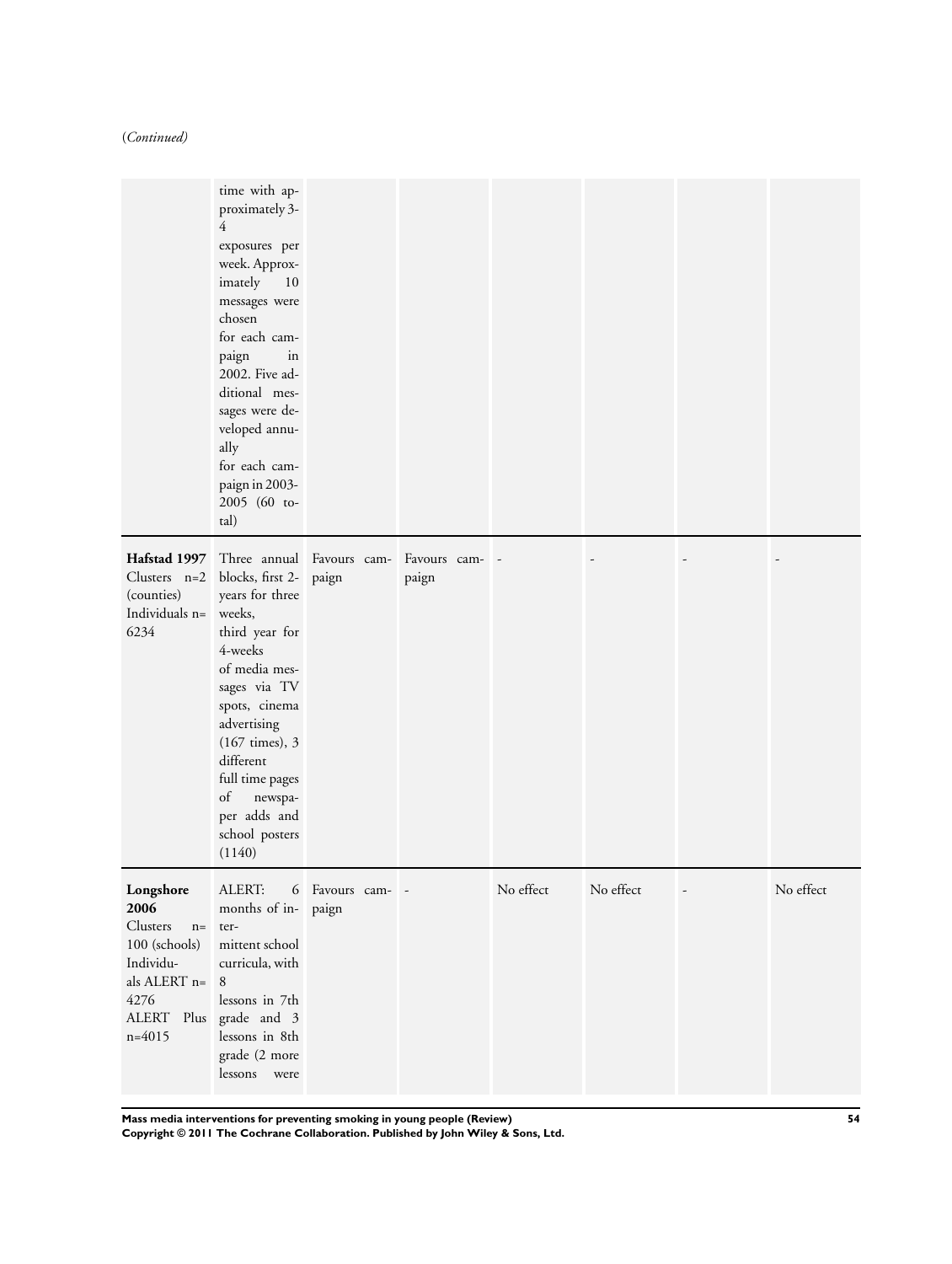(*Continued*)

| | | | | | | | |
|---|---|---|---|---|---|---|---|
| | time with approximately 3-4 exposures per week. Approximately 10 messages were chosen for each campaign in 2002. Five additional messages were developed annually for each campaign in 2003-2005 (60 total) | | | | | | |
| **Hafstad 1997** Clusters n=2 (counties) Individuals n=6234 | Three annual blocks, first 2-years for three weeks, third year for 4-weeks of media messages via TV spots, cinema advertising (167 times), 3 different full time pages of newspaper adds and school posters (1140) | Favours campaign | Favours campaign | - | - | - | - |
| **Longshore 2006** Clusters n=100 (schools) Individuals ALERT n=4276 ALERT Plus n=4015 | ALERT: 6 months of intermittent school curricula, with 8 lessons in 7th grade and 3 lessons in 8th grade (2 more lessons were | Favours campaign | - | No effect | No effect | - | No effect |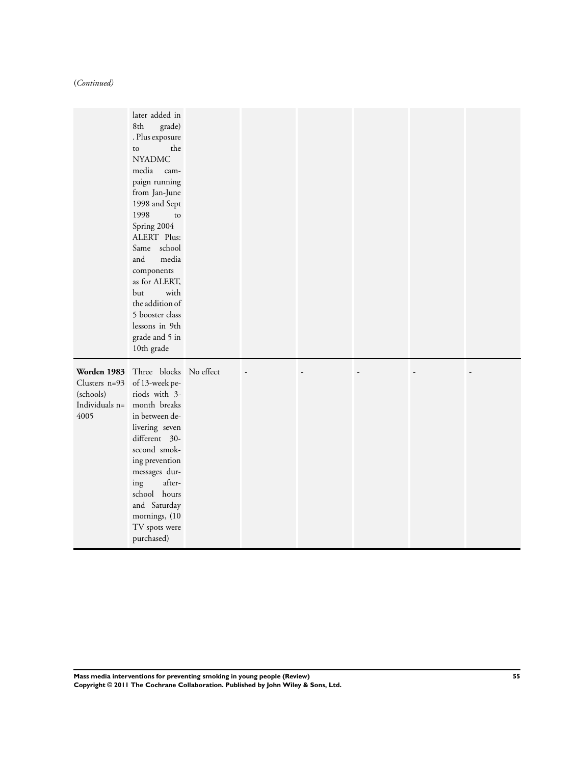(*Continued*)

| | | | | | | | |
|---|---|---|---|---|---|---|---|
| | later added in 8th grade). Plus exposure to the NYADMC media campaign running from Jan-June 1998 and Sept 1998 to Spring 2004 ALERT Plus: Same school and media components as for ALERT, but with the addition of 5 booster class lessons in 9th grade and 5 in 10th grade | | | | | | |
| **Worden 1983** Clusters n=93 (schools) Individuals n= 4005 | Three blocks of 13-week periods with 3-month breaks in between delivering seven different 30-second smoking prevention messages during after-school hours and Saturday mornings, (10 TV spots were purchased) | No effect | - | - | - | - | - |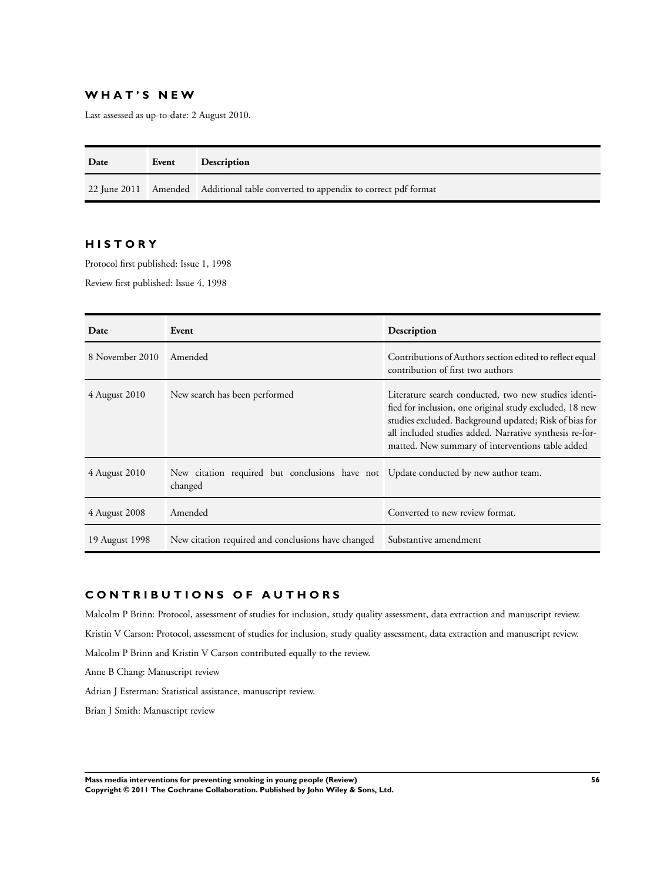## WHAT'S NEW

Last assessed as up-to-date: 2 August 2010.

| Date | Event | Description |
|---|---|---|
| 22 June 2011 | Amended | Additional table converted to appendix to correct pdf format |

## HISTORY

Protocol first published: Issue 1, 1998

Review first published: Issue 4, 1998

| Date | Event | Description |
|---|---|---|
| 8 November 2010 | Amended | Contributions of Authors section edited to reflect equal contribution of first two authors |
| 4 August 2010 | New search has been performed | Literature search conducted, two new studies identified for inclusion, one original study excluded, 18 new studies excluded. Background updated; Risk of bias for all included studies added. Narrative synthesis re-formatted. New summary of interventions table added |
| 4 August 2010 | New citation required but conclusions have not changed | Update conducted by new author team. |
| 4 August 2008 | Amended | Converted to new review format. |
| 19 August 1998 | New citation required and conclusions have changed | Substantive amendment |

## CONTRIBUTIONS OF AUTHORS

Malcolm P Brinn: Protocol, assessment of studies for inclusion, study quality assessment, data extraction and manuscript review.

Kristin V Carson: Protocol, assessment of studies for inclusion, study quality assessment, data extraction and manuscript review.

Malcolm P Brinn and Kristin V Carson contributed equally to the review.

Anne B Chang: Manuscript review

Adrian J Esterman: Statistical assistance, manuscript review.

Brian J Smith: Manuscript review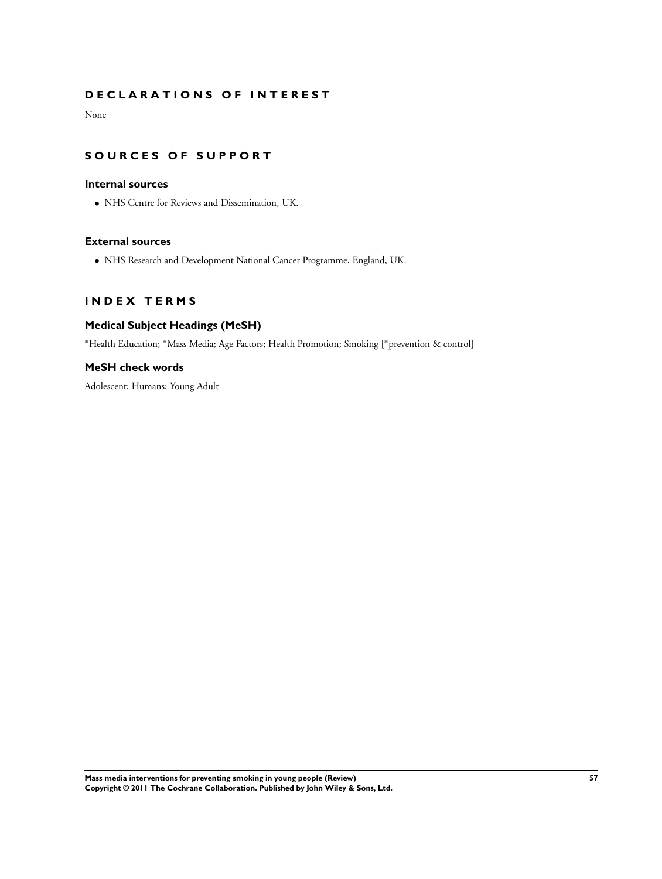## DECLARATIONS OF INTEREST

None

## SOURCES OF SUPPORT

### Internal sources

- NHS Centre for Reviews and Dissemination, UK.

### External sources

- NHS Research and Development National Cancer Programme, England, UK.

## INDEX TERMS

### Medical Subject Headings (MeSH)

*Health Education; *Mass Media; Age Factors; Health Promotion; Smoking [*prevention & control]

### MeSH check words

Adolescent; Humans; Young Adult